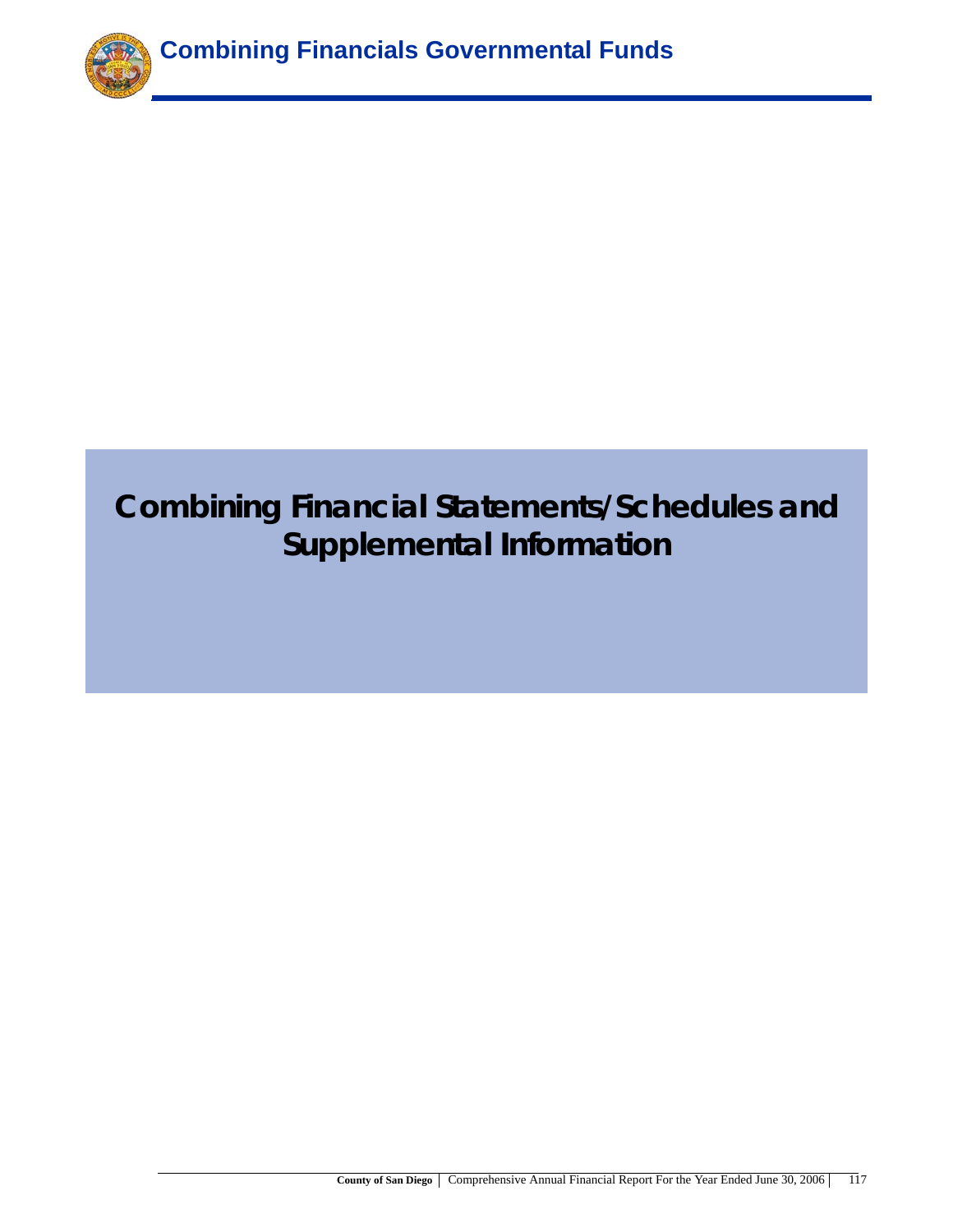# Combining Financial Statements/Schedules and Supplemental Information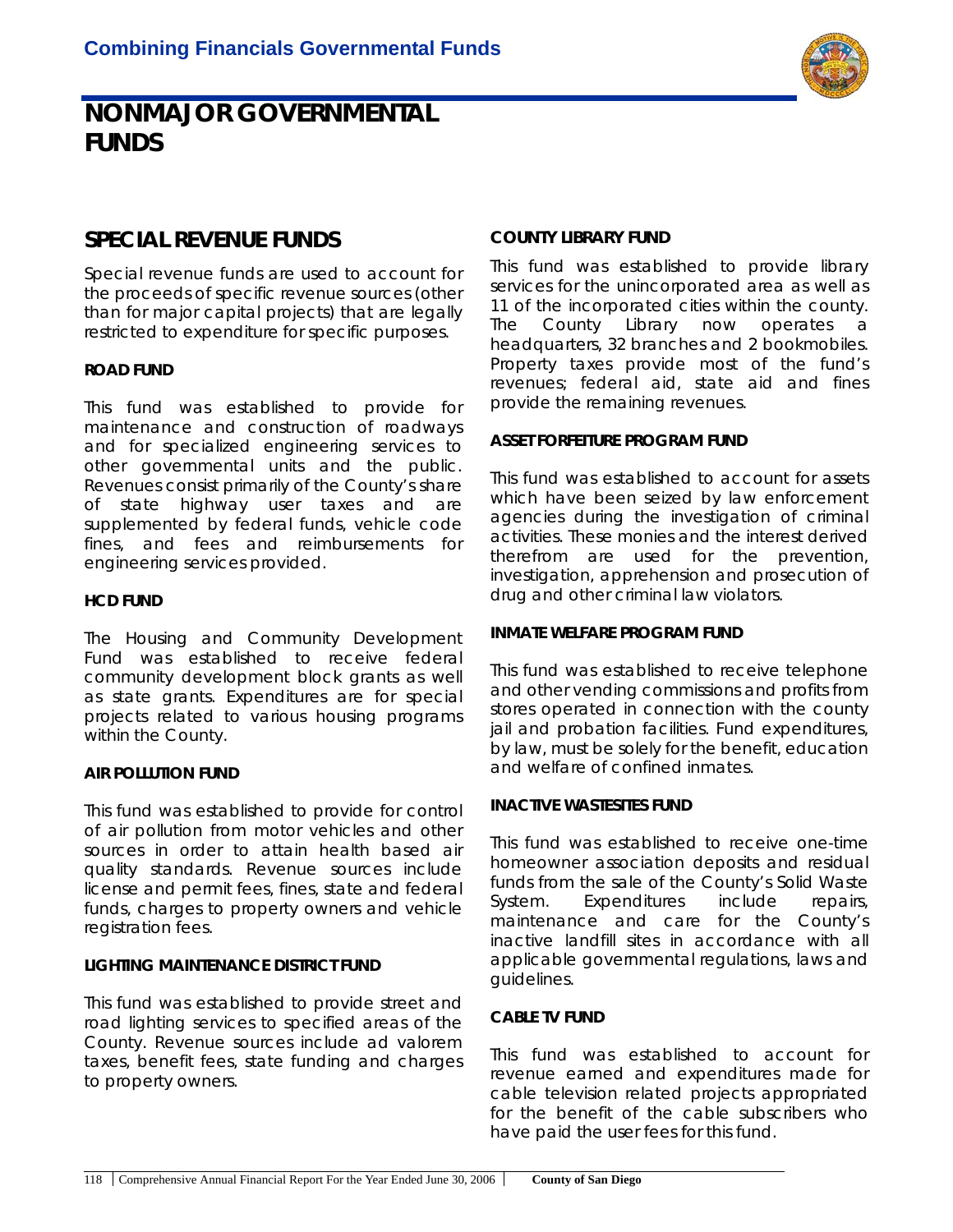# NONMAJOR GOVERNMENTAL FUNDS

## SPECIAL REVENUE FUNDS

Special revenue funds are used to account for the proceeds of specific revenue sources (other than for major capital projects) that are legally restricted to expenditure for specific purposes.

### ROAD FUND

This fund was established to provide for maintenance and construction of roadways and for specialized engineering services to other governmental units and the public. Revenues consist primarily of the County's share of state highway user taxes and are supplemented by federal funds, vehicle code fines, and fees and reimbursements for engineering services provided.

### HCD FUND

The Housing and Community Development Fund was established to receive federal community development block grants as well as state grants. Expenditures are for special projects related to various housing programs within the County.

### AIR POLLUTION FUND

This fund was established to provide for control of air pollution from motor vehicles and other sources in order to attain health based air quality standards. Revenue sources include license and permit fees, fines, state and federal funds, charges to property owners and vehicle registration fees.

### LIGHTING MAINTENANCE DISTRICT FUND

This fund was established to provide street and road lighting services to specified areas of the County. Revenue sources include ad valorem taxes, benefit fees, state funding and charges to property owners.

### COUNTY LIBRARY FUND

This fund was established to provide library services for the unincorporated area as well as 11 of the incorporated cities within the county. The County Library now operates a headquarters, 32 branches and 2 bookmobiles. Property taxes provide most of the fund's revenues; federal aid, state aid and fines provide the remaining revenues.

### ASSET FORFEITURE PROGRAM FUND

This fund was established to account for assets which have been seized by law enforcement agencies during the investigation of criminal activities. These monies and the interest derived therefrom are used for the prevention, investigation, apprehension and prosecution of drug and other criminal law violators.

### INMATE WELFARE PROGRAM FUND

This fund was established to receive telephone and other vending commissions and profits from stores operated in connection with the county jail and probation facilities. Fund expenditures, by law, must be solely for the benefit, education and welfare of confined inmates.

### INACTIVE WASTESITES FUND

This fund was established to receive one-time homeowner association deposits and residual funds from the sale of the County's Solid Waste System. Expenditures include repairs, maintenance and care for the County's inactive landfill sites in accordance with all applicable governmental regulations, laws and guidelines.

### CABLE TV FUND

This fund was established to account for revenue earned and expenditures made for cable television related projects appropriated for the benefit of the cable subscribers who have paid the user fees for this fund.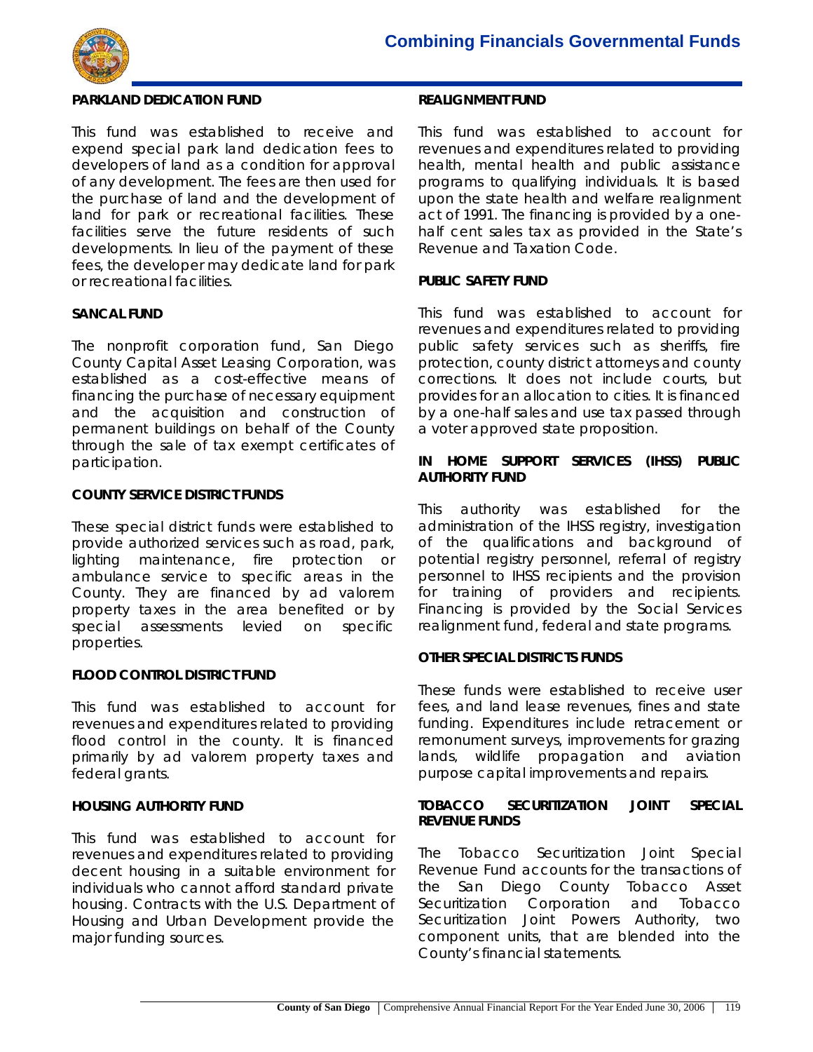### PARKLAND DEDICATION FUND

This fund was established to receive and expend special park land dedication fees to developers of land as a condition for approval of any development. The fees are then used for the purchase of land and the development of land for park or recreational facilities. These facilities serve the future residents of such developments. In lieu of the payment of these fees, the developer may dedicate land for park or recreational facilities.

### SANCAL FUND

The nonprofit corporation fund, San Diego County Capital Asset Leasing Corporation, was established as a cost-effective means of financing the purchase of necessary equipment and the acquisition and construction of permanent buildings on behalf of the County through the sale of tax exempt certificates of participation.

### COUNTY SERVICE DISTRICT FUNDS

These special district funds were established to provide authorized services such as road, park, lighting maintenance, fire protection or ambulance service to specific areas in the County. They are financed by ad valorem property taxes in the area benefited or by special assessments levied on specific properties.

### FLOOD CONTROL DISTRICT FUND

This fund was established to account for revenues and expenditures related to providing flood control in the county. It is financed primarily by ad valorem property taxes and federal grants.

### HOUSING AUTHORITY FUND

This fund was established to account for revenues and expenditures related to providing decent housing in a suitable environment for individuals who cannot afford standard private housing. Contracts with the U.S. Department of Housing and Urban Development provide the major funding sources.

### REALIGNMENT FUND

This fund was established to account for revenues and expenditures related to providing health, mental health and public assistance programs to qualifying individuals. It is based upon the state health and welfare realignment act of 1991. The financing is provided by a one-half cent sales tax as provided in the State's Revenue and Taxation Code.

### PUBLIC SAFETY FUND

This fund was established to account for revenues and expenditures related to providing public safety services such as sheriffs, fire protection, county district attorneys and county corrections. It does not include courts, but provides for an allocation to cities. It is financed by a one-half sales and use tax passed through a voter approved state proposition.

### IN HOME SUPPORT SERVICES (IHSS) PUBLIC AUTHORITY FUND

This authority was established for the administration of the IHSS registry, investigation of the qualifications and background of potential registry personnel, referral of registry personnel to IHSS recipients and the provision for training of providers and recipients. Financing is provided by the Social Services realignment fund, federal and state programs.

### OTHER SPECIAL DISTRICTS FUNDS

These funds were established to receive user fees, and land lease revenues, fines and state funding. Expenditures include retracement or remonument surveys, improvements for grazing lands, wildlife propagation and aviation purpose capital improvements and repairs.

### TOBACCO SECURITIZATION JOINT SPECIAL REVENUE FUNDS

The Tobacco Securitization Joint Special Revenue Fund accounts for the transactions of the San Diego County Tobacco Asset Securitization Corporation and Tobacco Securitization Joint Powers Authority, two component units, that are blended into the County's financial statements.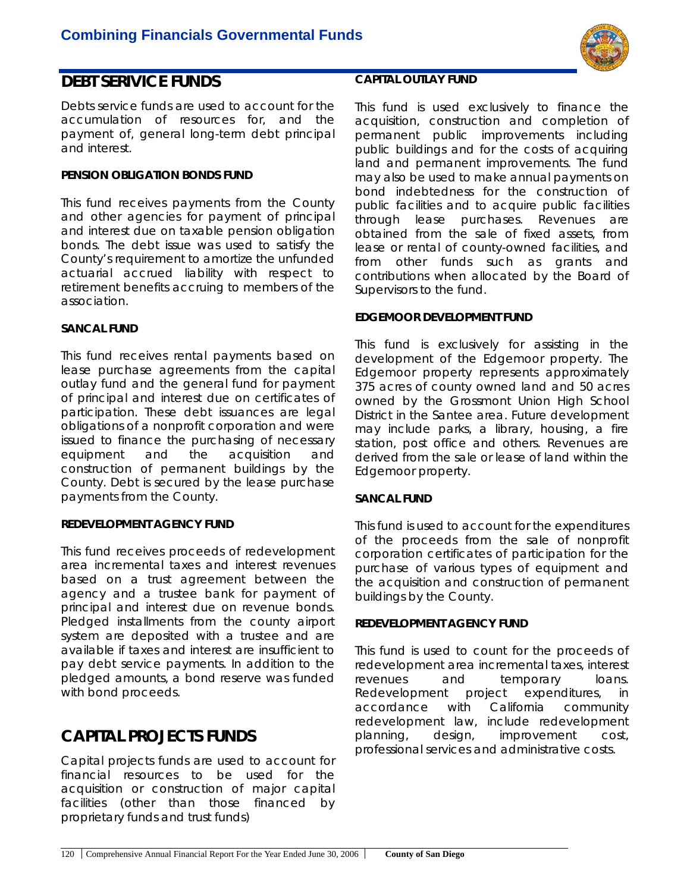## DEBT SERIVICE FUNDS

Debts service funds are used to account for the accumulation of resources for, and the payment of, general long-term debt principal and interest.

**PENSION OBLIGATION BONDS FUND**

This fund receives payments from the County and other agencies for payment of principal and interest due on taxable pension obligation bonds. The debt issue was used to satisfy the County's requirement to amortize the unfunded actuarial accrued liability with respect to retirement benefits accruing to members of the association.

**SANCAL FUND**

This fund receives rental payments based on lease purchase agreements from the capital outlay fund and the general fund for payment of principal and interest due on certificates of participation. These debt issuances are legal obligations of a nonprofit corporation and were issued to finance the purchasing of necessary equipment and the acquisition and construction of permanent buildings by the County. Debt is secured by the lease purchase payments from the County.

**REDEVELOPMENT AGENCY FUND**

This fund receives proceeds of redevelopment area incremental taxes and interest revenues based on a trust agreement between the agency and a trustee bank for payment of principal and interest due on revenue bonds. Pledged installments from the county airport system are deposited with a trustee and are available if taxes and interest are insufficient to pay debt service payments. In addition to the pledged amounts, a bond reserve was funded with bond proceeds.

## CAPITAL PROJECTS FUNDS

Capital projects funds are used to account for financial resources to be used for the acquisition or construction of major capital facilities (other than those financed by proprietary funds and trust funds)

**CAPITAL OUTLAY FUND**

This fund is used exclusively to finance the acquisition, construction and completion of permanent public improvements including public buildings and for the costs of acquiring land and permanent improvements. The fund may also be used to make annual payments on bond indebtedness for the construction of public facilities and to acquire public facilities through lease purchases. Revenues are obtained from the sale of fixed assets, from lease or rental of county-owned facilities, and from other funds such as grants and contributions when allocated by the Board of Supervisors to the fund.

**EDGEMOOR DEVELOPMENT FUND**

This fund is exclusively for assisting in the development of the Edgemoor property. The Edgemoor property represents approximately 375 acres of county owned land and 50 acres owned by the Grossmont Union High School District in the Santee area. Future development may include parks, a library, housing, a fire station, post office and others. Revenues are derived from the sale or lease of land within the Edgemoor property.

**SANCAL FUND**

This fund is used to account for the expenditures of the proceeds from the sale of nonprofit corporation certificates of participation for the purchase of various types of equipment and the acquisition and construction of permanent buildings by the County.

**REDEVELOPMENT AGENCY FUND**

This fund is used to count for the proceeds of redevelopment area incremental taxes, interest revenues and temporary loans. Redevelopment project expenditures, in accordance with California community redevelopment law, include redevelopment planning, design, improvement cost, professional services and administrative costs.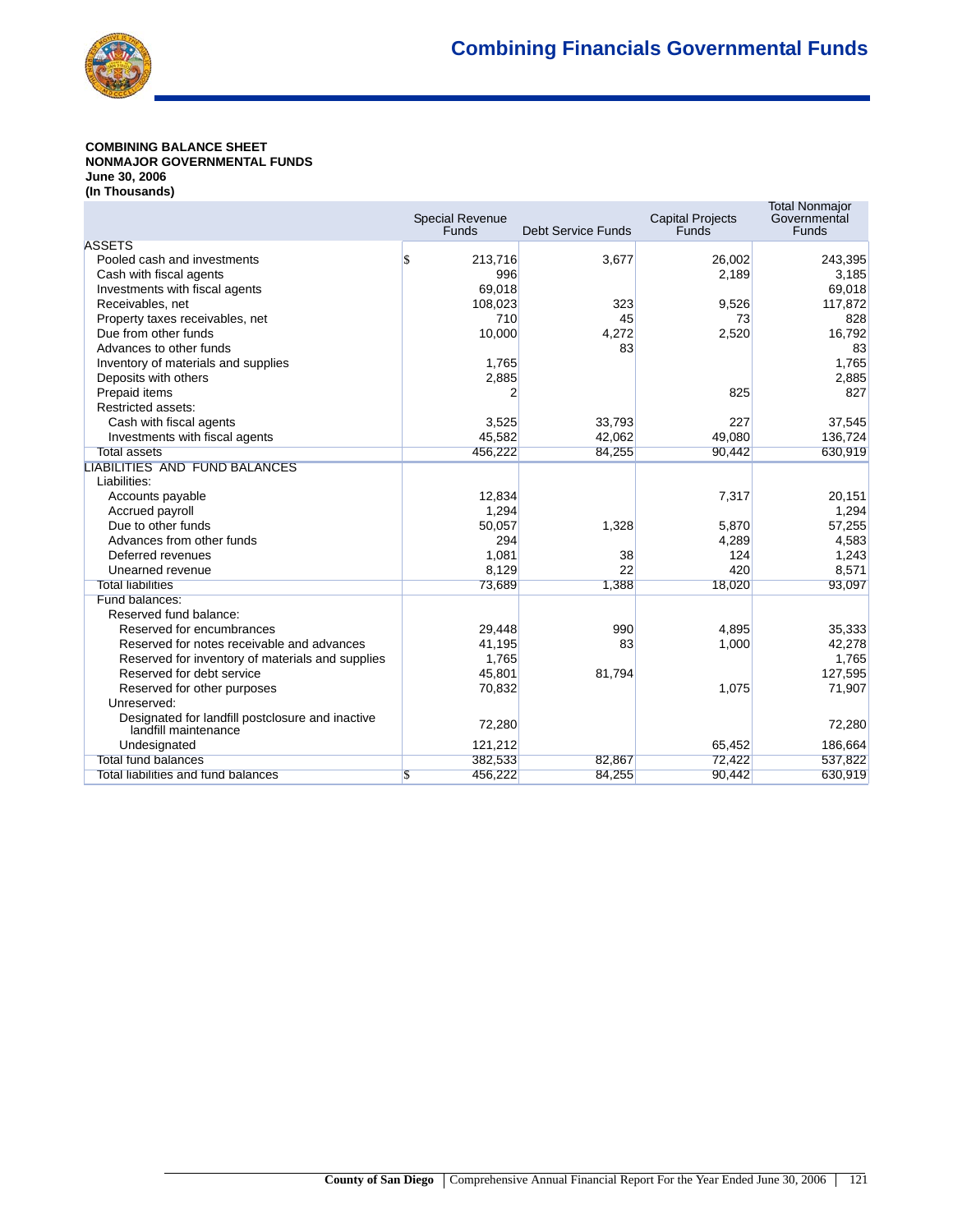## Combining Financials Governmental Funds

**COMBINING BALANCE SHEET**
**NONMAJOR GOVERNMENTAL FUNDS**
**June 30, 2006**
**(In Thousands)**

| | Special Revenue Funds | Debt Service Funds | Capital Projects Funds | Total Nonmajor Governmental Funds |
|---|---|---|---|---|
| ASSETS | | | | |
| Pooled cash and investments | $ 213,716 | 3,677 | 26,002 | 243,395 |
| Cash with fiscal agents | 996 | | 2,189 | 3,185 |
| Investments with fiscal agents | 69,018 | | | 69,018 |
| Receivables, net | 108,023 | 323 | 9,526 | 117,872 |
| Property taxes receivables, net | 710 | 45 | 73 | 828 |
| Due from other funds | 10,000 | 4,272 | 2,520 | 16,792 |
| Advances to other funds | | 83 | | 83 |
| Inventory of materials and supplies | 1,765 | | | 1,765 |
| Deposits with others | 2,885 | | | 2,885 |
| Prepaid items | 2 | | 825 | 827 |
| Restricted assets: | | | | |
| Cash with fiscal agents | 3,525 | 33,793 | 227 | 37,545 |
| Investments with fiscal agents | 45,582 | 42,062 | 49,080 | 136,724 |
| Total assets | 456,222 | 84,255 | 90,442 | 630,919 |
| LIABILITIES AND FUND BALANCES | | | | |
| Liabilities: | | | | |
| Accounts payable | 12,834 | | 7,317 | 20,151 |
| Accrued payroll | 1,294 | | | 1,294 |
| Due to other funds | 50,057 | 1,328 | 5,870 | 57,255 |
| Advances from other funds | 294 | | 4,289 | 4,583 |
| Deferred revenues | 1,081 | 38 | 124 | 1,243 |
| Unearned revenue | 8,129 | 22 | 420 | 8,571 |
| Total liabilities | 73,689 | 1,388 | 18,020 | 93,097 |
| Fund balances: | | | | |
| Reserved fund balance: | | | | |
| Reserved for encumbrances | 29,448 | 990 | 4,895 | 35,333 |
| Reserved for notes receivable and advances | 41,195 | 83 | 1,000 | 42,278 |
| Reserved for inventory of materials and supplies | 1,765 | | | 1,765 |
| Reserved for debt service | 45,801 | 81,794 | | 127,595 |
| Reserved for other purposes | 70,832 | | 1,075 | 71,907 |
| Unreserved: | | | | |
| Designated for landfill postclosure and inactive landfill maintenance | 72,280 | | | 72,280 |
| Undesignated | 121,212 | | 65,452 | 186,664 |
| Total fund balances | 382,533 | 82,867 | 72,422 | 537,822 |
| Total liabilities and fund balances | $ 456,222 | 84,255 | 90,442 | 630,919 |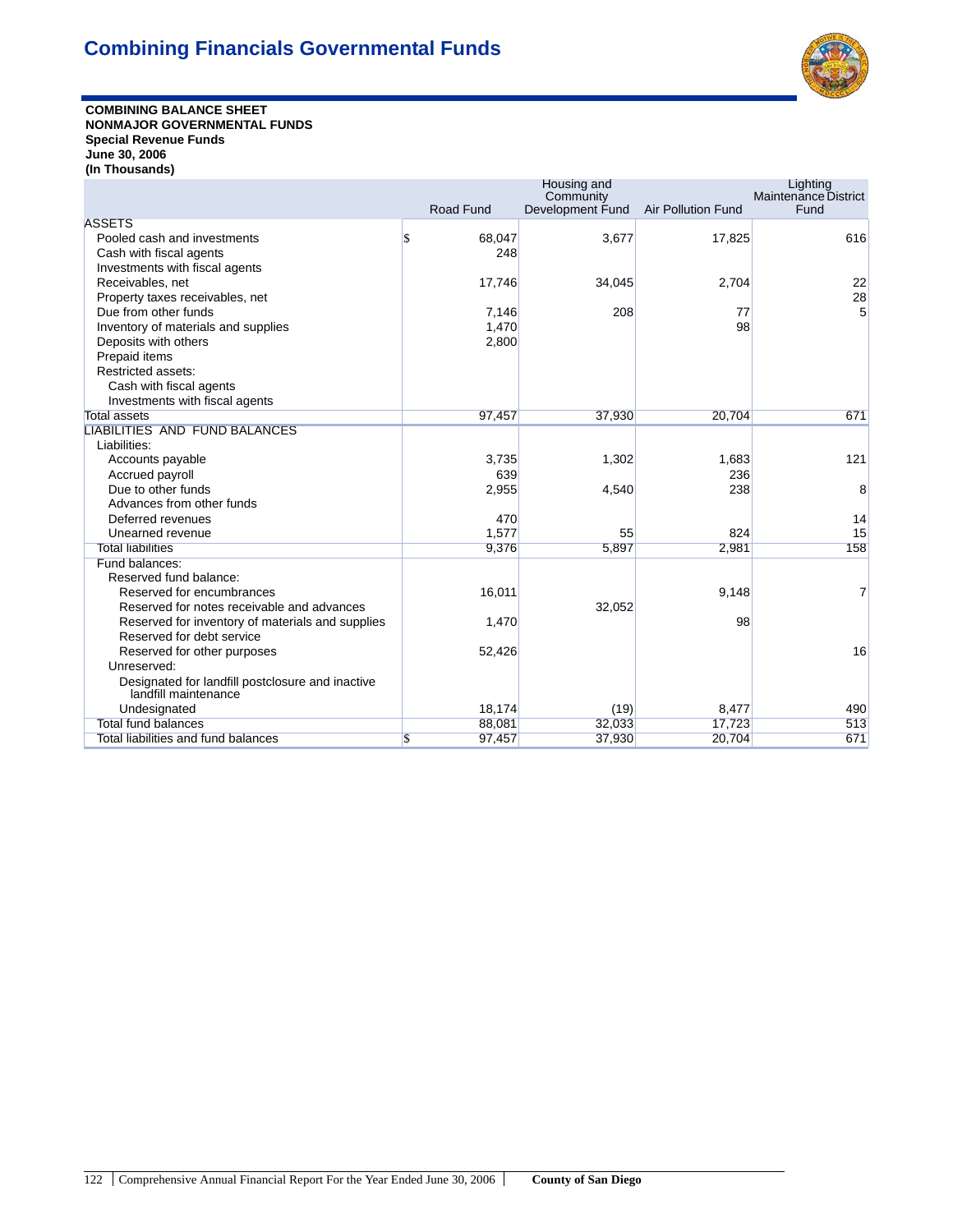# Combining Financials Governmental Funds

**COMBINING BALANCE SHEET**
**NONMAJOR GOVERNMENTAL FUNDS**
**Special Revenue Funds**
**June 30, 2006**
**(In Thousands)**

| | Road Fund | Housing and Community Development Fund | Air Pollution Fund | Lighting Maintenance District Fund |
|---|---|---|---|---|
| ASSETS | | | | |
| Pooled cash and investments | $ 68,047 | 3,677 | 17,825 | 616 |
| Cash with fiscal agents | 248 | | | |
| Investments with fiscal agents | | | | |
| Receivables, net | 17,746 | 34,045 | 2,704 | 22 |
| Property taxes receivables, net | | | | 28 |
| Due from other funds | 7,146 | 208 | 77 | 5 |
| Inventory of materials and supplies | 1,470 | | 98 | |
| Deposits with others | 2,800 | | | |
| Prepaid items | | | | |
| Restricted assets: | | | | |
| Cash with fiscal agents | | | | |
| Investments with fiscal agents | | | | |
| Total assets | 97,457 | 37,930 | 20,704 | 671 |
| LIABILITIES AND FUND BALANCES | | | | |
| Liabilities: | | | | |
| Accounts payable | 3,735 | 1,302 | 1,683 | 121 |
| Accrued payroll | 639 | | 236 | |
| Due to other funds | 2,955 | 4,540 | 238 | 8 |
| Advances from other funds | | | | |
| Deferred revenues | 470 | | | 14 |
| Unearned revenue | 1,577 | 55 | 824 | 15 |
| Total liabilities | 9,376 | 5,897 | 2,981 | 158 |
| Fund balances: | | | | |
| Reserved fund balance: | | | | |
| Reserved for encumbrances | 16,011 | | 9,148 | 7 |
| Reserved for notes receivable and advances | | 32,052 | | |
| Reserved for inventory of materials and supplies | 1,470 | | 98 | |
| Reserved for debt service | | | | |
| Reserved for other purposes | 52,426 | | | 16 |
| Unreserved: | | | | |
| Designated for landfill postclosure and inactive landfill maintenance | | | | |
| Undesignated | 18,174 | (19) | 8,477 | 490 |
| Total fund balances | 88,081 | 32,033 | 17,723 | 513 |
| Total liabilities and fund balances | $ 97,457 | 37,930 | 20,704 | 671 |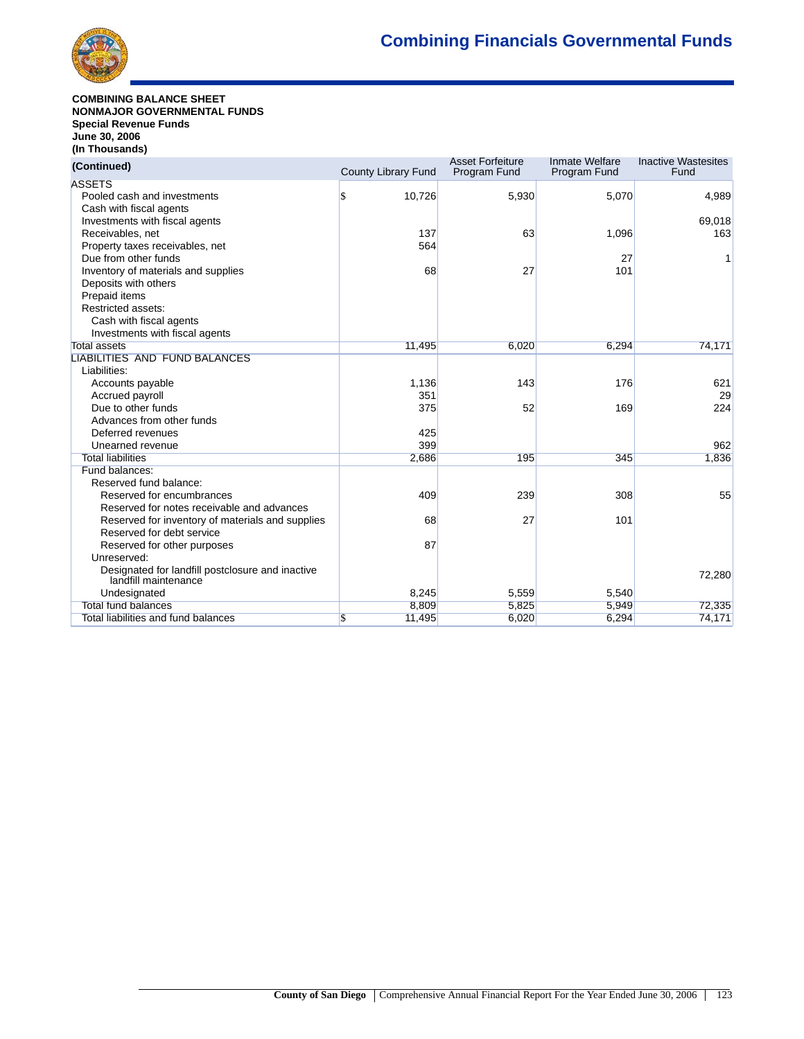# Combining Financials Governmental Funds

**COMBINING BALANCE SHEET**
**NONMAJOR GOVERNMENTAL FUNDS**
**Special Revenue Funds**
**June 30, 2006**
**(In Thousands)**

| (Continued) | County Library Fund | Asset Forfeiture Program Fund | Inmate Welfare Program Fund | Inactive Wastesites Fund |
|---|---|---|---|---|
| ASSETS | | | | |
| Pooled cash and investments | $ 10,726 | 5,930 | 5,070 | 4,989 |
| Cash with fiscal agents | | | | |
| Investments with fiscal agents | | | | 69,018 |
| Receivables, net | 137 | 63 | 1,096 | 163 |
| Property taxes receivables, net | 564 | | | |
| Due from other funds | | | 27 | 1 |
| Inventory of materials and supplies | 68 | 27 | 101 | |
| Deposits with others | | | | |
| Prepaid items | | | | |
| Restricted assets: | | | | |
| Cash with fiscal agents | | | | |
| Investments with fiscal agents | | | | |
| Total assets | 11,495 | 6,020 | 6,294 | 74,171 |
| LIABILITIES AND FUND BALANCES | | | | |
| Liabilities: | | | | |
| Accounts payable | 1,136 | 143 | 176 | 621 |
| Accrued payroll | 351 | | | 29 |
| Due to other funds | 375 | 52 | 169 | 224 |
| Advances from other funds | | | | |
| Deferred revenues | 425 | | | |
| Unearned revenue | 399 | | | 962 |
| Total liabilities | 2,686 | 195 | 345 | 1,836 |
| Fund balances: | | | | |
| Reserved fund balance: | | | | |
| Reserved for encumbrances | 409 | 239 | 308 | 55 |
| Reserved for notes receivable and advances | | | | |
| Reserved for inventory of materials and supplies | 68 | 27 | 101 | |
| Reserved for debt service | | | | |
| Reserved for other purposes | 87 | | | |
| Unreserved: | | | | |
| Designated for landfill postclosure and inactive landfill maintenance | | | | 72,280 |
| Undesignated | 8,245 | 5,559 | 5,540 | |
| Total fund balances | 8,809 | 5,825 | 5,949 | 72,335 |
| Total liabilities and fund balances | $ 11,495 | 6,020 | 6,294 | 74,171 |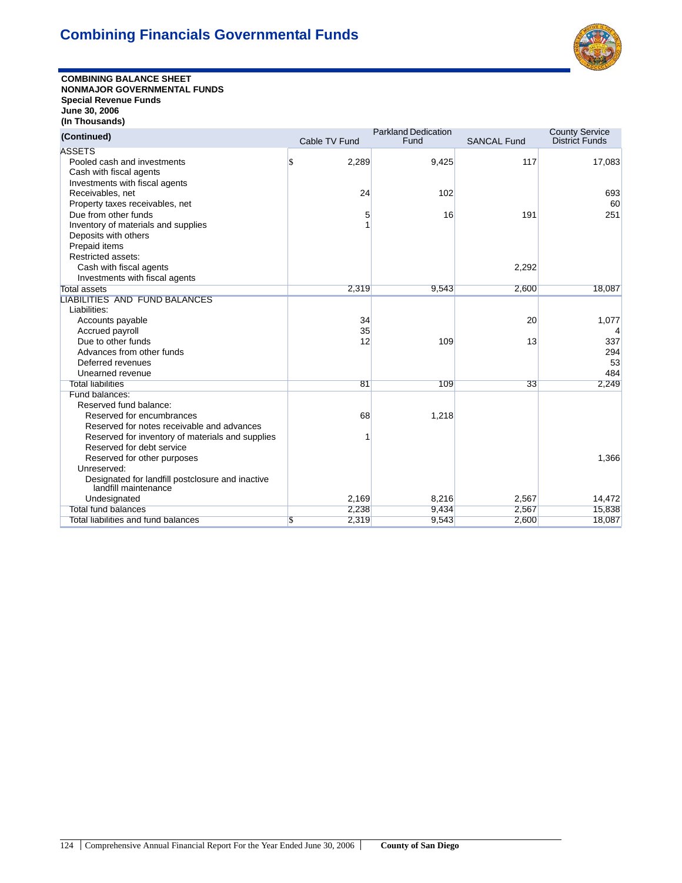# Combining Financials Governmental Funds

**COMBINING BALANCE SHEET**
**NONMAJOR GOVERNMENTAL FUNDS**
**Special Revenue Funds**
**June 30, 2006**
**(In Thousands)**

| (Continued) | Cable TV Fund | Parkland Dedication Fund | SANCAL Fund | County Service District Funds |
|---|---|---|---|---|
| ASSETS | | | | |
| Pooled cash and investments | $ 2,289 | 9,425 | 117 | 17,083 |
| Cash with fiscal agents | | | | |
| Investments with fiscal agents | | | | |
| Receivables, net | 24 | 102 | | 693 |
| Property taxes receivables, net | | | | 60 |
| Due from other funds | 5 | 16 | 191 | 251 |
| Inventory of materials and supplies | 1 | | | |
| Deposits with others | | | | |
| Prepaid items | | | | |
| Restricted assets: | | | | |
| Cash with fiscal agents | | | 2,292 | |
| Investments with fiscal agents | | | | |
| Total assets | 2,319 | 9,543 | 2,600 | 18,087 |
| LIABILITIES AND FUND BALANCES | | | | |
| Liabilities: | | | | |
| Accounts payable | 34 | | 20 | 1,077 |
| Accrued payroll | 35 | | | 4 |
| Due to other funds | 12 | 109 | 13 | 337 |
| Advances from other funds | | | | 294 |
| Deferred revenues | | | | 53 |
| Unearned revenue | | | | 484 |
| Total liabilities | 81 | 109 | 33 | 2,249 |
| Fund balances: | | | | |
| Reserved fund balance: | | | | |
| Reserved for encumbrances | 68 | 1,218 | | |
| Reserved for notes receivable and advances | | | | |
| Reserved for inventory of materials and supplies | 1 | | | |
| Reserved for debt service | | | | |
| Reserved for other purposes | | | | 1,366 |
| Unreserved: | | | | |
| Designated for landfill postclosure and inactive landfill maintenance | | | | |
| Undesignated | 2,169 | 8,216 | 2,567 | 14,472 |
| Total fund balances | 2,238 | 9,434 | 2,567 | 15,838 |
| Total liabilities and fund balances | $ 2,319 | 9,543 | 2,600 | 18,087 |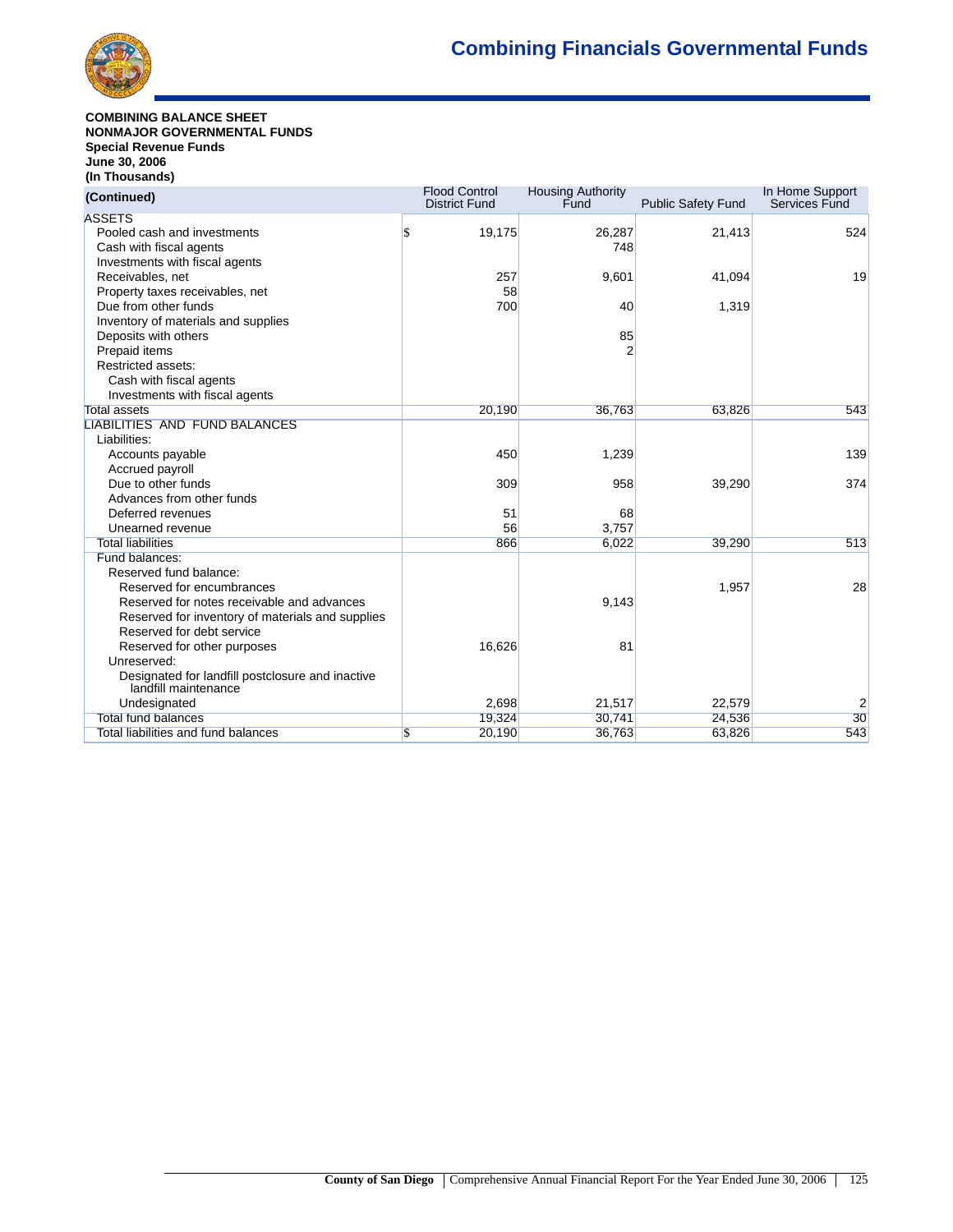# Combining Financials Governmental Funds

**COMBINING BALANCE SHEET**
**NONMAJOR GOVERNMENTAL FUNDS**
**Special Revenue Funds**
**June 30, 2006**
**(In Thousands)**

| (Continued) | Flood Control District Fund | Housing Authority Fund | Public Safety Fund | In Home Support Services Fund |
|---|---|---|---|---|
| ASSETS | | | | |
| Pooled cash and investments | $ 19,175 | 26,287 | 21,413 | 524 |
| Cash with fiscal agents | | 748 | | |
| Investments with fiscal agents | | | | |
| Receivables, net | 257 | 9,601 | 41,094 | 19 |
| Property taxes receivables, net | 58 | | | |
| Due from other funds | 700 | 40 | 1,319 | |
| Inventory of materials and supplies | | | | |
| Deposits with others | | 85 | | |
| Prepaid items | | 2 | | |
| Restricted assets: | | | | |
| Cash with fiscal agents | | | | |
| Investments with fiscal agents | | | | |
| Total assets | 20,190 | 36,763 | 63,826 | 543 |
| LIABILITIES AND FUND BALANCES | | | | |
| Liabilities: | | | | |
| Accounts payable | 450 | 1,239 | | 139 |
| Accrued payroll | | | | |
| Due to other funds | 309 | 958 | 39,290 | 374 |
| Advances from other funds | | | | |
| Deferred revenues | 51 | 68 | | |
| Unearned revenue | 56 | 3,757 | | |
| Total liabilities | 866 | 6,022 | 39,290 | 513 |
| Fund balances: | | | | |
| Reserved fund balance: | | | | |
| Reserved for encumbrances | | | 1,957 | 28 |
| Reserved for notes receivable and advances | | 9,143 | | |
| Reserved for inventory of materials and supplies | | | | |
| Reserved for debt service | | | | |
| Reserved for other purposes | 16,626 | 81 | | |
| Unreserved: | | | | |
| Designated for landfill postclosure and inactive landfill maintenance | | | | |
| Undesignated | 2,698 | 21,517 | 22,579 | 2 |
| Total fund balances | 19,324 | 30,741 | 24,536 | 30 |
| Total liabilities and fund balances | $ 20,190 | 36,763 | 63,826 | 543 |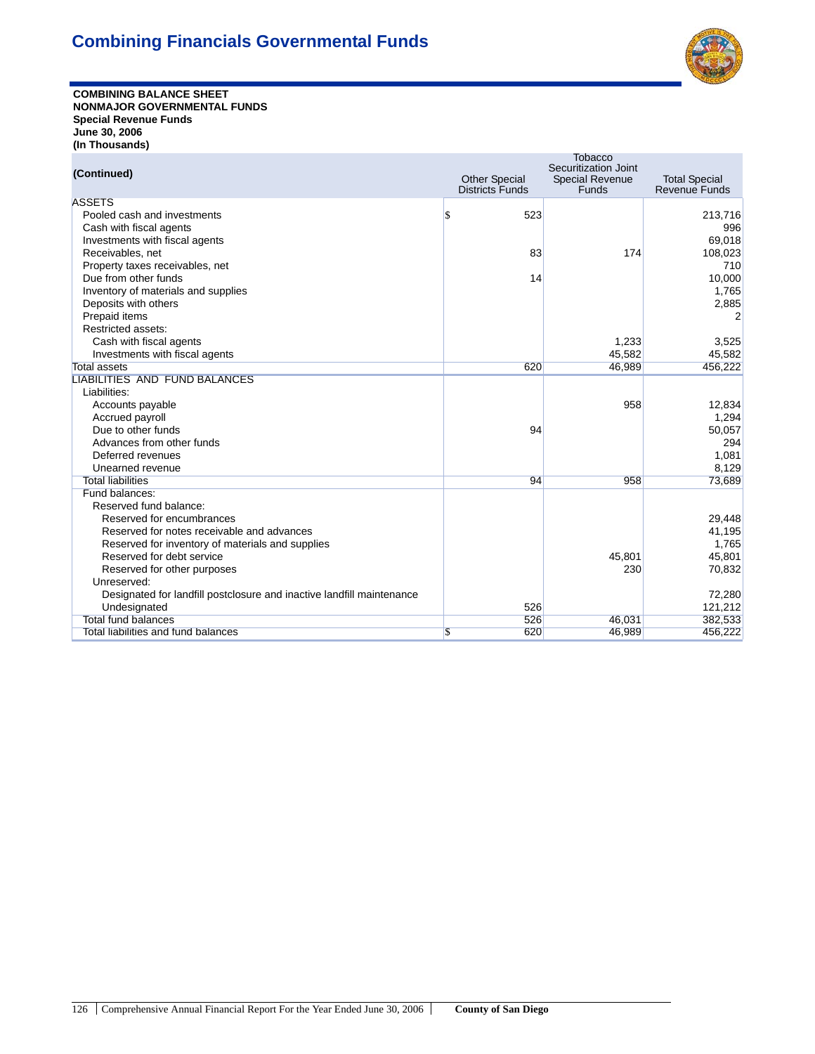# Combining Financials Governmental Funds

**COMBINING BALANCE SHEET**
**NONMAJOR GOVERNMENTAL FUNDS**
**Special Revenue Funds**
**June 30, 2006**
**(In Thousands)**

| (Continued) | Other Special Districts Funds | Tobacco Securitization Joint Special Revenue Funds | Total Special Revenue Funds |
|---|---|---|---|
| ASSETS | | | |
| Pooled cash and investments | $ 523 | | 213,716 |
| Cash with fiscal agents | | | 996 |
| Investments with fiscal agents | | | 69,018 |
| Receivables, net | 83 | 174 | 108,023 |
| Property taxes receivables, net | | | 710 |
| Due from other funds | 14 | | 10,000 |
| Inventory of materials and supplies | | | 1,765 |
| Deposits with others | | | 2,885 |
| Prepaid items | | | 2 |
| Restricted assets: | | | |
| Cash with fiscal agents | | 1,233 | 3,525 |
| Investments with fiscal agents | | 45,582 | 45,582 |
| Total assets | 620 | 46,989 | 456,222 |
| LIABILITIES AND FUND BALANCES | | | |
| Liabilities: | | | |
| Accounts payable | | 958 | 12,834 |
| Accrued payroll | | | 1,294 |
| Due to other funds | 94 | | 50,057 |
| Advances from other funds | | | 294 |
| Deferred revenues | | | 1,081 |
| Unearned revenue | | | 8,129 |
| Total liabilities | 94 | 958 | 73,689 |
| Fund balances: | | | |
| Reserved fund balance: | | | |
| Reserved for encumbrances | | | 29,448 |
| Reserved for notes receivable and advances | | | 41,195 |
| Reserved for inventory of materials and supplies | | | 1,765 |
| Reserved for debt service | | 45,801 | 45,801 |
| Reserved for other purposes | | 230 | 70,832 |
| Unreserved: | | | |
| Designated for landfill postclosure and inactive landfill maintenance | | | 72,280 |
| Undesignated | 526 | | 121,212 |
| Total fund balances | 526 | 46,031 | 382,533 |
| Total liabilities and fund balances | $ 620 | 46,989 | 456,222 |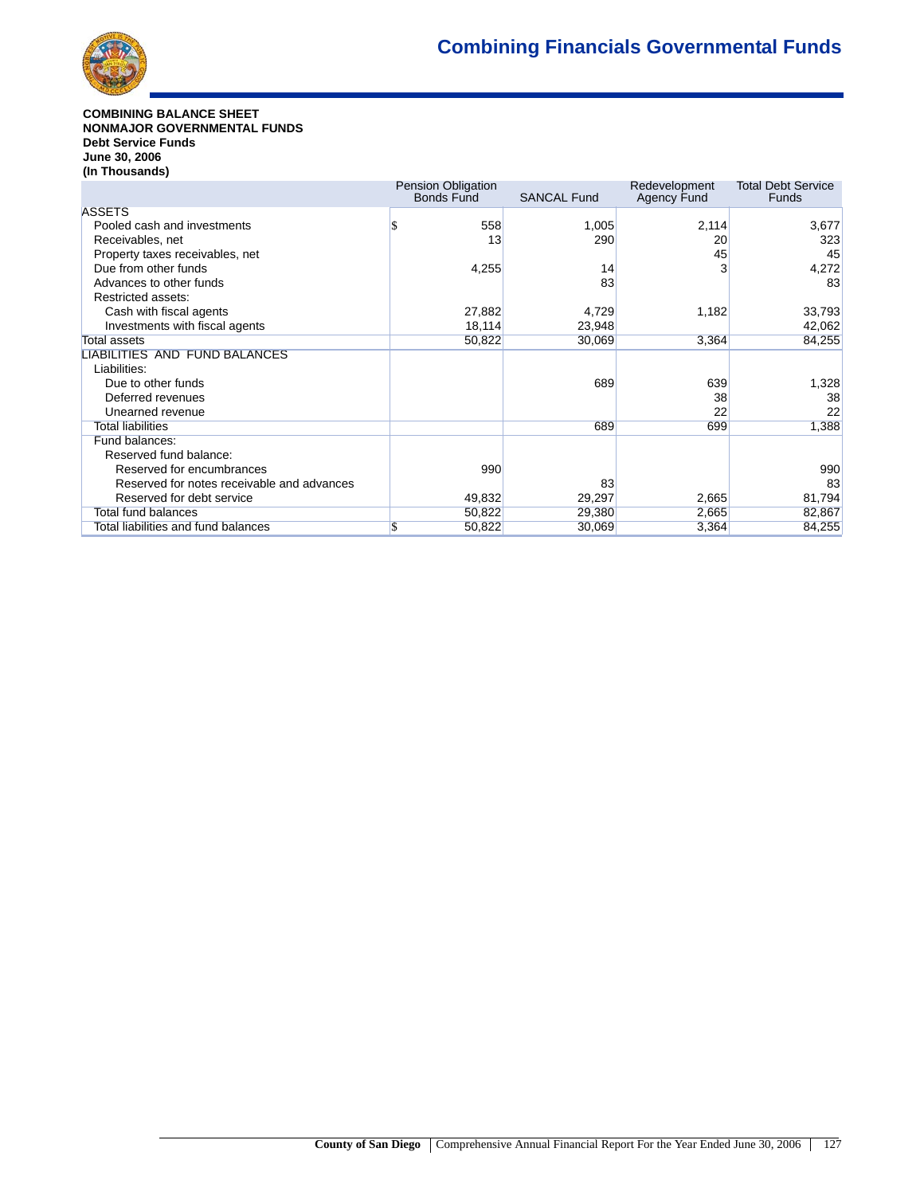**COMBINING BALANCE SHEET**
**NONMAJOR GOVERNMENTAL FUNDS**
**Debt Service Funds**
**June 30, 2006**
**(In Thousands)**

| | Pension Obligation Bonds Fund | SANCAL Fund | Redevelopment Agency Fund | Total Debt Service Funds |
|---|---|---|---|---|
| ASSETS | | | | |
| Pooled cash and investments | $ 558 | 1,005 | 2,114 | 3,677 |
| Receivables, net | 13 | 290 | 20 | 323 |
| Property taxes receivables, net | | | 45 | 45 |
| Due from other funds | 4,255 | 14 | 3 | 4,272 |
| Advances to other funds | | 83 | | 83 |
| Restricted assets: | | | | |
| Cash with fiscal agents | 27,882 | 4,729 | 1,182 | 33,793 |
| Investments with fiscal agents | 18,114 | 23,948 | | 42,062 |
| Total assets | 50,822 | 30,069 | 3,364 | 84,255 |
| LIABILITIES AND FUND BALANCES | | | | |
| Liabilities: | | | | |
| Due to other funds | | 689 | 639 | 1,328 |
| Deferred revenues | | | 38 | 38 |
| Unearned revenue | | | 22 | 22 |
| Total liabilities | | 689 | 699 | 1,388 |
| Fund balances: | | | | |
| Reserved fund balance: | | | | |
| Reserved for encumbrances | 990 | | | 990 |
| Reserved for notes receivable and advances | | 83 | | 83 |
| Reserved for debt service | 49,832 | 29,297 | 2,665 | 81,794 |
| Total fund balances | 50,822 | 29,380 | 2,665 | 82,867 |
| Total liabilities and fund balances | $ 50,822 | 30,069 | 3,364 | 84,255 |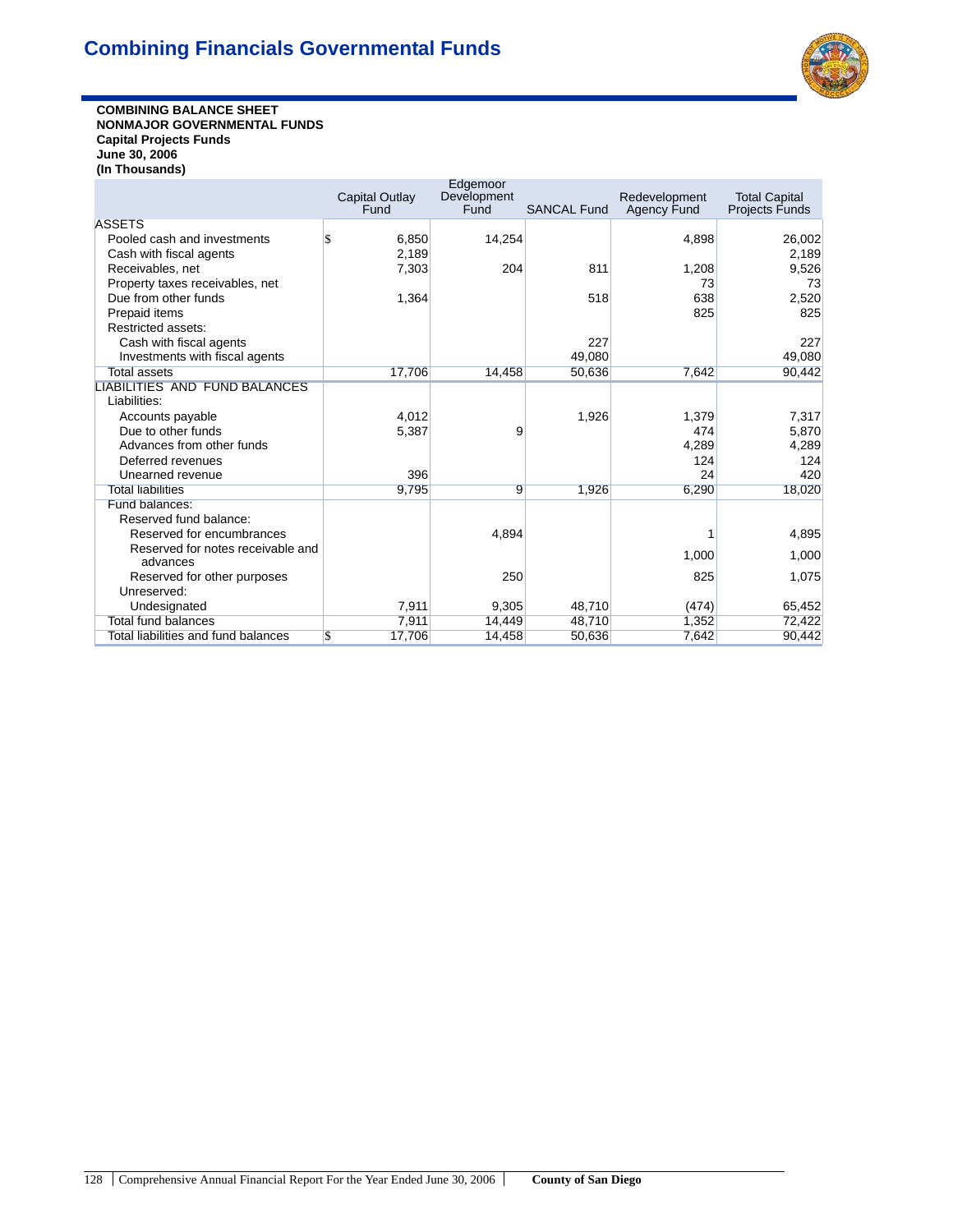# Combining Financials Governmental Funds

**COMBINING BALANCE SHEET**
**NONMAJOR GOVERNMENTAL FUNDS**
**Capital Projects Funds**
**June 30, 2006**
**(In Thousands)**

| | Capital Outlay Fund | Edgemoor Development Fund | SANCAL Fund | Redevelopment Agency Fund | Total Capital Projects Funds |
|---|---|---|---|---|---|
| ASSETS | | | | | |
| Pooled cash and investments | $ 6,850 | 14,254 | | 4,898 | 26,002 |
| Cash with fiscal agents | 2,189 | | | | 2,189 |
| Receivables, net | 7,303 | 204 | 811 | 1,208 | 9,526 |
| Property taxes receivables, net | | | | 73 | 73 |
| Due from other funds | 1,364 | | 518 | 638 | 2,520 |
| Prepaid items | | | | 825 | 825 |
| Restricted assets: | | | | | |
| Cash with fiscal agents | | | 227 | | 227 |
| Investments with fiscal agents | | | 49,080 | | 49,080 |
| Total assets | 17,706 | 14,458 | 50,636 | 7,642 | 90,442 |
| LIABILITIES AND FUND BALANCES | | | | | |
| Liabilities: | | | | | |
| Accounts payable | 4,012 | | 1,926 | 1,379 | 7,317 |
| Due to other funds | 5,387 | 9 | | 474 | 5,870 |
| Advances from other funds | | | | 4,289 | 4,289 |
| Deferred revenues | | | | 124 | 124 |
| Unearned revenue | 396 | | | 24 | 420 |
| Total liabilities | 9,795 | 9 | 1,926 | 6,290 | 18,020 |
| Fund balances: | | | | | |
| Reserved fund balance: | | | | | |
| Reserved for encumbrances | | 4,894 | | 1 | 4,895 |
| Reserved for notes receivable and advances | | | | 1,000 | 1,000 |
| Reserved for other purposes | | 250 | | 825 | 1,075 |
| Unreserved: | | | | | |
| Undesignated | 7,911 | 9,305 | 48,710 | (474) | 65,452 |
| Total fund balances | 7,911 | 14,449 | 48,710 | 1,352 | 72,422 |
| Total liabilities and fund balances | $ 17,706 | 14,458 | 50,636 | 7,642 | 90,442 |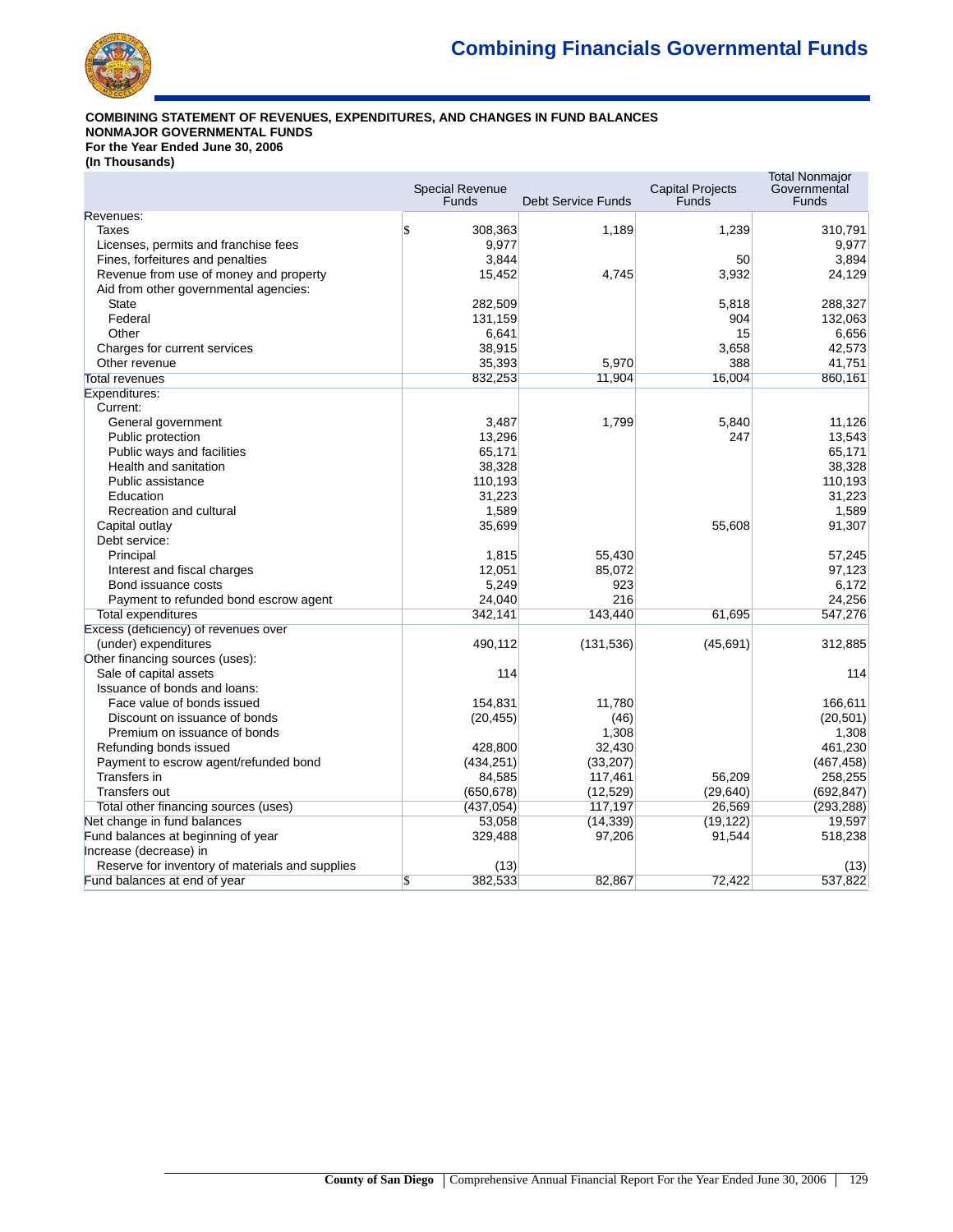# Combining Financials Governmental Funds

**COMBINING STATEMENT OF REVENUES, EXPENDITURES, AND CHANGES IN FUND BALANCES**
**NONMAJOR GOVERNMENTAL FUNDS**
**For the Year Ended June 30, 2006**
**(In Thousands)**

| | Special Revenue Funds | Debt Service Funds | Capital Projects Funds | Total Nonmajor Governmental Funds |
|---|---|---|---|---|
| Revenues: | | | | |
| Taxes | $ 308,363 | 1,189 | 1,239 | 310,791 |
| Licenses, permits and franchise fees | 9,977 | | | 9,977 |
| Fines, forfeitures and penalties | 3,844 | | 50 | 3,894 |
| Revenue from use of money and property | 15,452 | 4,745 | 3,932 | 24,129 |
| Aid from other governmental agencies: | | | | |
| State | 282,509 | | 5,818 | 288,327 |
| Federal | 131,159 | | 904 | 132,063 |
| Other | 6,641 | | 15 | 6,656 |
| Charges for current services | 38,915 | | 3,658 | 42,573 |
| Other revenue | 35,393 | 5,970 | 388 | 41,751 |
| Total revenues | 832,253 | 11,904 | 16,004 | 860,161 |
| Expenditures: | | | | |
| Current: | | | | |
| General government | 3,487 | 1,799 | 5,840 | 11,126 |
| Public protection | 13,296 | | 247 | 13,543 |
| Public ways and facilities | 65,171 | | | 65,171 |
| Health and sanitation | 38,328 | | | 38,328 |
| Public assistance | 110,193 | | | 110,193 |
| Education | 31,223 | | | 31,223 |
| Recreation and cultural | 1,589 | | | 1,589 |
| Capital outlay | 35,699 | | 55,608 | 91,307 |
| Debt service: | | | | |
| Principal | 1,815 | 55,430 | | 57,245 |
| Interest and fiscal charges | 12,051 | 85,072 | | 97,123 |
| Bond issuance costs | 5,249 | 923 | | 6,172 |
| Payment to refunded bond escrow agent | 24,040 | 216 | | 24,256 |
| Total expenditures | 342,141 | 143,440 | 61,695 | 547,276 |
| Excess (deficiency) of revenues over (under) expenditures | 490,112 | (131,536) | (45,691) | 312,885 |
| Other financing sources (uses): | | | | |
| Sale of capital assets | 114 | | | 114 |
| Issuance of bonds and loans: | | | | |
| Face value of bonds issued | 154,831 | 11,780 | | 166,611 |
| Discount on issuance of bonds | (20,455) | (46) | | (20,501) |
| Premium on issuance of bonds | | 1,308 | | 1,308 |
| Refunding bonds issued | 428,800 | 32,430 | | 461,230 |
| Payment to escrow agent/refunded bond | (434,251) | (33,207) | | (467,458) |
| Transfers in | 84,585 | 117,461 | 56,209 | 258,255 |
| Transfers out | (650,678) | (12,529) | (29,640) | (692,847) |
| Total other financing sources (uses) | (437,054) | 117,197 | 26,569 | (293,288) |
| Net change in fund balances | 53,058 | (14,339) | (19,122) | 19,597 |
| Fund balances at beginning of year | 329,488 | 97,206 | 91,544 | 518,238 |
| Increase (decrease) in | | | | |
| Reserve for inventory of materials and supplies | (13) | | | (13) |
| Fund balances at end of year | $ 382,533 | 82,867 | 72,422 | 537,822 |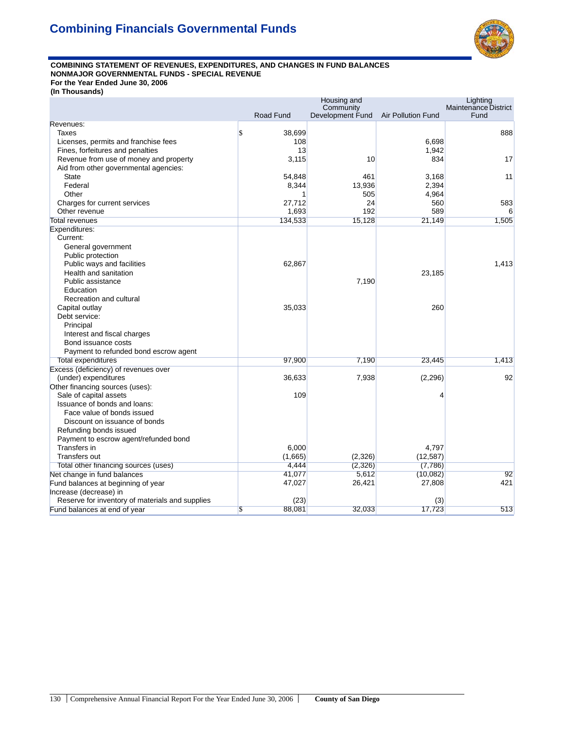# Combining Financials Governmental Funds

**COMBINING STATEMENT OF REVENUES, EXPENDITURES, AND CHANGES IN FUND BALANCES**
**NONMAJOR GOVERNMENTAL FUNDS - SPECIAL REVENUE**
**For the Year Ended June 30, 2006**
**(In Thousands)**

| | Road Fund | Housing and Community Development Fund | Air Pollution Fund | Lighting Maintenance District Fund |
|---|---|---|---|---|
| Revenues: | | | | |
| Taxes | $ 38,699 | | | 888 |
| Licenses, permits and franchise fees | 108 | | 6,698 | |
| Fines, forfeitures and penalties | 13 | | 1,942 | |
| Revenue from use of money and property | 3,115 | 10 | 834 | 17 |
| Aid from other governmental agencies: | | | | |
| State | 54,848 | 461 | 3,168 | 11 |
| Federal | 8,344 | 13,936 | 2,394 | |
| Other | 1 | 505 | 4,964 | |
| Charges for current services | 27,712 | 24 | 560 | 583 |
| Other revenue | 1,693 | 192 | 589 | 6 |
| Total revenues | 134,533 | 15,128 | 21,149 | 1,505 |
| Expenditures: | | | | |
| Current: | | | | |
| General government | | | | |
| Public protection | | | | |
| Public ways and facilities | 62,867 | | | 1,413 |
| Health and sanitation | | | 23,185 | |
| Public assistance | | 7,190 | | |
| Education | | | | |
| Recreation and cultural | | | | |
| Capital outlay | 35,033 | | 260 | |
| Debt service: | | | | |
| Principal | | | | |
| Interest and fiscal charges | | | | |
| Bond issuance costs | | | | |
| Payment to refunded bond escrow agent | | | | |
| Total expenditures | 97,900 | 7,190 | 23,445 | 1,413 |
| Excess (deficiency) of revenues over (under) expenditures | 36,633 | 7,938 | (2,296) | 92 |
| Other financing sources (uses): | | | | |
| Sale of capital assets | 109 | | 4 | |
| Issuance of bonds and loans: | | | | |
| Face value of bonds issued | | | | |
| Discount on issuance of bonds | | | | |
| Refunding bonds issued | | | | |
| Payment to escrow agent/refunded bond | | | | |
| Transfers in | 6,000 | | 4,797 | |
| Transfers out | (1,665) | (2,326) | (12,587) | |
| Total other financing sources (uses) | 4,444 | (2,326) | (7,786) | |
| Net change in fund balances | 41,077 | 5,612 | (10,082) | 92 |
| Fund balances at beginning of year | 47,027 | 26,421 | 27,808 | 421 |
| Increase (decrease) in | | | | |
| Reserve for inventory of materials and supplies | (23) | | (3) | |
| Fund balances at end of year | $ 88,081 | 32,033 | 17,723 | 513 |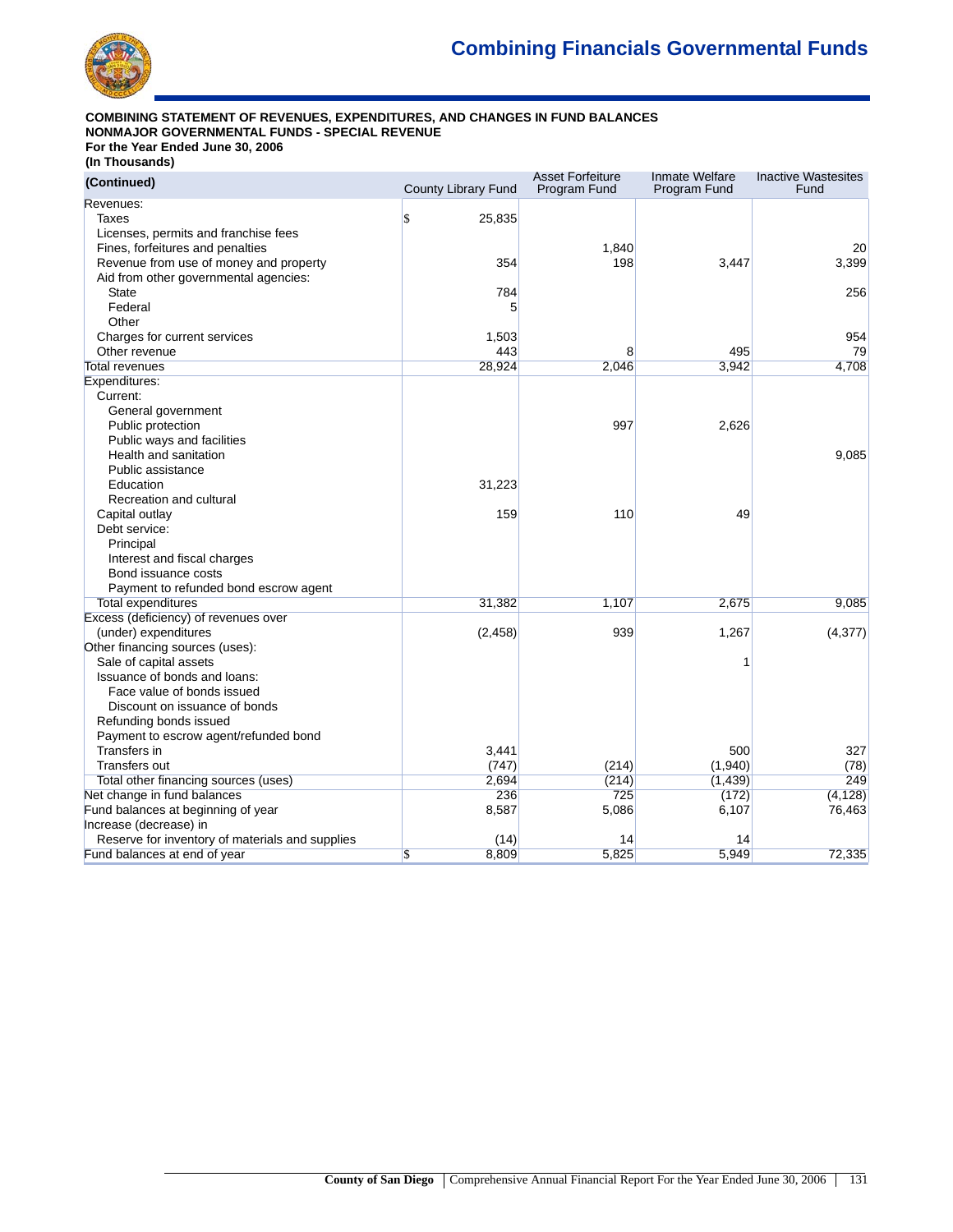## Combining Financials Governmental Funds

**COMBINING STATEMENT OF REVENUES, EXPENDITURES, AND CHANGES IN FUND BALANCES**
**NONMAJOR GOVERNMENTAL FUNDS - SPECIAL REVENUE**
**For the Year Ended June 30, 2006**
**(In Thousands)**

| (Continued) | County Library Fund | Asset Forfeiture Program Fund | Inmate Welfare Program Fund | Inactive Wastesites Fund |
|---|---|---|---|---|
| Revenues: | | | | |
| Taxes | $ 25,835 | | | |
| Licenses, permits and franchise fees | | | | |
| Fines, forfeitures and penalties | | 1,840 | | 20 |
| Revenue from use of money and property | 354 | 198 | 3,447 | 3,399 |
| Aid from other governmental agencies: | | | | |
| State | 784 | | | 256 |
| Federal | 5 | | | |
| Other | | | | |
| Charges for current services | 1,503 | | | 954 |
| Other revenue | 443 | 8 | 495 | 79 |
| Total revenues | 28,924 | 2,046 | 3,942 | 4,708 |
| Expenditures: | | | | |
| Current: | | | | |
| General government | | | | |
| Public protection | | 997 | 2,626 | |
| Public ways and facilities | | | | |
| Health and sanitation | | | | 9,085 |
| Public assistance | | | | |
| Education | 31,223 | | | |
| Recreation and cultural | | | | |
| Capital outlay | 159 | 110 | 49 | |
| Debt service: | | | | |
| Principal | | | | |
| Interest and fiscal charges | | | | |
| Bond issuance costs | | | | |
| Payment to refunded bond escrow agent | | | | |
| Total expenditures | 31,382 | 1,107 | 2,675 | 9,085 |
| Excess (deficiency) of revenues over (under) expenditures | (2,458) | 939 | 1,267 | (4,377) |
| Other financing sources (uses): | | | | |
| Sale of capital assets | | | 1 | |
| Issuance of bonds and loans: | | | | |
| Face value of bonds issued | | | | |
| Discount on issuance of bonds | | | | |
| Refunding bonds issued | | | | |
| Payment to escrow agent/refunded bond | | | | |
| Transfers in | 3,441 | | 500 | 327 |
| Transfers out | (747) | (214) | (1,940) | (78) |
| Total other financing sources (uses) | 2,694 | (214) | (1,439) | 249 |
| Net change in fund balances | 236 | 725 | (172) | (4,128) |
| Fund balances at beginning of year | 8,587 | 5,086 | 6,107 | 76,463 |
| Increase (decrease) in | | | | |
| Reserve for inventory of materials and supplies | (14) | 14 | 14 | |
| Fund balances at end of year | $ 8,809 | 5,825 | 5,949 | 72,335 |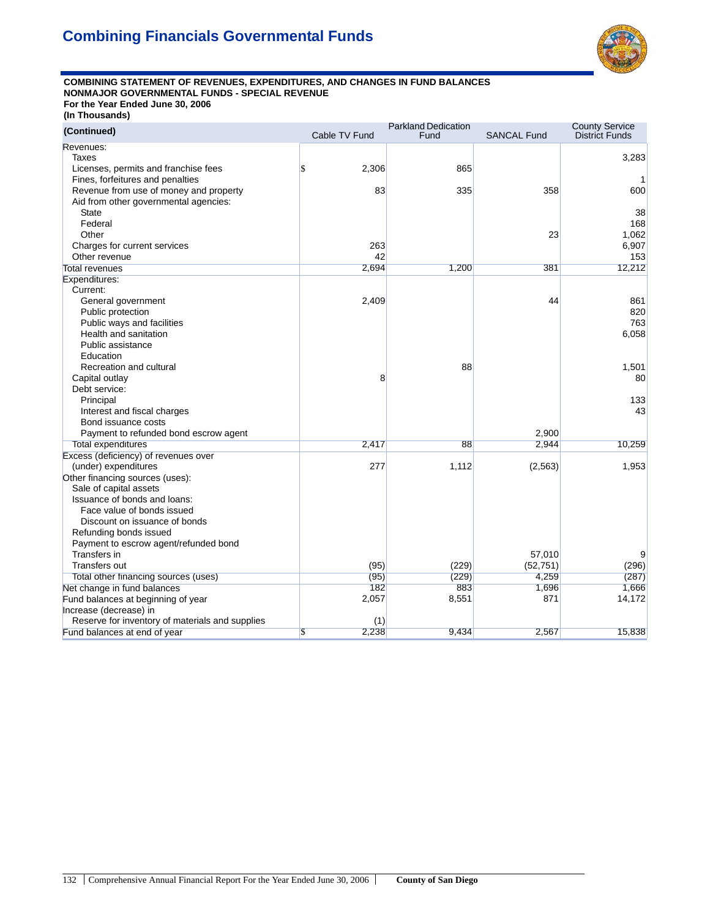# Combining Financials Governmental Funds

**COMBINING STATEMENT OF REVENUES, EXPENDITURES, AND CHANGES IN FUND BALANCES**
**NONMAJOR GOVERNMENTAL FUNDS - SPECIAL REVENUE**
**For the Year Ended June 30, 2006**
**(In Thousands)**

| (Continued) | Cable TV Fund | Parkland Dedication Fund | SANCAL Fund | County Service District Funds |
|---|---|---|---|---|
| Revenues: | | | | |
| Taxes | | | | 3,283 |
| Licenses, permits and franchise fees | $ 2,306 | 865 | | |
| Fines, forfeitures and penalties | | | | 1 |
| Revenue from use of money and property | 83 | 335 | 358 | 600 |
| Aid from other governmental agencies: | | | | |
| State | | | | 38 |
| Federal | | | | 168 |
| Other | | | 23 | 1,062 |
| Charges for current services | 263 | | | 6,907 |
| Other revenue | 42 | | | 153 |
| Total revenues | 2,694 | 1,200 | 381 | 12,212 |
| Expenditures: | | | | |
| Current: | | | | |
| General government | 2,409 | | 44 | 861 |
| Public protection | | | | 820 |
| Public ways and facilities | | | | 763 |
| Health and sanitation | | | | 6,058 |
| Public assistance | | | | |
| Education | | | | |
| Recreation and cultural | | 88 | | 1,501 |
| Capital outlay | 8 | | | 80 |
| Debt service: | | | | |
| Principal | | | | 133 |
| Interest and fiscal charges | | | | 43 |
| Bond issuance costs | | | | |
| Payment to refunded bond escrow agent | | | 2,900 | |
| Total expenditures | 2,417 | 88 | 2,944 | 10,259 |
| Excess (deficiency) of revenues over (under) expenditures | 277 | 1,112 | (2,563) | 1,953 |
| Other financing sources (uses): | | | | |
| Sale of capital assets | | | | |
| Issuance of bonds and loans: | | | | |
| Face value of bonds issued | | | | |
| Discount on issuance of bonds | | | | |
| Refunding bonds issued | | | | |
| Payment to escrow agent/refunded bond | | | | |
| Transfers in | | | 57,010 | 9 |
| Transfers out | (95) | (229) | (52,751) | (296) |
| Total other financing sources (uses) | (95) | (229) | 4,259 | (287) |
| Net change in fund balances | 182 | 883 | 1,696 | 1,666 |
| Fund balances at beginning of year | 2,057 | 8,551 | 871 | 14,172 |
| Increase (decrease) in | | | | |
| Reserve for inventory of materials and supplies | (1) | | | |
| Fund balances at end of year | $ 2,238 | 9,434 | 2,567 | 15,838 |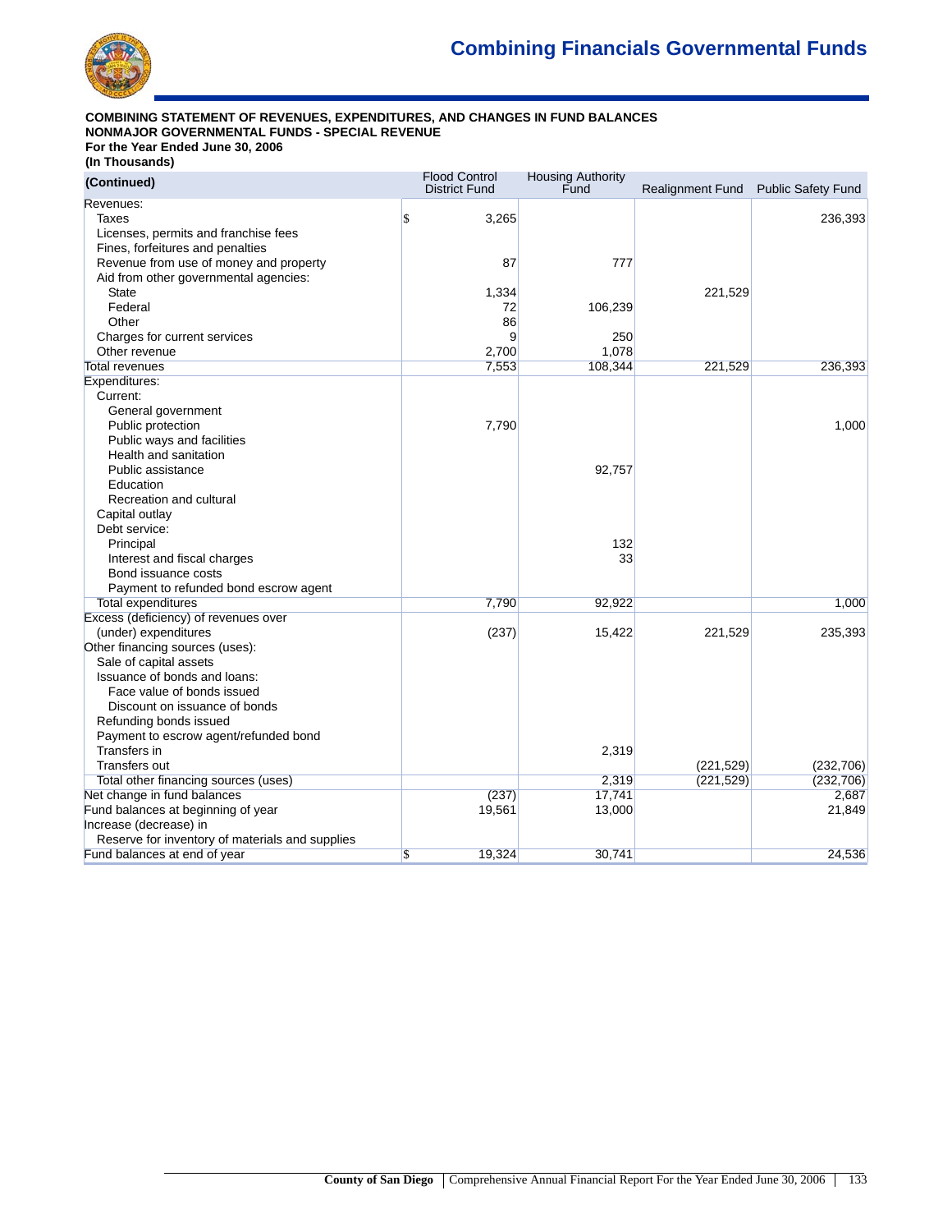# Combining Financials Governmental Funds

**COMBINING STATEMENT OF REVENUES, EXPENDITURES, AND CHANGES IN FUND BALANCES**
**NONMAJOR GOVERNMENTAL FUNDS - SPECIAL REVENUE**
**For the Year Ended June 30, 2006**
**(In Thousands)**

| (Continued) | Flood Control District Fund | Housing Authority Fund | Realignment Fund | Public Safety Fund |
|---|---|---|---|---|
| Revenues: | | | | |
| Taxes | $ 3,265 | | | 236,393 |
| Licenses, permits and franchise fees | | | | |
| Fines, forfeitures and penalties | | | | |
| Revenue from use of money and property | 87 | 777 | | |
| Aid from other governmental agencies: | | | | |
| State | 1,334 | | 221,529 | |
| Federal | 72 | 106,239 | | |
| Other | 86 | | | |
| Charges for current services | 9 | 250 | | |
| Other revenue | 2,700 | 1,078 | | |
| Total revenues | 7,553 | 108,344 | 221,529 | 236,393 |
| Expenditures: | | | | |
| Current: | | | | |
| General government | | | | |
| Public protection | 7,790 | | | 1,000 |
| Public ways and facilities | | | | |
| Health and sanitation | | | | |
| Public assistance | | 92,757 | | |
| Education | | | | |
| Recreation and cultural | | | | |
| Capital outlay | | | | |
| Debt service: | | | | |
| Principal | | 132 | | |
| Interest and fiscal charges | | 33 | | |
| Bond issuance costs | | | | |
| Payment to refunded bond escrow agent | | | | |
| Total expenditures | 7,790 | 92,922 | | 1,000 |
| Excess (deficiency) of revenues over (under) expenditures | (237) | 15,422 | 221,529 | 235,393 |
| Other financing sources (uses): | | | | |
| Sale of capital assets | | | | |
| Issuance of bonds and loans: | | | | |
| Face value of bonds issued | | | | |
| Discount on issuance of bonds | | | | |
| Refunding bonds issued | | | | |
| Payment to escrow agent/refunded bond | | | | |
| Transfers in | | 2,319 | | |
| Transfers out | | | (221,529) | (232,706) |
| Total other financing sources (uses) | | 2,319 | (221,529) | (232,706) |
| Net change in fund balances | (237) | 17,741 | | 2,687 |
| Fund balances at beginning of year | 19,561 | 13,000 | | 21,849 |
| Increase (decrease) in | | | | |
| Reserve for inventory of materials and supplies | | | | |
| Fund balances at end of year | $ 19,324 | 30,741 | | 24,536 |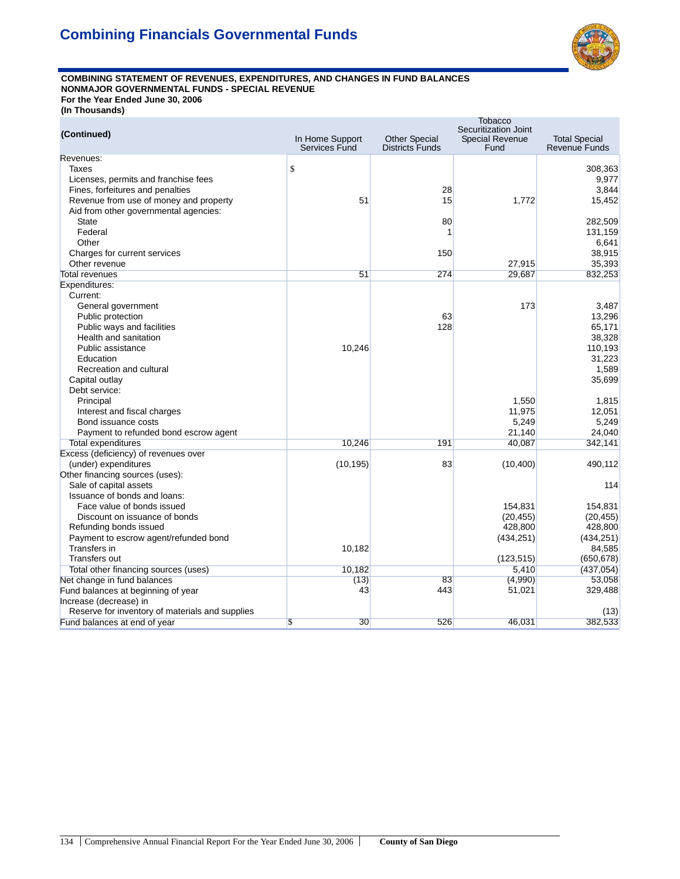# Combining Financials Governmental Funds

**COMBINING STATEMENT OF REVENUES, EXPENDITURES, AND CHANGES IN FUND BALANCES**
**NONMAJOR GOVERNMENTAL FUNDS - SPECIAL REVENUE**
**For the Year Ended June 30, 2006**
**(In Thousands)**

| (Continued) | In Home Support Services Fund | Other Special Districts Funds | Tobacco Securitization Joint Special Revenue Fund | Total Special Revenue Funds |
|---|---|---|---|---|
| Revenues: | | | | |
| Taxes | $ | | | 308,363 |
| Licenses, permits and franchise fees | | | | 9,977 |
| Fines, forfeitures and penalties | | 28 | | 3,844 |
| Revenue from use of money and property | 51 | 15 | 1,772 | 15,452 |
| Aid from other governmental agencies: | | | | |
| State | | 80 | | 282,509 |
| Federal | | 1 | | 131,159 |
| Other | | | | 6,641 |
| Charges for current services | | 150 | | 38,915 |
| Other revenue | | | 27,915 | 35,393 |
| Total revenues | 51 | 274 | 29,687 | 832,253 |
| Expenditures: | | | | |
| Current: | | | | |
| General government | | | 173 | 3,487 |
| Public protection | | 63 | | 13,296 |
| Public ways and facilities | | 128 | | 65,171 |
| Health and sanitation | | | | 38,328 |
| Public assistance | 10,246 | | | 110,193 |
| Education | | | | 31,223 |
| Recreation and cultural | | | | 1,589 |
| Capital outlay | | | | 35,699 |
| Debt service: | | | | |
| Principal | | | 1,550 | 1,815 |
| Interest and fiscal charges | | | 11,975 | 12,051 |
| Bond issuance costs | | | 5,249 | 5,249 |
| Payment to refunded bond escrow agent | | | 21,140 | 24,040 |
| Total expenditures | 10,246 | 191 | 40,087 | 342,141 |
| Excess (deficiency) of revenues over (under) expenditures | (10,195) | 83 | (10,400) | 490,112 |
| Other financing sources (uses): | | | | |
| Sale of capital assets | | | | 114 |
| Issuance of bonds and loans: | | | | |
| Face value of bonds issued | | | 154,831 | 154,831 |
| Discount on issuance of bonds | | | (20,455) | (20,455) |
| Refunding bonds issued | | | 428,800 | 428,800 |
| Payment to escrow agent/refunded bond | | | (434,251) | (434,251) |
| Transfers in | 10,182 | | | 84,585 |
| Transfers out | | | (123,515) | (650,678) |
| Total other financing sources (uses) | 10,182 | | 5,410 | (437,054) |
| Net change in fund balances | (13) | 83 | (4,990) | 53,058 |
| Fund balances at beginning of year | 43 | 443 | 51,021 | 329,488 |
| Increase (decrease) in | | | | |
| Reserve for inventory of materials and supplies | | | | (13) |
| Fund balances at end of year | $ 30 | 526 | 46,031 | 382,533 |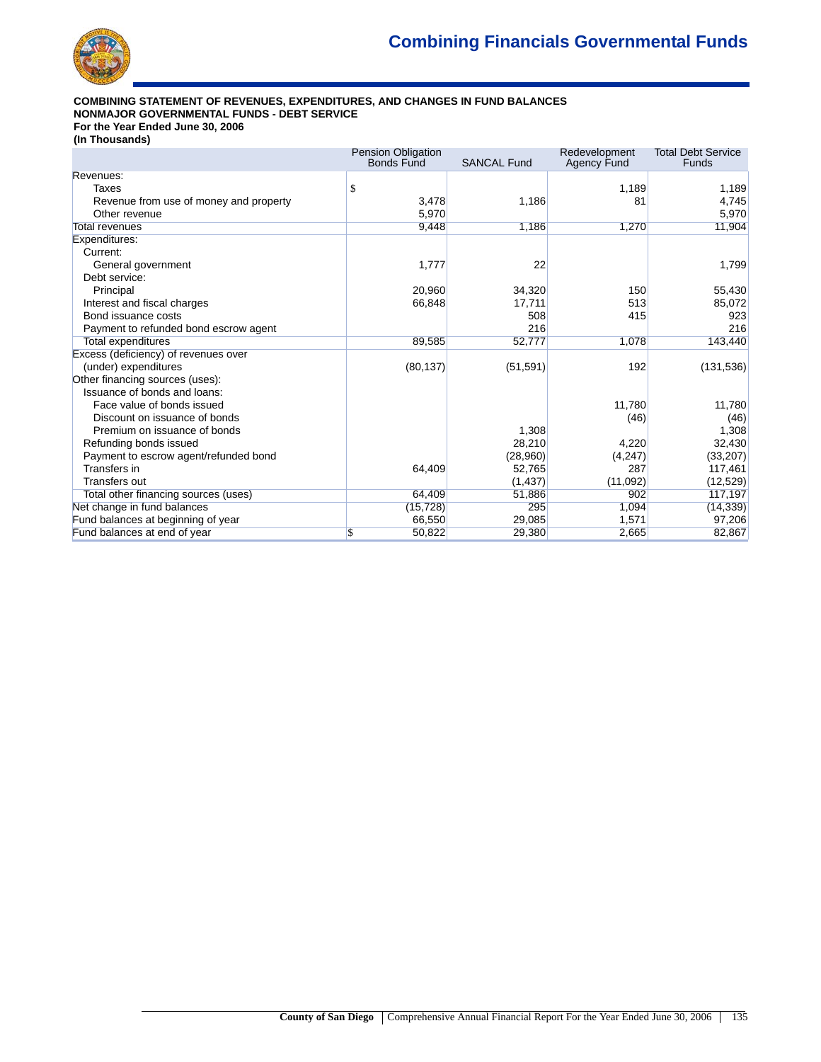## Combining Financials Governmental Funds

**COMBINING STATEMENT OF REVENUES, EXPENDITURES, AND CHANGES IN FUND BALANCES**
**NONMAJOR GOVERNMENTAL FUNDS - DEBT SERVICE**
**For the Year Ended June 30, 2006**
**(In Thousands)**

| | Pension Obligation Bonds Fund | SANCAL Fund | Redevelopment Agency Fund | Total Debt Service Funds |
|---|---|---|---|---|
| Revenues: | | | | |
| Taxes | $ | | 1,189 | 1,189 |
| Revenue from use of money and property | 3,478 | 1,186 | 81 | 4,745 |
| Other revenue | 5,970 | | | 5,970 |
| Total revenues | 9,448 | 1,186 | 1,270 | 11,904 |
| Expenditures: | | | | |
| Current: | | | | |
| General government | 1,777 | 22 | | 1,799 |
| Debt service: | | | | |
| Principal | 20,960 | 34,320 | 150 | 55,430 |
| Interest and fiscal charges | 66,848 | 17,711 | 513 | 85,072 |
| Bond issuance costs | | 508 | 415 | 923 |
| Payment to refunded bond escrow agent | | 216 | | 216 |
| Total expenditures | 89,585 | 52,777 | 1,078 | 143,440 |
| Excess (deficiency) of revenues over (under) expenditures | (80,137) | (51,591) | 192 | (131,536) |
| Other financing sources (uses): | | | | |
| Issuance of bonds and loans: | | | | |
| Face value of bonds issued | | | 11,780 | 11,780 |
| Discount on issuance of bonds | | | (46) | (46) |
| Premium on issuance of bonds | | 1,308 | | 1,308 |
| Refunding bonds issued | | 28,210 | 4,220 | 32,430 |
| Payment to escrow agent/refunded bond | | (28,960) | (4,247) | (33,207) |
| Transfers in | 64,409 | 52,765 | 287 | 117,461 |
| Transfers out | | (1,437) | (11,092) | (12,529) |
| Total other financing sources (uses) | 64,409 | 51,886 | 902 | 117,197 |
| Net change in fund balances | (15,728) | 295 | 1,094 | (14,339) |
| Fund balances at beginning of year | 66,550 | 29,085 | 1,571 | 97,206 |
| Fund balances at end of year | $ 50,822 | 29,380 | 2,665 | 82,867 |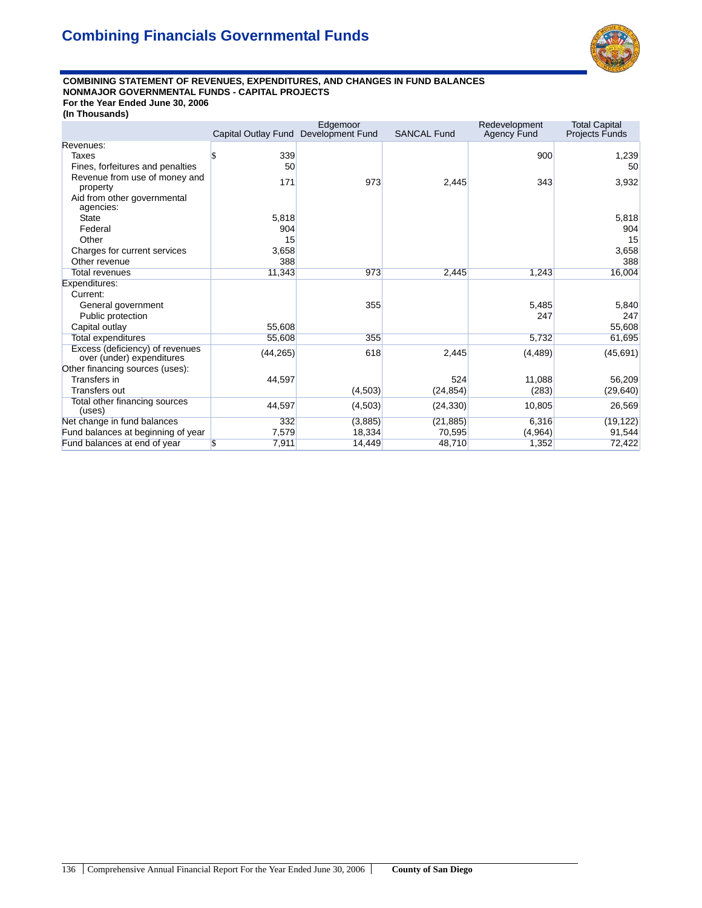# Combining Financials Governmental Funds

**COMBINING STATEMENT OF REVENUES, EXPENDITURES, AND CHANGES IN FUND BALANCES**
**NONMAJOR GOVERNMENTAL FUNDS - CAPITAL PROJECTS**
**For the Year Ended June 30, 2006**
**(In Thousands)**

| | Capital Outlay Fund | Edgemoor Development Fund | SANCAL Fund | Redevelopment Agency Fund | Total Capital Projects Funds |
|---|---|---|---|---|---|
| Revenues: | | | | | |
| Taxes | $ 339 | | | 900 | 1,239 |
| Fines, forfeitures and penalties | 50 | | | | 50 |
| Revenue from use of money and property | 171 | 973 | 2,445 | 343 | 3,932 |
| Aid from other governmental agencies: | | | | | |
| State | 5,818 | | | | 5,818 |
| Federal | 904 | | | | 904 |
| Other | 15 | | | | 15 |
| Charges for current services | 3,658 | | | | 3,658 |
| Other revenue | 388 | | | | 388 |
| Total revenues | 11,343 | 973 | 2,445 | 1,243 | 16,004 |
| Expenditures: | | | | | |
| Current: | | | | | |
| General government | | 355 | | 5,485 | 5,840 |
| Public protection | | | | 247 | 247 |
| Capital outlay | 55,608 | | | | 55,608 |
| Total expenditures | 55,608 | 355 | | 5,732 | 61,695 |
| Excess (deficiency) of revenues over (under) expenditures | (44,265) | 618 | 2,445 | (4,489) | (45,691) |
| Other financing sources (uses): | | | | | |
| Transfers in | 44,597 | | 524 | 11,088 | 56,209 |
| Transfers out | | (4,503) | (24,854) | (283) | (29,640) |
| Total other financing sources (uses) | 44,597 | (4,503) | (24,330) | 10,805 | 26,569 |
| Net change in fund balances | 332 | (3,885) | (21,885) | 6,316 | (19,122) |
| Fund balances at beginning of year | 7,579 | 18,334 | 70,595 | (4,964) | 91,544 |
| Fund balances at end of year | $ 7,911 | 14,449 | 48,710 | 1,352 | 72,422 |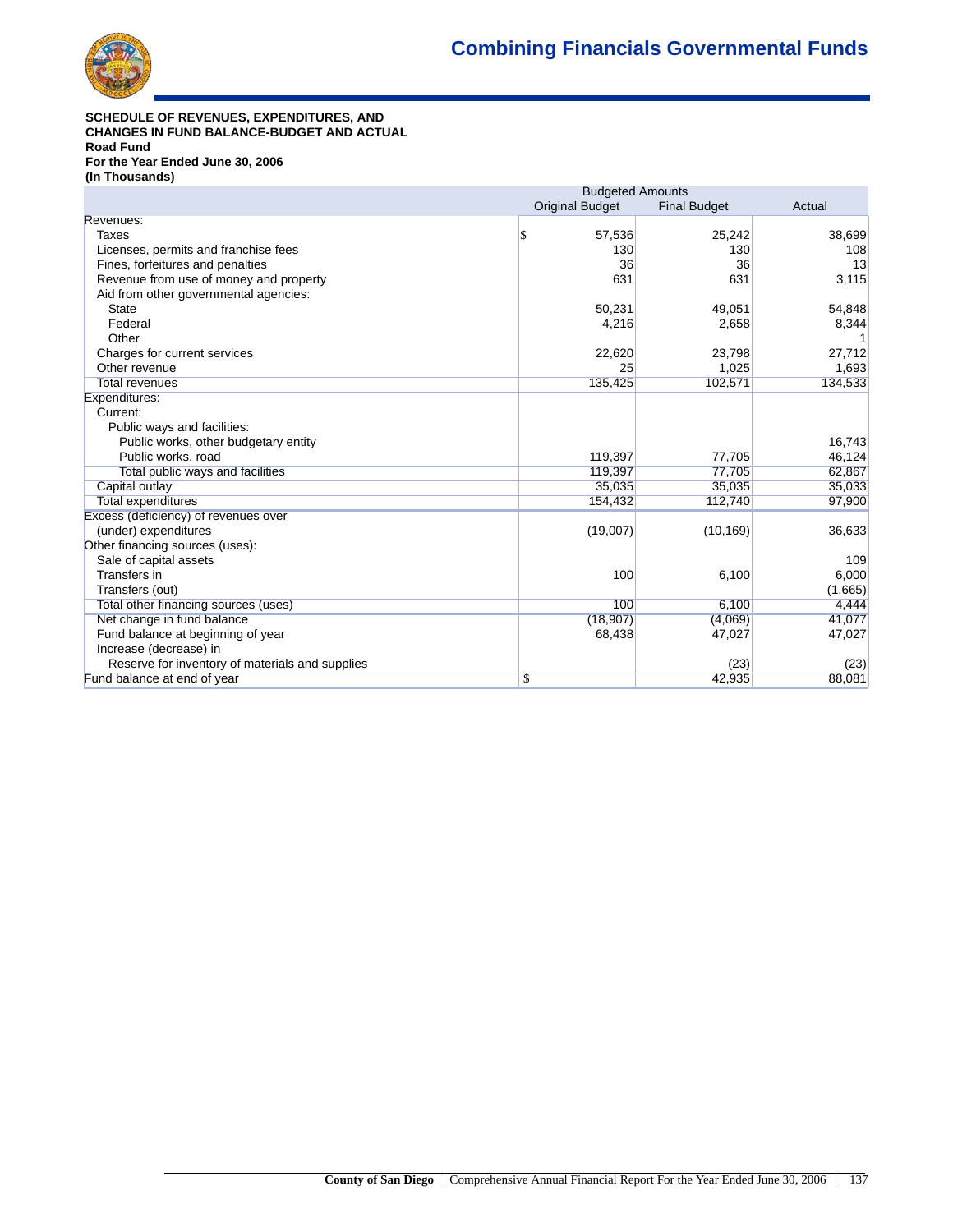# Combining Financials Governmental Funds

**SCHEDULE OF REVENUES, EXPENDITURES, AND CHANGES IN FUND BALANCE-BUDGET AND ACTUAL**
**Road Fund**
**For the Year Ended June 30, 2006**
**(In Thousands)**

| | Budgeted Amounts | | |
|---|---|---|---|
| | Original Budget | Final Budget | Actual |
| Revenues: | | | |
| Taxes | $ 57,536 | 25,242 | 38,699 |
| Licenses, permits and franchise fees | 130 | 130 | 108 |
| Fines, forfeitures and penalties | 36 | 36 | 13 |
| Revenue from use of money and property | 631 | 631 | 3,115 |
| Aid from other governmental agencies: | | | |
| State | 50,231 | 49,051 | 54,848 |
| Federal | 4,216 | 2,658 | 8,344 |
| Other | | | 1 |
| Charges for current services | 22,620 | 23,798 | 27,712 |
| Other revenue | 25 | 1,025 | 1,693 |
| Total revenues | 135,425 | 102,571 | 134,533 |
| Expenditures: | | | |
| Current: | | | |
| Public ways and facilities: | | | |
| Public works, other budgetary entity | | | 16,743 |
| Public works, road | 119,397 | 77,705 | 46,124 |
| Total public ways and facilities | 119,397 | 77,705 | 62,867 |
| Capital outlay | 35,035 | 35,035 | 35,033 |
| Total expenditures | 154,432 | 112,740 | 97,900 |
| Excess (deficiency) of revenues over (under) expenditures | (19,007) | (10,169) | 36,633 |
| Other financing sources (uses): | | | |
| Sale of capital assets | | | 109 |
| Transfers in | 100 | 6,100 | 6,000 |
| Transfers (out) | | | (1,665) |
| Total other financing sources (uses) | 100 | 6,100 | 4,444 |
| Net change in fund balance | (18,907) | (4,069) | 41,077 |
| Fund balance at beginning of year | 68,438 | 47,027 | 47,027 |
| Increase (decrease) in | | | |
| Reserve for inventory of materials and supplies | | (23) | (23) |
| Fund balance at end of year | $ | 42,935 | 88,081 |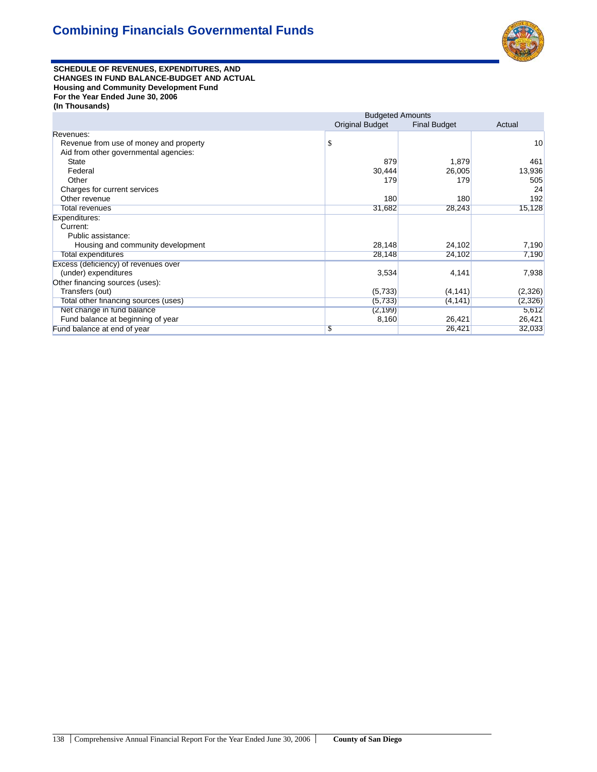# Combining Financials Governmental Funds

**SCHEDULE OF REVENUES, EXPENDITURES, AND CHANGES IN FUND BALANCE-BUDGET AND ACTUAL**
**Housing and Community Development Fund**
**For the Year Ended June 30, 2006**
**(In Thousands)**

| | Budgeted Amounts | | |
|---|---|---|---|
| | Original Budget | Final Budget | Actual |
| Revenues: | | | |
| Revenue from use of money and property | $ | | 10 |
| Aid from other governmental agencies: | | | |
| State | 879 | 1,879 | 461 |
| Federal | 30,444 | 26,005 | 13,936 |
| Other | 179 | 179 | 505 |
| Charges for current services | | | 24 |
| Other revenue | 180 | 180 | 192 |
| Total revenues | 31,682 | 28,243 | 15,128 |
| Expenditures: | | | |
| Current: | | | |
| Public assistance: | | | |
| Housing and community development | 28,148 | 24,102 | 7,190 |
| Total expenditures | 28,148 | 24,102 | 7,190 |
| Excess (deficiency) of revenues over (under) expenditures | 3,534 | 4,141 | 7,938 |
| Other financing sources (uses): | | | |
| Transfers (out) | (5,733) | (4,141) | (2,326) |
| Total other financing sources (uses) | (5,733) | (4,141) | (2,326) |
| Net change in fund balance | (2,199) | | 5,612 |
| Fund balance at beginning of year | 8,160 | 26,421 | 26,421 |
| Fund balance at end of year | $ | 26,421 | 32,033 |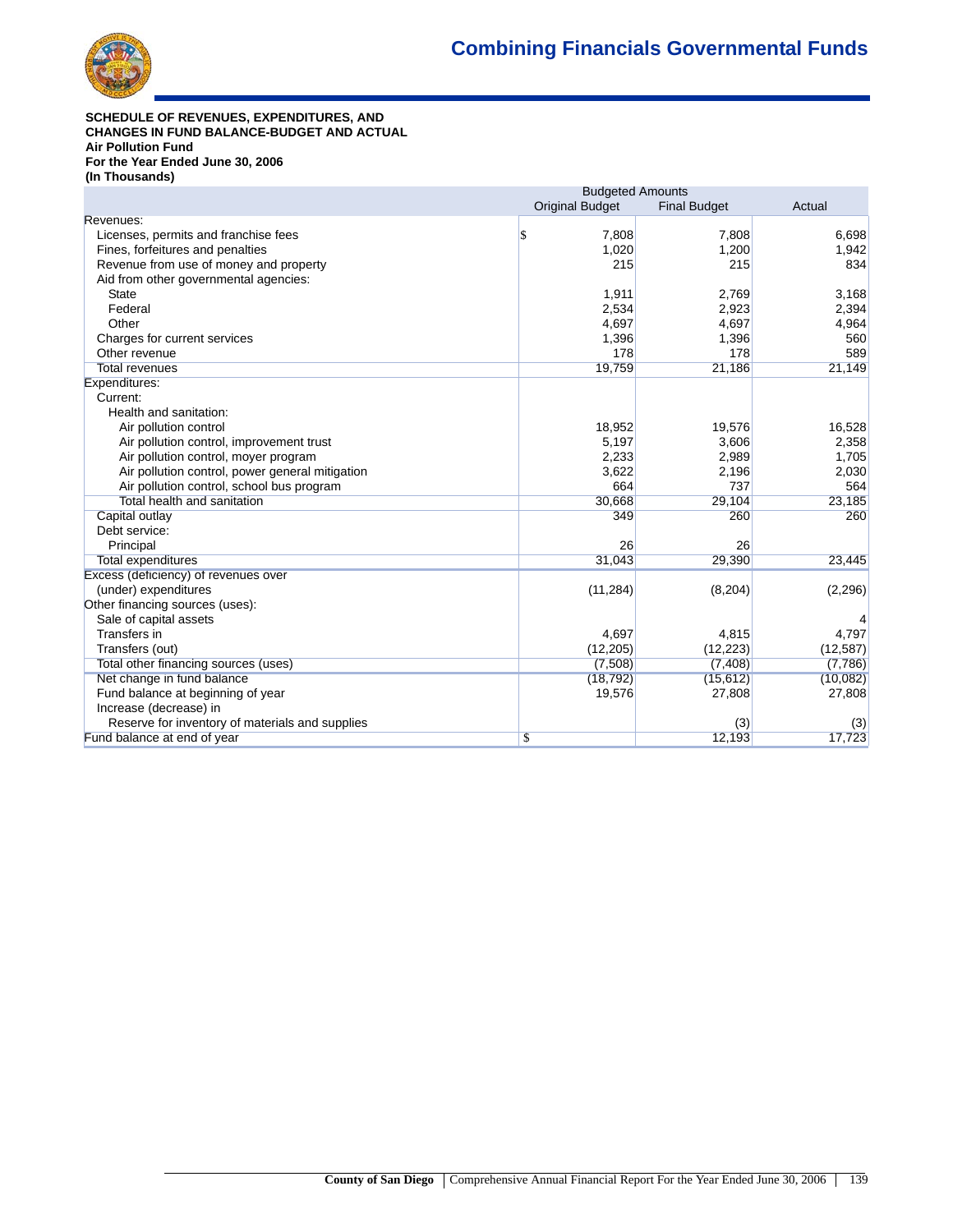# Combining Financials Governmental Funds

**SCHEDULE OF REVENUES, EXPENDITURES, AND CHANGES IN FUND BALANCE-BUDGET AND ACTUAL**
**Air Pollution Fund**
**For the Year Ended June 30, 2006**
**(In Thousands)**

| | Budgeted Amounts | | |
|---|---|---|---|
| | Original Budget | Final Budget | Actual |
| Revenues: | | | |
| Licenses, permits and franchise fees | $ 7,808 | 7,808 | 6,698 |
| Fines, forfeitures and penalties | 1,020 | 1,200 | 1,942 |
| Revenue from use of money and property | 215 | 215 | 834 |
| Aid from other governmental agencies: | | | |
| State | 1,911 | 2,769 | 3,168 |
| Federal | 2,534 | 2,923 | 2,394 |
| Other | 4,697 | 4,697 | 4,964 |
| Charges for current services | 1,396 | 1,396 | 560 |
| Other revenue | 178 | 178 | 589 |
| Total revenues | 19,759 | 21,186 | 21,149 |
| Expenditures: | | | |
| Current: | | | |
| Health and sanitation: | | | |
| Air pollution control | 18,952 | 19,576 | 16,528 |
| Air pollution control, improvement trust | 5,197 | 3,606 | 2,358 |
| Air pollution control, moyer program | 2,233 | 2,989 | 1,705 |
| Air pollution control, power general mitigation | 3,622 | 2,196 | 2,030 |
| Air pollution control, school bus program | 664 | 737 | 564 |
| Total health and sanitation | 30,668 | 29,104 | 23,185 |
| Capital outlay | 349 | 260 | 260 |
| Debt service: | | | |
| Principal | 26 | 26 | |
| Total expenditures | 31,043 | 29,390 | 23,445 |
| Excess (deficiency) of revenues over (under) expenditures | (11,284) | (8,204) | (2,296) |
| Other financing sources (uses): | | | |
| Sale of capital assets | | | 4 |
| Transfers in | 4,697 | 4,815 | 4,797 |
| Transfers (out) | (12,205) | (12,223) | (12,587) |
| Total other financing sources (uses) | (7,508) | (7,408) | (7,786) |
| Net change in fund balance | (18,792) | (15,612) | (10,082) |
| Fund balance at beginning of year | 19,576 | 27,808 | 27,808 |
| Increase (decrease) in | | | |
| Reserve for inventory of materials and supplies | | (3) | (3) |
| Fund balance at end of year | $ | 12,193 | 17,723 |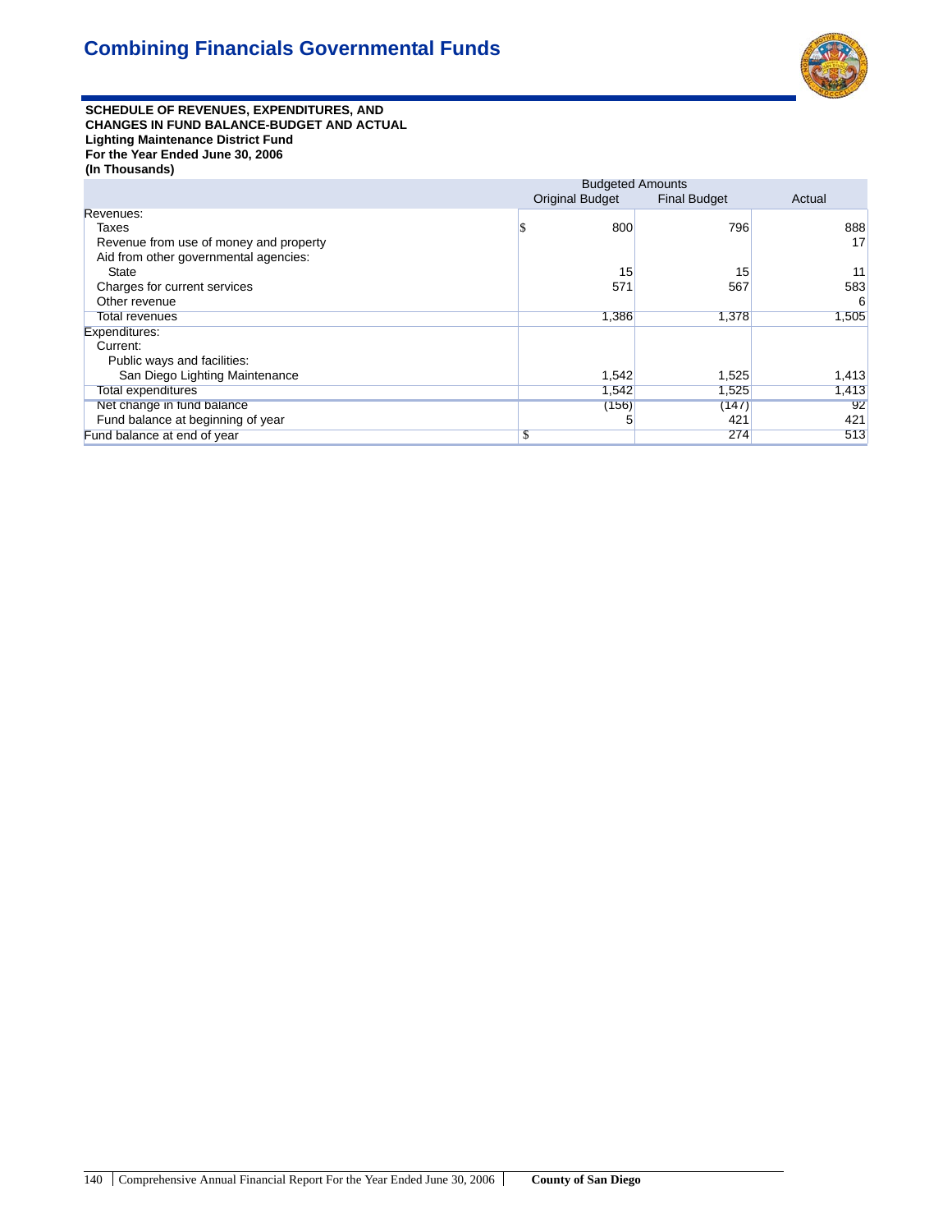# Combining Financials Governmental Funds

**SCHEDULE OF REVENUES, EXPENDITURES, AND CHANGES IN FUND BALANCE-BUDGET AND ACTUAL**
**Lighting Maintenance District Fund**
**For the Year Ended June 30, 2006**
**(In Thousands)**

| | Budgeted Amounts | | |
|---|---|---|---|
| | Original Budget | Final Budget | Actual |
| Revenues: | | | |
| Taxes | $ 800 | 796 | 888 |
| Revenue from use of money and property | | | 17 |
| Aid from other governmental agencies: | | | |
| State | 15 | 15 | 11 |
| Charges for current services | 571 | 567 | 583 |
| Other revenue | | | 6 |
| Total revenues | 1,386 | 1,378 | 1,505 |
| Expenditures: | | | |
| Current: | | | |
| Public ways and facilities: | | | |
| San Diego Lighting Maintenance | 1,542 | 1,525 | 1,413 |
| Total expenditures | 1,542 | 1,525 | 1,413 |
| Net change in fund balance | (156) | (147) | 92 |
| Fund balance at beginning of year | 5 | 421 | 421 |
| Fund balance at end of year | $ | 274 | 513 |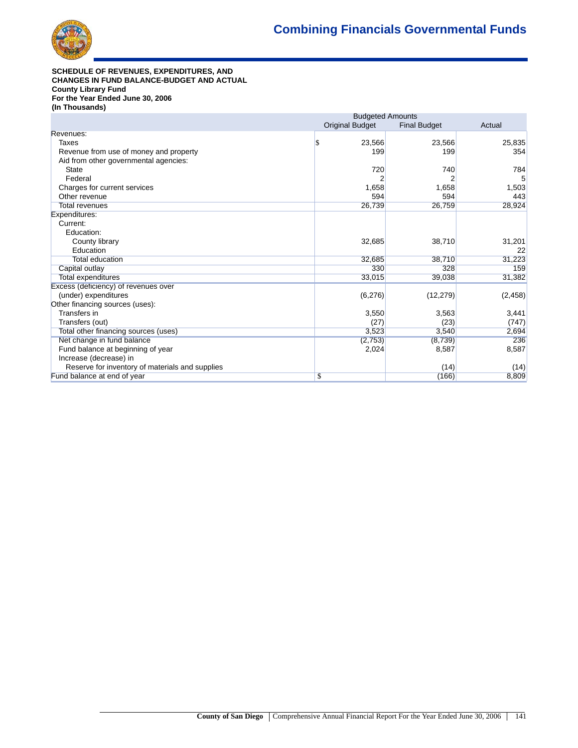# Combining Financials Governmental Funds

**SCHEDULE OF REVENUES, EXPENDITURES, AND CHANGES IN FUND BALANCE-BUDGET AND ACTUAL**
**County Library Fund**
**For the Year Ended June 30, 2006**
**(In Thousands)**

| | Budgeted Amounts | | |
|---|---|---|---|
| | Original Budget | Final Budget | Actual |
| Revenues: | | | |
| Taxes | $ 23,566 | 23,566 | 25,835 |
| Revenue from use of money and property | 199 | 199 | 354 |
| Aid from other governmental agencies: | | | |
| State | 720 | 740 | 784 |
| Federal | 2 | 2 | 5 |
| Charges for current services | 1,658 | 1,658 | 1,503 |
| Other revenue | 594 | 594 | 443 |
| Total revenues | 26,739 | 26,759 | 28,924 |
| Expenditures: | | | |
| Current: | | | |
| Education: | | | |
| County library | 32,685 | 38,710 | 31,201 |
| Education | | | 22 |
| Total education | 32,685 | 38,710 | 31,223 |
| Capital outlay | 330 | 328 | 159 |
| Total expenditures | 33,015 | 39,038 | 31,382 |
| Excess (deficiency) of revenues over (under) expenditures | (6,276) | (12,279) | (2,458) |
| Other financing sources (uses): | | | |
| Transfers in | 3,550 | 3,563 | 3,441 |
| Transfers (out) | (27) | (23) | (747) |
| Total other financing sources (uses) | 3,523 | 3,540 | 2,694 |
| Net change in fund balance | (2,753) | (8,739) | 236 |
| Fund balance at beginning of year | 2,024 | 8,587 | 8,587 |
| Increase (decrease) in | | | |
| Reserve for inventory of materials and supplies | | (14) | (14) |
| Fund balance at end of year | $ | (166) | 8,809 |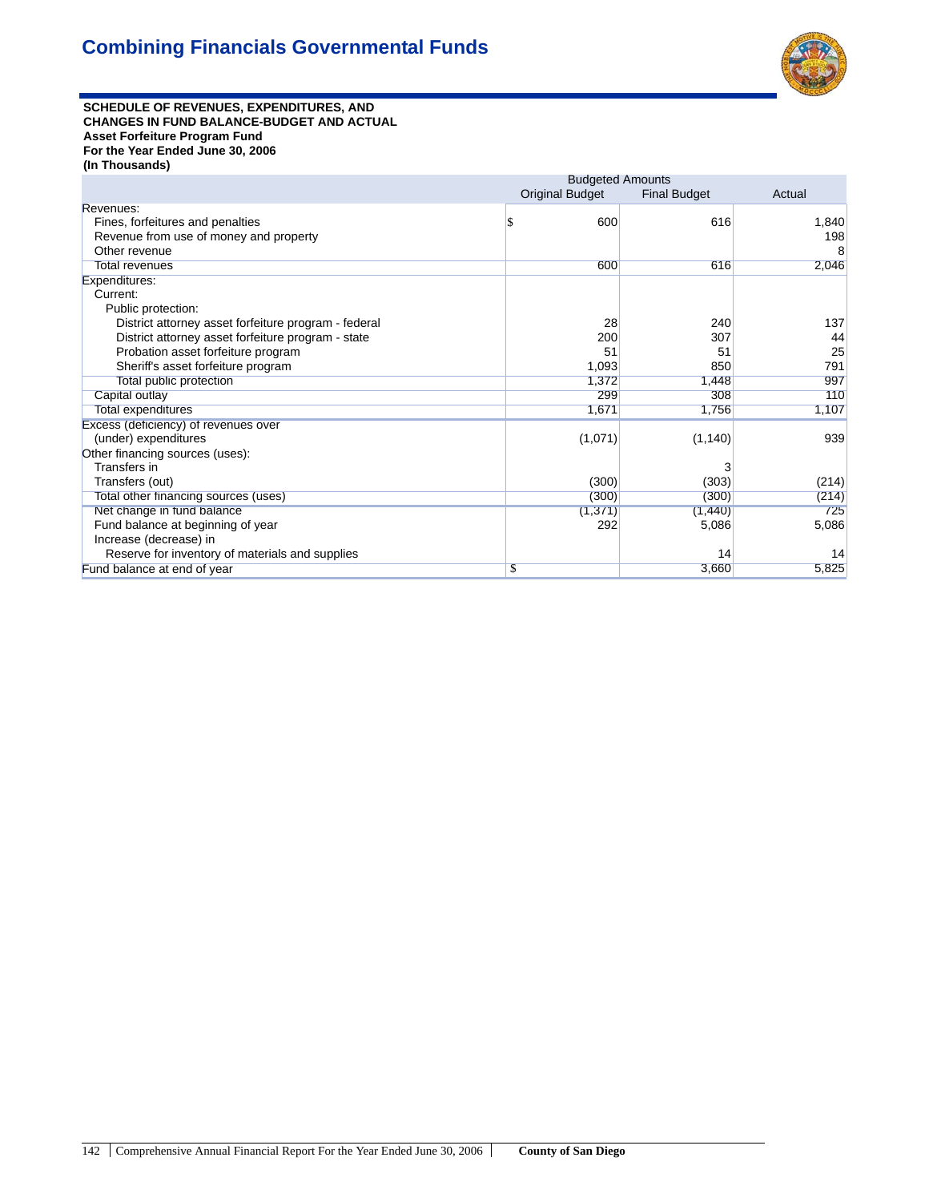# Combining Financials Governmental Funds

**SCHEDULE OF REVENUES, EXPENDITURES, AND CHANGES IN FUND BALANCE-BUDGET AND ACTUAL**
**Asset Forfeiture Program Fund**
**For the Year Ended June 30, 2006**
**(In Thousands)**

| | Budgeted Amounts | | |
|---|---|---|---|
| | Original Budget | Final Budget | Actual |
| Revenues: | | | |
| Fines, forfeitures and penalties | $ 600 | 616 | 1,840 |
| Revenue from use of money and property | | | 198 |
| Other revenue | | | 8 |
| Total revenues | 600 | 616 | 2,046 |
| Expenditures: | | | |
| Current: | | | |
| Public protection: | | | |
| District attorney asset forfeiture program - federal | 28 | 240 | 137 |
| District attorney asset forfeiture program - state | 200 | 307 | 44 |
| Probation asset forfeiture program | 51 | 51 | 25 |
| Sheriff's asset forfeiture program | 1,093 | 850 | 791 |
| Total public protection | 1,372 | 1,448 | 997 |
| Capital outlay | 299 | 308 | 110 |
| Total expenditures | 1,671 | 1,756 | 1,107 |
| Excess (deficiency) of revenues over (under) expenditures | (1,071) | (1,140) | 939 |
| Other financing sources (uses): | | | |
| Transfers in | | 3 | |
| Transfers (out) | (300) | (303) | (214) |
| Total other financing sources (uses) | (300) | (300) | (214) |
| Net change in fund balance | (1,371) | (1,440) | 725 |
| Fund balance at beginning of year | 292 | 5,086 | 5,086 |
| Increase (decrease) in | | | |
| Reserve for inventory of materials and supplies | | 14 | 14 |
| Fund balance at end of year | $ | 3,660 | 5,825 |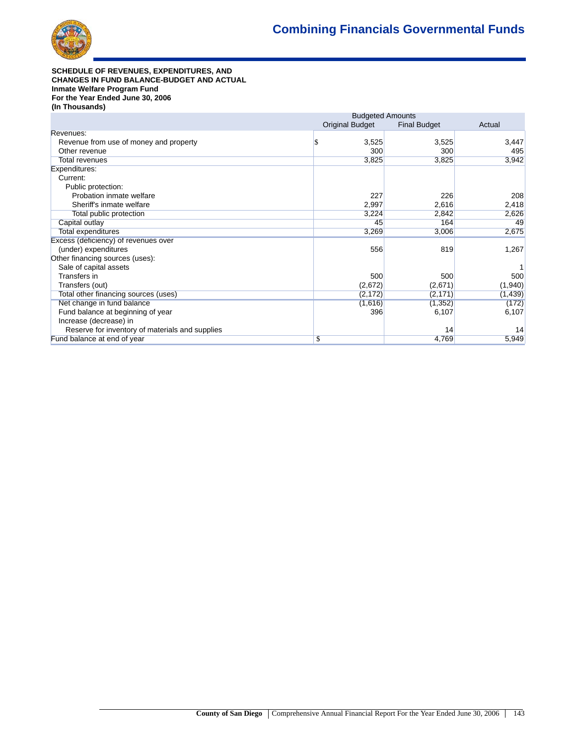## Combining Financials Governmental Funds

**SCHEDULE OF REVENUES, EXPENDITURES, AND CHANGES IN FUND BALANCE-BUDGET AND ACTUAL**
**Inmate Welfare Program Fund**
**For the Year Ended June 30, 2006**
**(In Thousands)**

| | Budgeted Amounts | | |
|---|---|---|---|
| | Original Budget | Final Budget | Actual |
| Revenues: | | | |
| Revenue from use of money and property | $ 3,525 | 3,525 | 3,447 |
| Other revenue | 300 | 300 | 495 |
| Total revenues | 3,825 | 3,825 | 3,942 |
| Expenditures: | | | |
| Current: | | | |
| Public protection: | | | |
| Probation inmate welfare | 227 | 226 | 208 |
| Sheriff's inmate welfare | 2,997 | 2,616 | 2,418 |
| Total public protection | 3,224 | 2,842 | 2,626 |
| Capital outlay | 45 | 164 | 49 |
| Total expenditures | 3,269 | 3,006 | 2,675 |
| Excess (deficiency) of revenues over (under) expenditures | 556 | 819 | 1,267 |
| Other financing sources (uses): | | | |
| Sale of capital assets | | | 1 |
| Transfers in | 500 | 500 | 500 |
| Transfers (out) | (2,672) | (2,671) | (1,940) |
| Total other financing sources (uses) | (2,172) | (2,171) | (1,439) |
| Net change in fund balance | (1,616) | (1,352) | (172) |
| Fund balance at beginning of year | 396 | 6,107 | 6,107 |
| Increase (decrease) in | | | |
| Reserve for inventory of materials and supplies | | 14 | 14 |
| Fund balance at end of year | $ | 4,769 | 5,949 |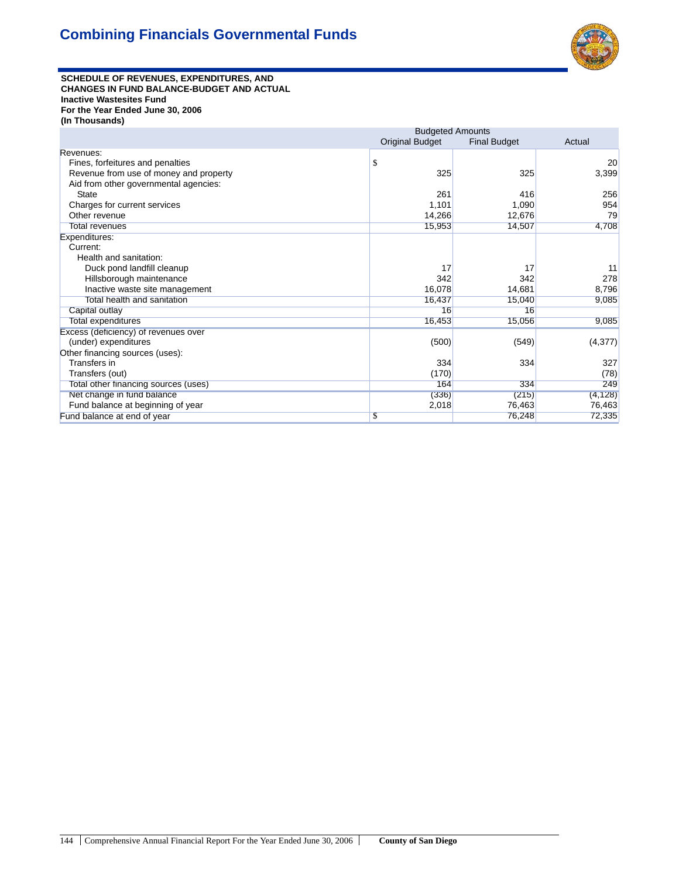# Combining Financials Governmental Funds

**SCHEDULE OF REVENUES, EXPENDITURES, AND CHANGES IN FUND BALANCE-BUDGET AND ACTUAL**
**Inactive Wastesites Fund**
**For the Year Ended June 30, 2006**
**(In Thousands)**

| | Budgeted Amounts | | |
|---|---|---|---|
| | Original Budget | Final Budget | Actual |
| Revenues: | | | |
| Fines, forfeitures and penalties | $ | | 20 |
| Revenue from use of money and property | 325 | 325 | 3,399 |
| Aid from other governmental agencies: | | | |
| State | 261 | 416 | 256 |
| Charges for current services | 1,101 | 1,090 | 954 |
| Other revenue | 14,266 | 12,676 | 79 |
| Total revenues | 15,953 | 14,507 | 4,708 |
| Expenditures: | | | |
| Current: | | | |
| Health and sanitation: | | | |
| Duck pond landfill cleanup | 17 | 17 | 11 |
| Hillsborough maintenance | 342 | 342 | 278 |
| Inactive waste site management | 16,078 | 14,681 | 8,796 |
| Total health and sanitation | 16,437 | 15,040 | 9,085 |
| Capital outlay | 16 | 16 | |
| Total expenditures | 16,453 | 15,056 | 9,085 |
| Excess (deficiency) of revenues over (under) expenditures | (500) | (549) | (4,377) |
| Other financing sources (uses): | | | |
| Transfers in | 334 | 334 | 327 |
| Transfers (out) | (170) | | (78) |
| Total other financing sources (uses) | 164 | 334 | 249 |
| Net change in fund balance | (336) | (215) | (4,128) |
| Fund balance at beginning of year | 2,018 | 76,463 | 76,463 |
| Fund balance at end of year | $ | 76,248 | 72,335 |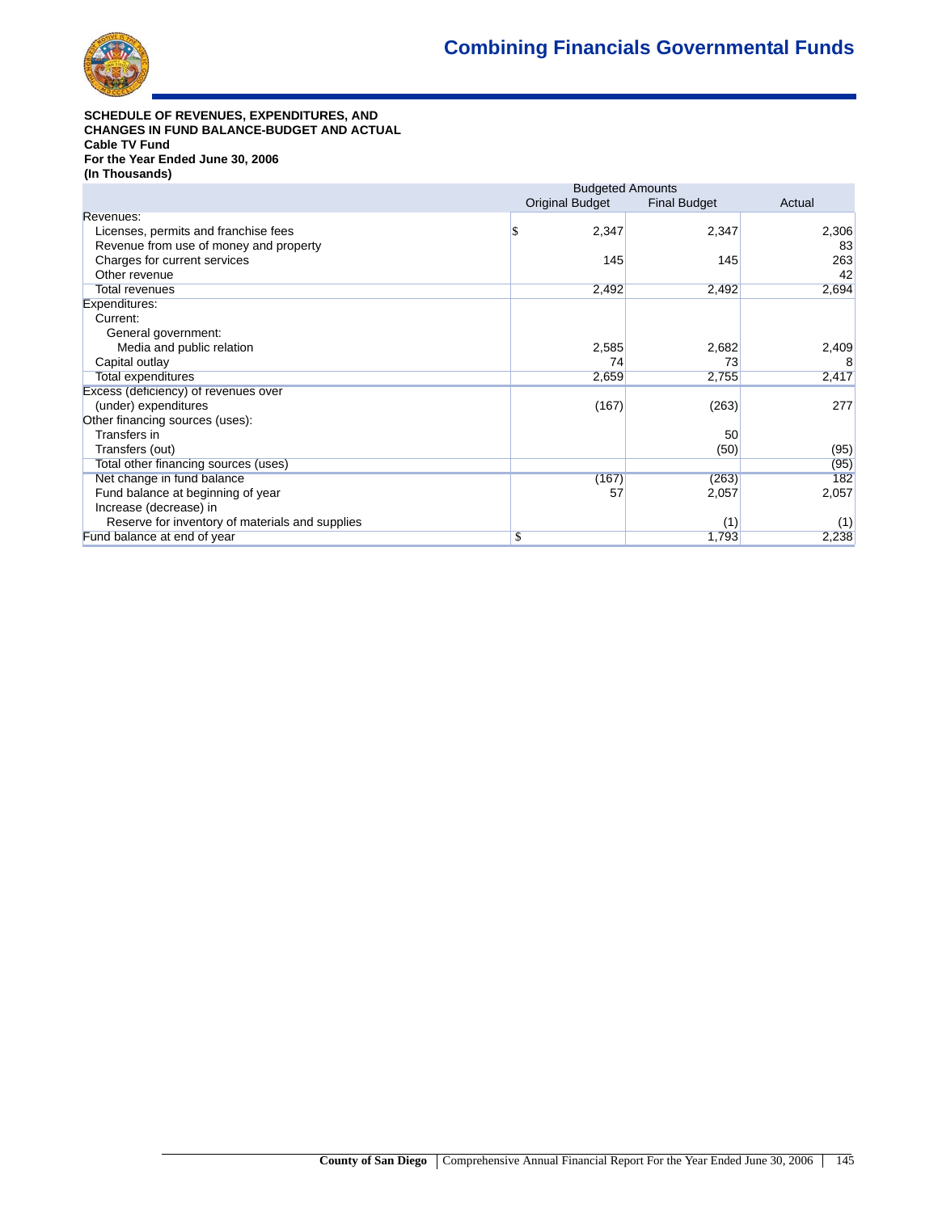# Combining Financials Governmental Funds

**SCHEDULE OF REVENUES, EXPENDITURES, AND CHANGES IN FUND BALANCE-BUDGET AND ACTUAL**
**Cable TV Fund**
**For the Year Ended June 30, 2006**
**(In Thousands)**

| | Budgeted Amounts | | |
|---|---|---|---|
| | Original Budget | Final Budget | Actual |
| Revenues: | | | |
| Licenses, permits and franchise fees | $ 2,347 | 2,347 | 2,306 |
| Revenue from use of money and property | | | 83 |
| Charges for current services | 145 | 145 | 263 |
| Other revenue | | | 42 |
| Total revenues | 2,492 | 2,492 | 2,694 |
| Expenditures: | | | |
| Current: | | | |
| General government: | | | |
| Media and public relation | 2,585 | 2,682 | 2,409 |
| Capital outlay | 74 | 73 | 8 |
| Total expenditures | 2,659 | 2,755 | 2,417 |
| Excess (deficiency) of revenues over (under) expenditures | (167) | (263) | 277 |
| Other financing sources (uses): | | | |
| Transfers in | | 50 | |
| Transfers (out) | | (50) | (95) |
| Total other financing sources (uses) | | | (95) |
| Net change in fund balance | (167) | (263) | 182 |
| Fund balance at beginning of year | 57 | 2,057 | 2,057 |
| Increase (decrease) in | | | |
| Reserve for inventory of materials and supplies | | (1) | (1) |
| Fund balance at end of year | $ | 1,793 | 2,238 |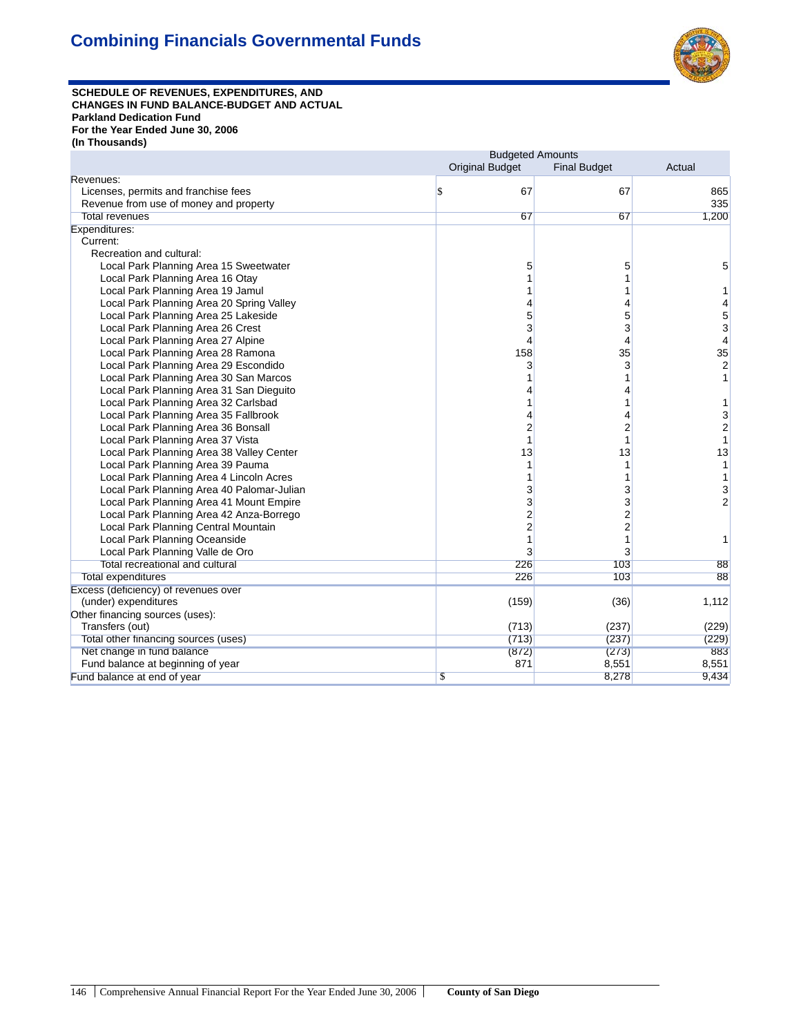# Combining Financials Governmental Funds

**SCHEDULE OF REVENUES, EXPENDITURES, AND CHANGES IN FUND BALANCE-BUDGET AND ACTUAL**
**Parkland Dedication Fund**
**For the Year Ended June 30, 2006**
**(In Thousands)**

| | Budgeted Amounts | | |
|---|---|---|---|
| | Original Budget | Final Budget | Actual |
| Revenues: | | | |
| Licenses, permits and franchise fees | $ 67 | 67 | 865 |
| Revenue from use of money and property | | | 335 |
| Total revenues | 67 | 67 | 1,200 |
| Expenditures: | | | |
| Current: | | | |
| Recreation and cultural: | | | |
| Local Park Planning Area 15 Sweetwater | 5 | 5 | 5 |
| Local Park Planning Area 16 Otay | 1 | 1 | |
| Local Park Planning Area 19 Jamul | 1 | 1 | 1 |
| Local Park Planning Area 20 Spring Valley | 4 | 4 | 4 |
| Local Park Planning Area 25 Lakeside | 5 | 5 | 5 |
| Local Park Planning Area 26 Crest | 3 | 3 | 3 |
| Local Park Planning Area 27 Alpine | 4 | 4 | 4 |
| Local Park Planning Area 28 Ramona | 158 | 35 | 35 |
| Local Park Planning Area 29 Escondido | 3 | 3 | 2 |
| Local Park Planning Area 30 San Marcos | 1 | 1 | 1 |
| Local Park Planning Area 31 San Dieguito | 4 | 4 | |
| Local Park Planning Area 32 Carlsbad | 1 | 1 | 1 |
| Local Park Planning Area 35 Fallbrook | 4 | 4 | 3 |
| Local Park Planning Area 36 Bonsall | 2 | 2 | 2 |
| Local Park Planning Area 37 Vista | 1 | 1 | 1 |
| Local Park Planning Area 38 Valley Center | 13 | 13 | 13 |
| Local Park Planning Area 39 Pauma | 1 | 1 | 1 |
| Local Park Planning Area 4 Lincoln Acres | 1 | 1 | 1 |
| Local Park Planning Area 40 Palomar-Julian | 3 | 3 | 3 |
| Local Park Planning Area 41 Mount Empire | 3 | 3 | 2 |
| Local Park Planning Area 42 Anza-Borrego | 2 | 2 | |
| Local Park Planning Central Mountain | 2 | 2 | |
| Local Park Planning Oceanside | 1 | 1 | 1 |
| Local Park Planning Valle de Oro | 3 | 3 | |
| Total recreational and cultural | 226 | 103 | 88 |
| Total expenditures | 226 | 103 | 88 |
| Excess (deficiency) of revenues over (under) expenditures | (159) | (36) | 1,112 |
| Other financing sources (uses): | | | |
| Transfers (out) | (713) | (237) | (229) |
| Total other financing sources (uses) | (713) | (237) | (229) |
| Net change in fund balance | (872) | (273) | 883 |
| Fund balance at beginning of year | 871 | 8,551 | 8,551 |
| Fund balance at end of year | $ | 8,278 | 9,434 |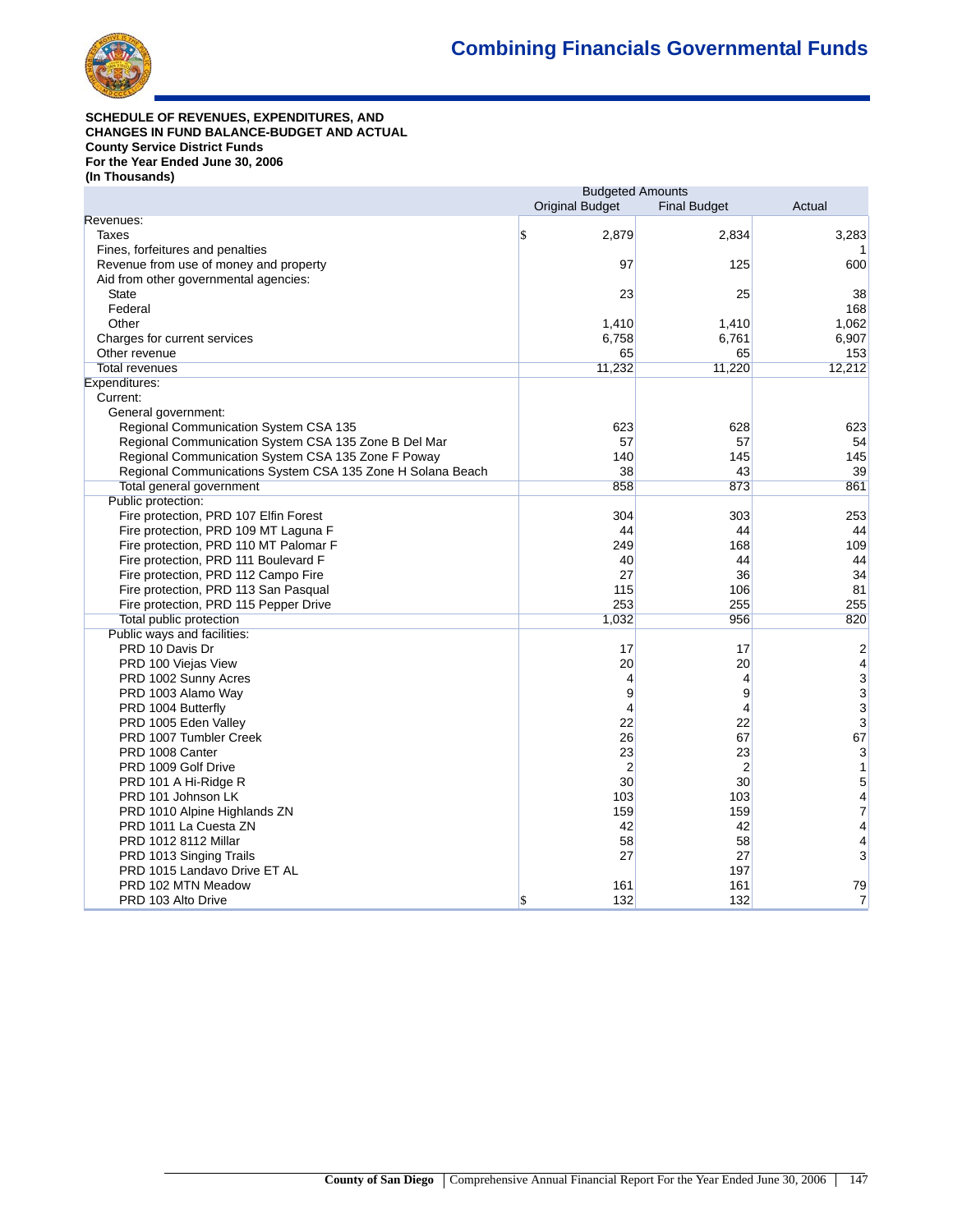**SCHEDULE OF REVENUES, EXPENDITURES, AND CHANGES IN FUND BALANCE-BUDGET AND ACTUAL**
**County Service District Funds**
**For the Year Ended June 30, 2006**
**(In Thousands)**

| | Budgeted Amounts | | |
|---|---|---|---|
| | Original Budget | Final Budget | Actual |
| Revenues: | | | |
| Taxes | $ 2,879 | 2,834 | 3,283 |
| Fines, forfeitures and penalties | | | 1 |
| Revenue from use of money and property | 97 | 125 | 600 |
| Aid from other governmental agencies: | | | |
| State | 23 | 25 | 38 |
| Federal | | | 168 |
| Other | 1,410 | 1,410 | 1,062 |
| Charges for current services | 6,758 | 6,761 | 6,907 |
| Other revenue | 65 | 65 | 153 |
| Total revenues | 11,232 | 11,220 | 12,212 |
| Expenditures: | | | |
| Current: | | | |
| General government: | | | |
| Regional Communication System CSA 135 | 623 | 628 | 623 |
| Regional Communication System CSA 135 Zone B Del Mar | 57 | 57 | 54 |
| Regional Communication System CSA 135 Zone F Poway | 140 | 145 | 145 |
| Regional Communications System CSA 135 Zone H Solana Beach | 38 | 43 | 39 |
| Total general government | 858 | 873 | 861 |
| Public protection: | | | |
| Fire protection, PRD 107 Elfin Forest | 304 | 303 | 253 |
| Fire protection, PRD 109 MT Laguna F | 44 | 44 | 44 |
| Fire protection, PRD 110 MT Palomar F | 249 | 168 | 109 |
| Fire protection, PRD 111 Boulevard F | 40 | 44 | 44 |
| Fire protection, PRD 112 Campo Fire | 27 | 36 | 34 |
| Fire protection, PRD 113 San Pasqual | 115 | 106 | 81 |
| Fire protection, PRD 115 Pepper Drive | 253 | 255 | 255 |
| Total public protection | 1,032 | 956 | 820 |
| Public ways and facilities: | | | |
| PRD 10 Davis Dr | 17 | 17 | 2 |
| PRD 100 Viejas View | 20 | 20 | 4 |
| PRD 1002 Sunny Acres | 4 | 4 | 3 |
| PRD 1003 Alamo Way | 9 | 9 | 3 |
| PRD 1004 Butterfly | 4 | 4 | 3 |
| PRD 1005 Eden Valley | 22 | 22 | 3 |
| PRD 1007 Tumbler Creek | 26 | 67 | 67 |
| PRD 1008 Canter | 23 | 23 | 3 |
| PRD 1009 Golf Drive | 2 | 2 | 1 |
| PRD 101 A Hi-Ridge R | 30 | 30 | 5 |
| PRD 101 Johnson LK | 103 | 103 | 4 |
| PRD 1010 Alpine Highlands ZN | 159 | 159 | 7 |
| PRD 1011 La Cuesta ZN | 42 | 42 | 4 |
| PRD 1012 8112 Millar | 58 | 58 | 4 |
| PRD 1013 Singing Trails | 27 | 27 | 3 |
| PRD 1015 Landavo Drive ET AL | | 197 | |
| PRD 102 MTN Meadow | 161 | 161 | 79 |
| PRD 103 Alto Drive | $ 132 | 132 | 7 |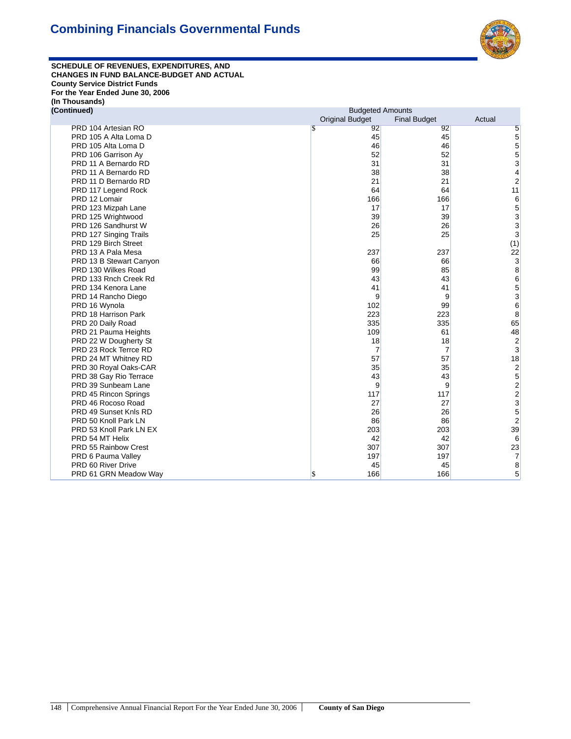# Combining Financials Governmental Funds

**SCHEDULE OF REVENUES, EXPENDITURES, AND CHANGES IN FUND BALANCE-BUDGET AND ACTUAL**
**County Service District Funds**
**For the Year Ended June 30, 2006**
**(In Thousands)**
**(Continued)**

| | Budgeted Amounts | | |
|---|---|---|---|
| | Original Budget | Final Budget | Actual |
| PRD 104 Artesian RO | $ 92 | 92 | 5 |
| PRD 105 A Alta Loma D | 45 | 45 | 5 |
| PRD 105 Alta Loma D | 46 | 46 | 5 |
| PRD 106 Garrison Ay | 52 | 52 | 5 |
| PRD 11 A Bernardo RD | 31 | 31 | 3 |
| PRD 11 A Bernardo RD | 38 | 38 | 4 |
| PRD 11 D Bernardo RD | 21 | 21 | 2 |
| PRD 117 Legend Rock | 64 | 64 | 11 |
| PRD 12 Lomair | 166 | 166 | 6 |
| PRD 123 Mizpah Lane | 17 | 17 | 5 |
| PRD 125 Wrightwood | 39 | 39 | 3 |
| PRD 126 Sandhurst W | 26 | 26 | 3 |
| PRD 127 Singing Trails | 25 | 25 | 3 |
| PRD 129 Birch Street | | | (1) |
| PRD 13 A Pala Mesa | 237 | 237 | 22 |
| PRD 13 B Stewart Canyon | 66 | 66 | 3 |
| PRD 130 Wilkes Road | 99 | 85 | 8 |
| PRD 133 Rnch Creek Rd | 43 | 43 | 6 |
| PRD 134 Kenora Lane | 41 | 41 | 5 |
| PRD 14 Rancho Diego | 9 | 9 | 3 |
| PRD 16 Wynola | 102 | 99 | 6 |
| PRD 18 Harrison Park | 223 | 223 | 8 |
| PRD 20 Daily Road | 335 | 335 | 65 |
| PRD 21 Pauma Heights | 109 | 61 | 48 |
| PRD 22 W Dougherty St | 18 | 18 | 2 |
| PRD 23 Rock Terrce RD | 7 | 7 | 3 |
| PRD 24 MT Whitney RD | 57 | 57 | 18 |
| PRD 30 Royal Oaks-CAR | 35 | 35 | 2 |
| PRD 38 Gay Rio Terrace | 43 | 43 | 5 |
| PRD 39 Sunbeam Lane | 9 | 9 | 2 |
| PRD 45 Rincon Springs | 117 | 117 | 2 |
| PRD 46 Rocoso Road | 27 | 27 | 3 |
| PRD 49 Sunset Knls RD | 26 | 26 | 5 |
| PRD 50 Knoll Park LN | 86 | 86 | 2 |
| PRD 53 Knoll Park LN EX | 203 | 203 | 39 |
| PRD 54 MT Helix | 42 | 42 | 6 |
| PRD 55 Rainbow Crest | 307 | 307 | 23 |
| PRD 6 Pauma Valley | 197 | 197 | 7 |
| PRD 60 River Drive | 45 | 45 | 8 |
| PRD 61 GRN Meadow Way | $ 166 | 166 | 5 |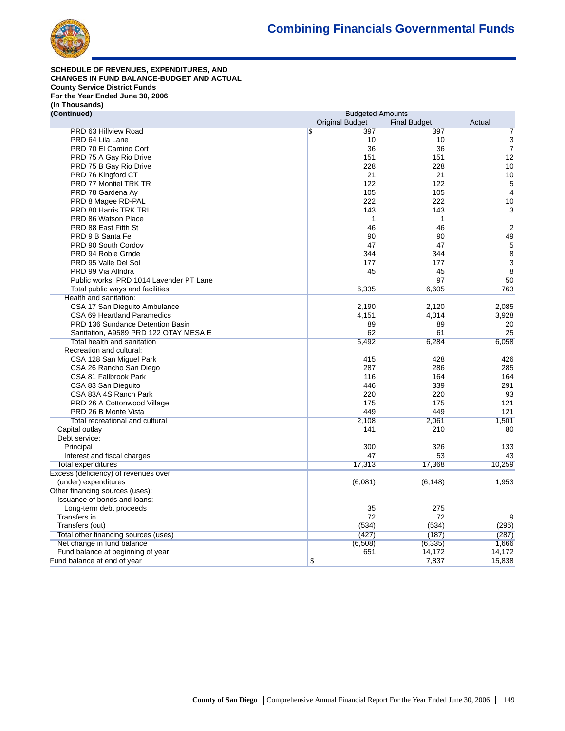# Combining Financials Governmental Funds

**SCHEDULE OF REVENUES, EXPENDITURES, AND CHANGES IN FUND BALANCE-BUDGET AND ACTUAL**
**County Service District Funds**
**For the Year Ended June 30, 2006**
**(In Thousands)**
**(Continued)**

| | Budgeted Amounts | | |
|---|---|---|---|
| | Original Budget | Final Budget | Actual |
| PRD 63 Hillview Road | $ 397 | 397 | 7 |
| PRD 64 Lila Lane | 10 | 10 | 3 |
| PRD 70 El Camino Cort | 36 | 36 | 7 |
| PRD 75 A Gay Rio Drive | 151 | 151 | 12 |
| PRD 75 B Gay Rio Drive | 228 | 228 | 10 |
| PRD 76 Kingford CT | 21 | 21 | 10 |
| PRD 77 Montiel TRK TR | 122 | 122 | 5 |
| PRD 78 Gardena Ay | 105 | 105 | 4 |
| PRD 8 Magee RD-PAL | 222 | 222 | 10 |
| PRD 80 Harris TRK TRL | 143 | 143 | 3 |
| PRD 86 Watson Place | 1 | 1 | |
| PRD 88 East Fifth St | 46 | 46 | 2 |
| PRD 9 B Santa Fe | 90 | 90 | 49 |
| PRD 90 South Cordov | 47 | 47 | 5 |
| PRD 94 Roble Grnde | 344 | 344 | 8 |
| PRD 95 Valle Del Sol | 177 | 177 | 3 |
| PRD 99 Via Allndra | 45 | 45 | 8 |
| Public works, PRD 1014 Lavender PT Lane | | 97 | 50 |
| Total public ways and facilities | 6,335 | 6,605 | 763 |
| Health and sanitation: | | | |
| CSA 17 San Dieguito Ambulance | 2,190 | 2,120 | 2,085 |
| CSA 69 Heartland Paramedics | 4,151 | 4,014 | 3,928 |
| PRD 136 Sundance Detention Basin | 89 | 89 | 20 |
| Sanitation, A9589 PRD 122 OTAY MESA E | 62 | 61 | 25 |
| Total health and sanitation | 6,492 | 6,284 | 6,058 |
| Recreation and cultural: | | | |
| CSA 128 San Miguel Park | 415 | 428 | 426 |
| CSA 26 Rancho San Diego | 287 | 286 | 285 |
| CSA 81 Fallbrook Park | 116 | 164 | 164 |
| CSA 83 San Dieguito | 446 | 339 | 291 |
| CSA 83A 4S Ranch Park | 220 | 220 | 93 |
| PRD 26 A Cottonwood Village | 175 | 175 | 121 |
| PRD 26 B Monte Vista | 449 | 449 | 121 |
| Total recreational and cultural | 2,108 | 2,061 | 1,501 |
| Capital outlay | 141 | 210 | 80 |
| Debt service: | | | |
| Principal | 300 | 326 | 133 |
| Interest and fiscal charges | 47 | 53 | 43 |
| Total expenditures | 17,313 | 17,368 | 10,259 |
| Excess (deficiency) of revenues over (under) expenditures | (6,081) | (6,148) | 1,953 |
| Other financing sources (uses): | | | |
| Issuance of bonds and loans: | | | |
| Long-term debt proceeds | 35 | 275 | |
| Transfers in | 72 | 72 | 9 |
| Transfers (out) | (534) | (534) | (296) |
| Total other financing sources (uses) | (427) | (187) | (287) |
| Net change in fund balance | (6,508) | (6,335) | 1,666 |
| Fund balance at beginning of year | 651 | 14,172 | 14,172 |
| Fund balance at end of year | $ | 7,837 | 15,838 |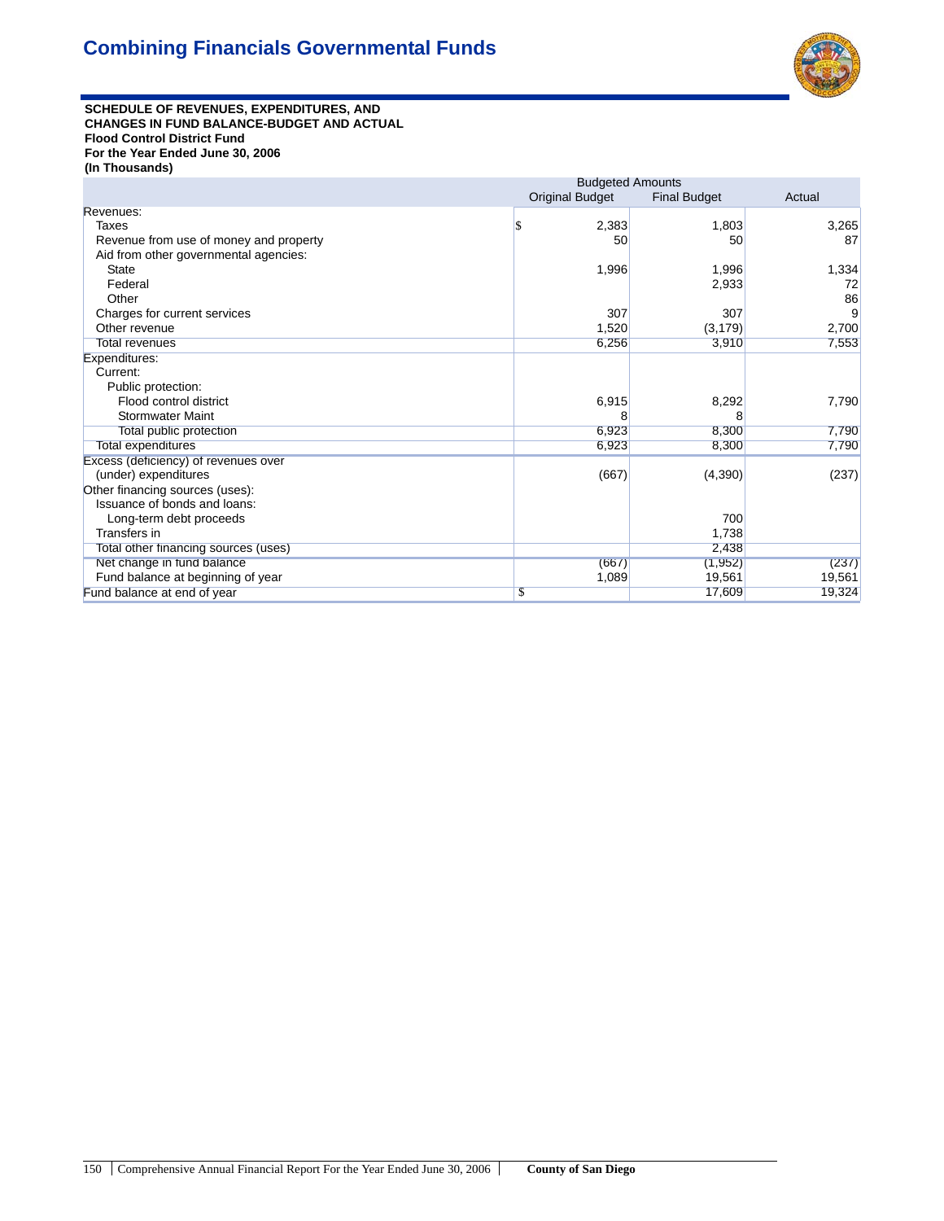# Combining Financials Governmental Funds

**SCHEDULE OF REVENUES, EXPENDITURES, AND CHANGES IN FUND BALANCE-BUDGET AND ACTUAL**
**Flood Control District Fund**
**For the Year Ended June 30, 2006**
**(In Thousands)**

| | Budgeted Amounts | | |
|---|---|---|---|
| | Original Budget | Final Budget | Actual |
| Revenues: | | | |
| Taxes | $ 2,383 | 1,803 | 3,265 |
| Revenue from use of money and property | 50 | 50 | 87 |
| Aid from other governmental agencies: | | | |
| State | 1,996 | 1,996 | 1,334 |
| Federal | | 2,933 | 72 |
| Other | | | 86 |
| Charges for current services | 307 | 307 | 9 |
| Other revenue | 1,520 | (3,179) | 2,700 |
| Total revenues | 6,256 | 3,910 | 7,553 |
| Expenditures: | | | |
| Current: | | | |
| Public protection: | | | |
| Flood control district | 6,915 | 8,292 | 7,790 |
| Stormwater Maint | 8 | 8 | |
| Total public protection | 6,923 | 8,300 | 7,790 |
| Total expenditures | 6,923 | 8,300 | 7,790 |
| Excess (deficiency) of revenues over (under) expenditures | (667) | (4,390) | (237) |
| Other financing sources (uses): | | | |
| Issuance of bonds and loans: | | | |
| Long-term debt proceeds | | 700 | |
| Transfers in | | 1,738 | |
| Total other financing sources (uses) | | 2,438 | |
| Net change in fund balance | (667) | (1,952) | (237) |
| Fund balance at beginning of year | 1,089 | 19,561 | 19,561 |
| Fund balance at end of year | $ | 17,609 | 19,324 |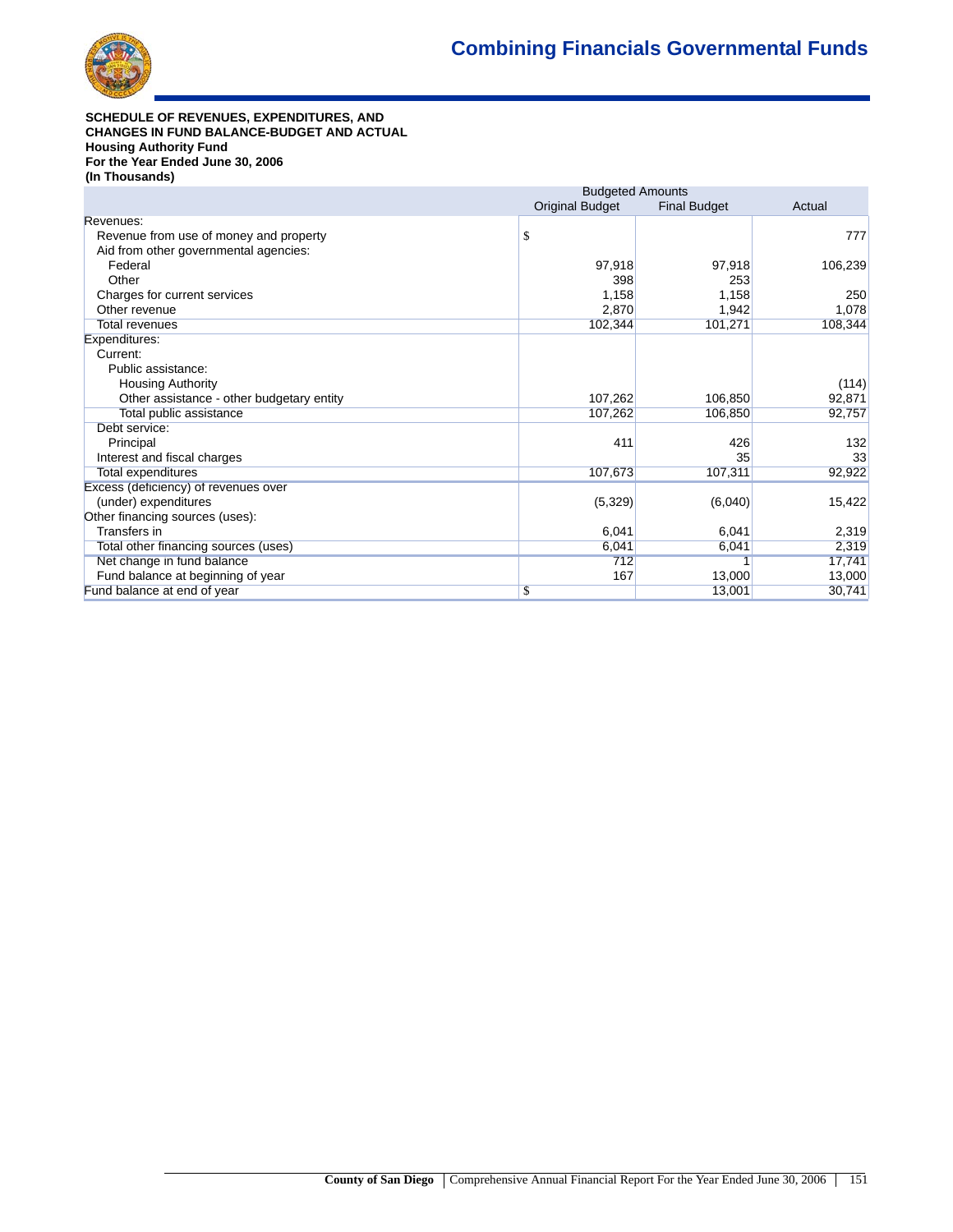**SCHEDULE OF REVENUES, EXPENDITURES, AND CHANGES IN FUND BALANCE-BUDGET AND ACTUAL**
**Housing Authority Fund**
**For the Year Ended June 30, 2006**
**(In Thousands)**

| | Budgeted Amounts | | |
|---|---|---|---|
| | Original Budget | Final Budget | Actual |
| Revenues: | | | |
| Revenue from use of money and property | $ | | 777 |
| Aid from other governmental agencies: | | | |
| Federal | 97,918 | 97,918 | 106,239 |
| Other | 398 | 253 | |
| Charges for current services | 1,158 | 1,158 | 250 |
| Other revenue | 2,870 | 1,942 | 1,078 |
| Total revenues | 102,344 | 101,271 | 108,344 |
| Expenditures: | | | |
| Current: | | | |
| Public assistance: | | | |
| Housing Authority | | | (114) |
| Other assistance - other budgetary entity | 107,262 | 106,850 | 92,871 |
| Total public assistance | 107,262 | 106,850 | 92,757 |
| Debt service: | | | |
| Principal | 411 | 426 | 132 |
| Interest and fiscal charges | | 35 | 33 |
| Total expenditures | 107,673 | 107,311 | 92,922 |
| Excess (deficiency) of revenues over (under) expenditures | (5,329) | (6,040) | 15,422 |
| Other financing sources (uses): | | | |
| Transfers in | 6,041 | 6,041 | 2,319 |
| Total other financing sources (uses) | 6,041 | 6,041 | 2,319 |
| Net change in fund balance | 712 | 1 | 17,741 |
| Fund balance at beginning of year | 167 | 13,000 | 13,000 |
| Fund balance at end of year | $ | 13,001 | 30,741 |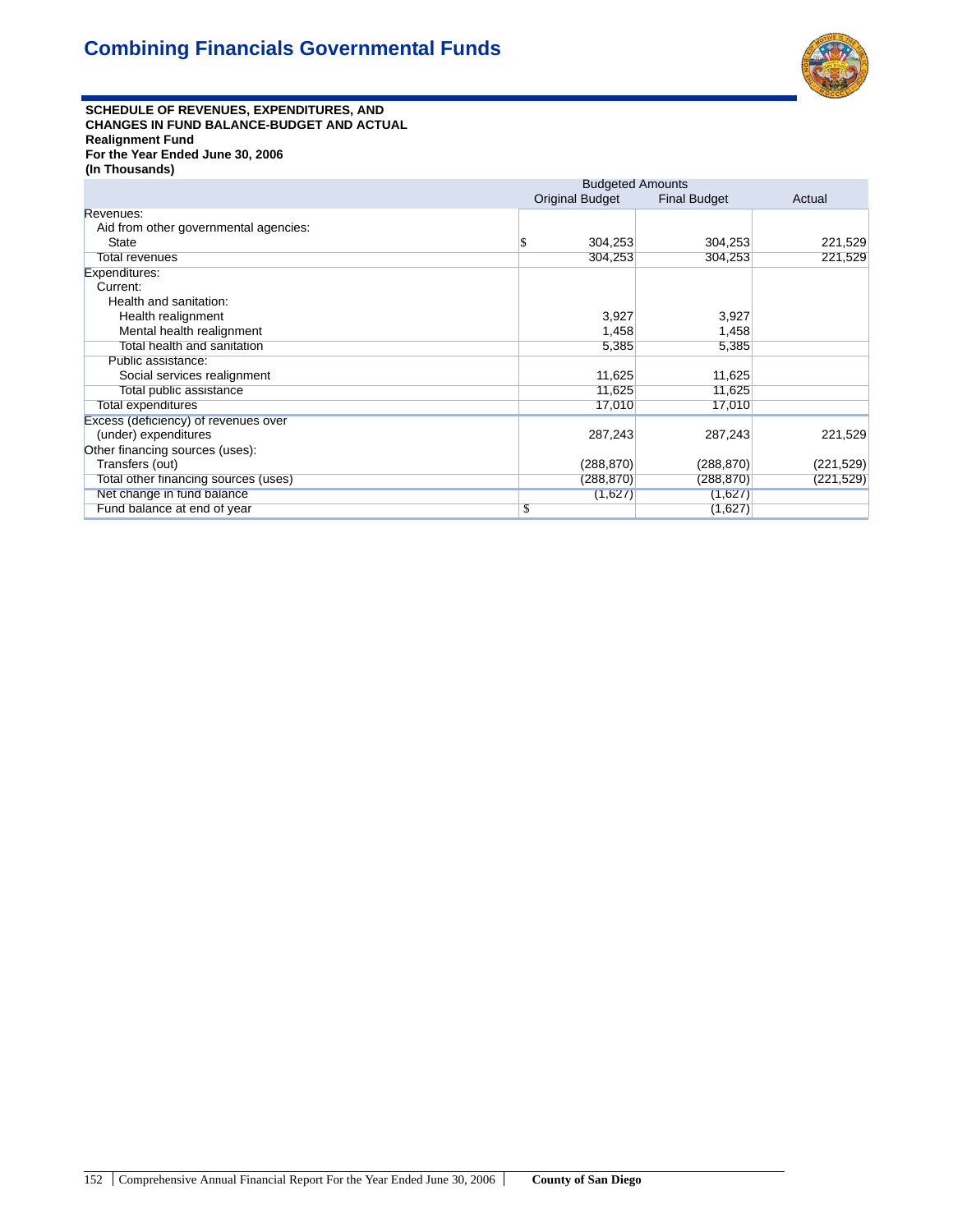# Combining Financials Governmental Funds

**SCHEDULE OF REVENUES, EXPENDITURES, AND CHANGES IN FUND BALANCE-BUDGET AND ACTUAL**
**Realignment Fund**
**For the Year Ended June 30, 2006**
**(In Thousands)**

| | Budgeted Amounts | | |
|---|---|---|---|
| | Original Budget | Final Budget | Actual |
| Revenues: | | | |
| Aid from other governmental agencies: | | | |
| State | $ 304,253 | 304,253 | 221,529 |
| Total revenues | 304,253 | 304,253 | 221,529 |
| Expenditures: | | | |
| Current: | | | |
| Health and sanitation: | | | |
| Health realignment | 3,927 | 3,927 | |
| Mental health realignment | 1,458 | 1,458 | |
| Total health and sanitation | 5,385 | 5,385 | |
| Public assistance: | | | |
| Social services realignment | 11,625 | 11,625 | |
| Total public assistance | 11,625 | 11,625 | |
| Total expenditures | 17,010 | 17,010 | |
| Excess (deficiency) of revenues over (under) expenditures | 287,243 | 287,243 | 221,529 |
| Other financing sources (uses): | | | |
| Transfers (out) | (288,870) | (288,870) | (221,529) |
| Total other financing sources (uses) | (288,870) | (288,870) | (221,529) |
| Net change in fund balance | (1,627) | (1,627) | |
| Fund balance at end of year | $ | (1,627) | |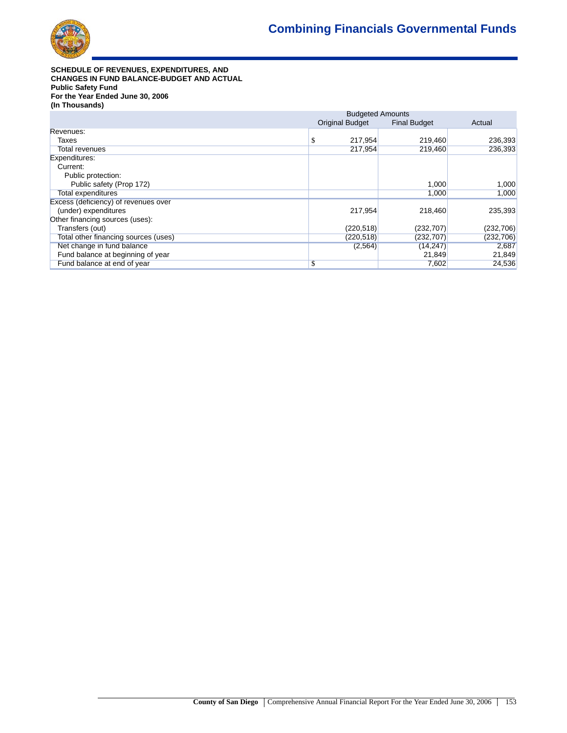# Combining Financials Governmental Funds

**SCHEDULE OF REVENUES, EXPENDITURES, AND CHANGES IN FUND BALANCE-BUDGET AND ACTUAL**
**Public Safety Fund**
**For the Year Ended June 30, 2006**
**(In Thousands)**

| | Budgeted Amounts | | |
|---|---|---|---|
| | Original Budget | Final Budget | Actual |
| Revenues: | | | |
| Taxes | $ 217,954 | 219,460 | 236,393 |
| Total revenues | 217,954 | 219,460 | 236,393 |
| Expenditures: | | | |
| Current: | | | |
| Public protection: | | | |
| Public safety (Prop 172) | | 1,000 | 1,000 |
| Total expenditures | | 1,000 | 1,000 |
| Excess (deficiency) of revenues over (under) expenditures | 217,954 | 218,460 | 235,393 |
| Other financing sources (uses): | | | |
| Transfers (out) | (220,518) | (232,707) | (232,706) |
| Total other financing sources (uses) | (220,518) | (232,707) | (232,706) |
| Net change in fund balance | (2,564) | (14,247) | 2,687 |
| Fund balance at beginning of year | | 21,849 | 21,849 |
| Fund balance at end of year | $ | 7,602 | 24,536 |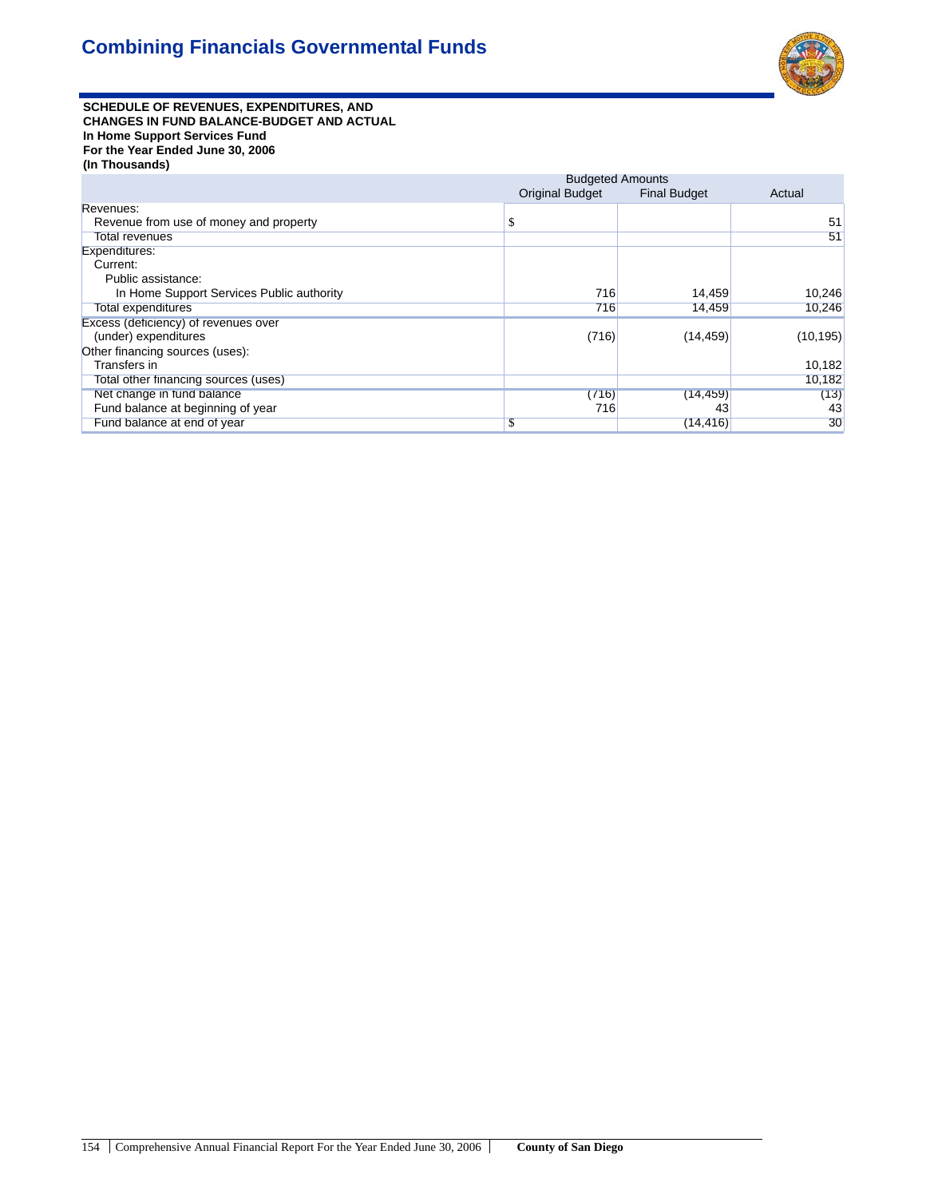# Combining Financials Governmental Funds

**SCHEDULE OF REVENUES, EXPENDITURES, AND CHANGES IN FUND BALANCE-BUDGET AND ACTUAL**
**In Home Support Services Fund**
**For the Year Ended June 30, 2006**
**(In Thousands)**

| | Budgeted Amounts | | |
|---|---|---|---|
| | Original Budget | Final Budget | Actual |
| Revenues: | | | |
| Revenue from use of money and property | $ | | 51 |
| Total revenues | | | 51 |
| Expenditures: | | | |
| Current: | | | |
| Public assistance: | | | |
| In Home Support Services Public authority | 716 | 14,459 | 10,246 |
| Total expenditures | 716 | 14,459 | 10,246 |
| Excess (deficiency) of revenues over (under) expenditures | (716) | (14,459) | (10,195) |
| Other financing sources (uses): | | | |
| Transfers in | | | 10,182 |
| Total other financing sources (uses) | | | 10,182 |
| Net change in fund balance | (716) | (14,459) | (13) |
| Fund balance at beginning of year | 716 | 43 | 43 |
| Fund balance at end of year | $ | (14,416) | 30 |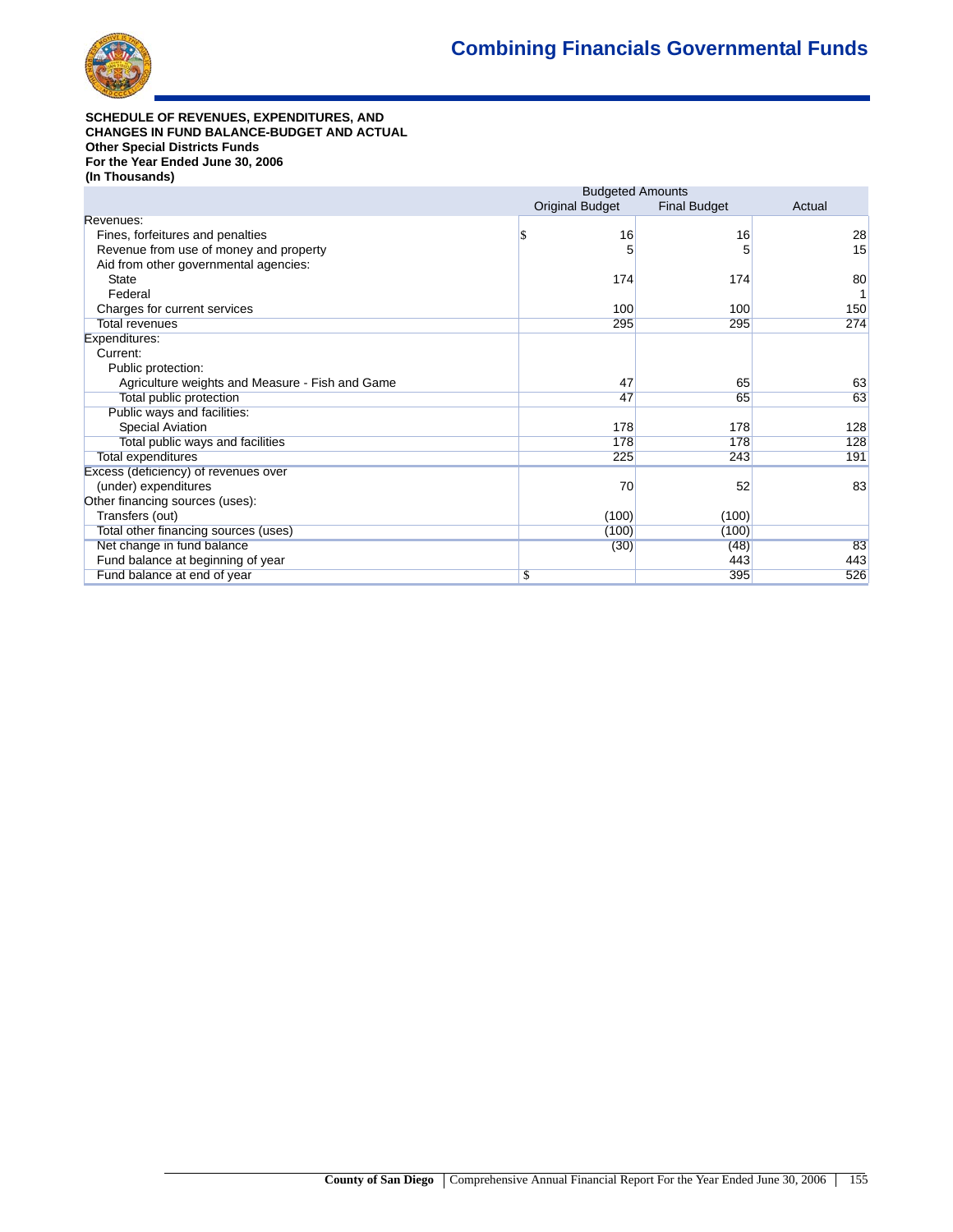# Combining Financials Governmental Funds

**SCHEDULE OF REVENUES, EXPENDITURES, AND CHANGES IN FUND BALANCE-BUDGET AND ACTUAL**
**Other Special Districts Funds**
**For the Year Ended June 30, 2006**
**(In Thousands)**

| | Budgeted Amounts | | |
|---|---|---|---|
| | Original Budget | Final Budget | Actual |
| Revenues: | | | |
| Fines, forfeitures and penalties | $ 16 | 16 | 28 |
| Revenue from use of money and property | 5 | 5 | 15 |
| Aid from other governmental agencies: | | | |
| State | 174 | 174 | 80 |
| Federal | | | 1 |
| Charges for current services | 100 | 100 | 150 |
| Total revenues | 295 | 295 | 274 |
| Expenditures: | | | |
| Current: | | | |
| Public protection: | | | |
| Agriculture weights and Measure - Fish and Game | 47 | 65 | 63 |
| Total public protection | 47 | 65 | 63 |
| Public ways and facilities: | | | |
| Special Aviation | 178 | 178 | 128 |
| Total public ways and facilities | 178 | 178 | 128 |
| Total expenditures | 225 | 243 | 191 |
| Excess (deficiency) of revenues over (under) expenditures | 70 | 52 | 83 |
| Other financing sources (uses): | | | |
| Transfers (out) | (100) | (100) | |
| Total other financing sources (uses) | (100) | (100) | |
| Net change in fund balance | (30) | (48) | 83 |
| Fund balance at beginning of year | | 443 | 443 |
| Fund balance at end of year | $ | 395 | 526 |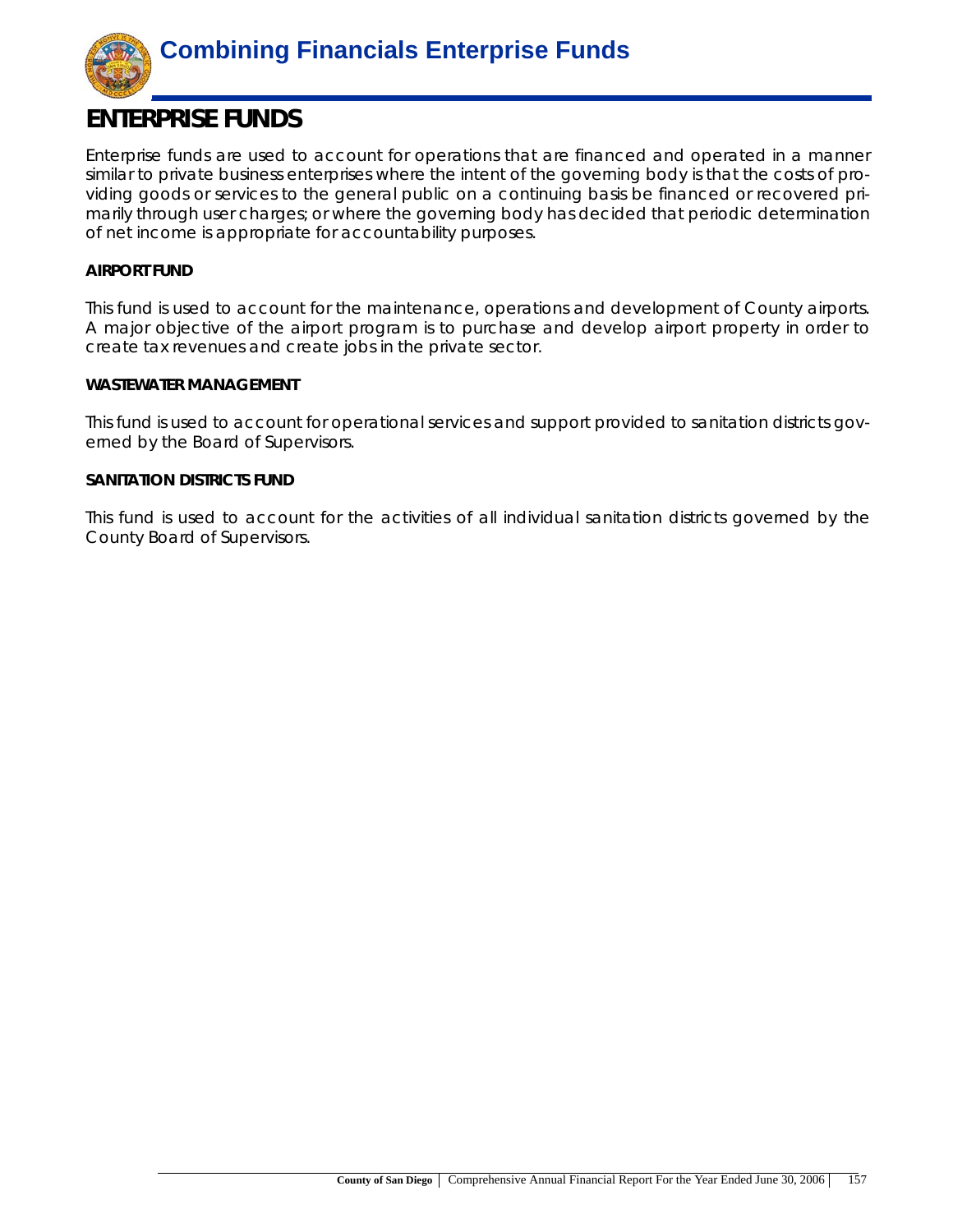# Combining Financials Enterprise Funds

## ENTERPRISE FUNDS

Enterprise funds are used to account for operations that are financed and operated in a manner similar to private business enterprises where the intent of the governing body is that the costs of providing goods or services to the general public on a continuing basis be financed or recovered primarily through user charges; or where the governing body has decided that periodic determination of net income is appropriate for accountability purposes.

**AIRPORT FUND**

This fund is used to account for the maintenance, operations and development of County airports. A major objective of the airport program is to purchase and develop airport property in order to create tax revenues and create jobs in the private sector.

**WASTEWATER MANAGEMENT**

This fund is used to account for operational services and support provided to sanitation districts governed by the Board of Supervisors.

**SANITATION DISTRICTS FUND**

This fund is used to account for the activities of all individual sanitation districts governed by the County Board of Supervisors.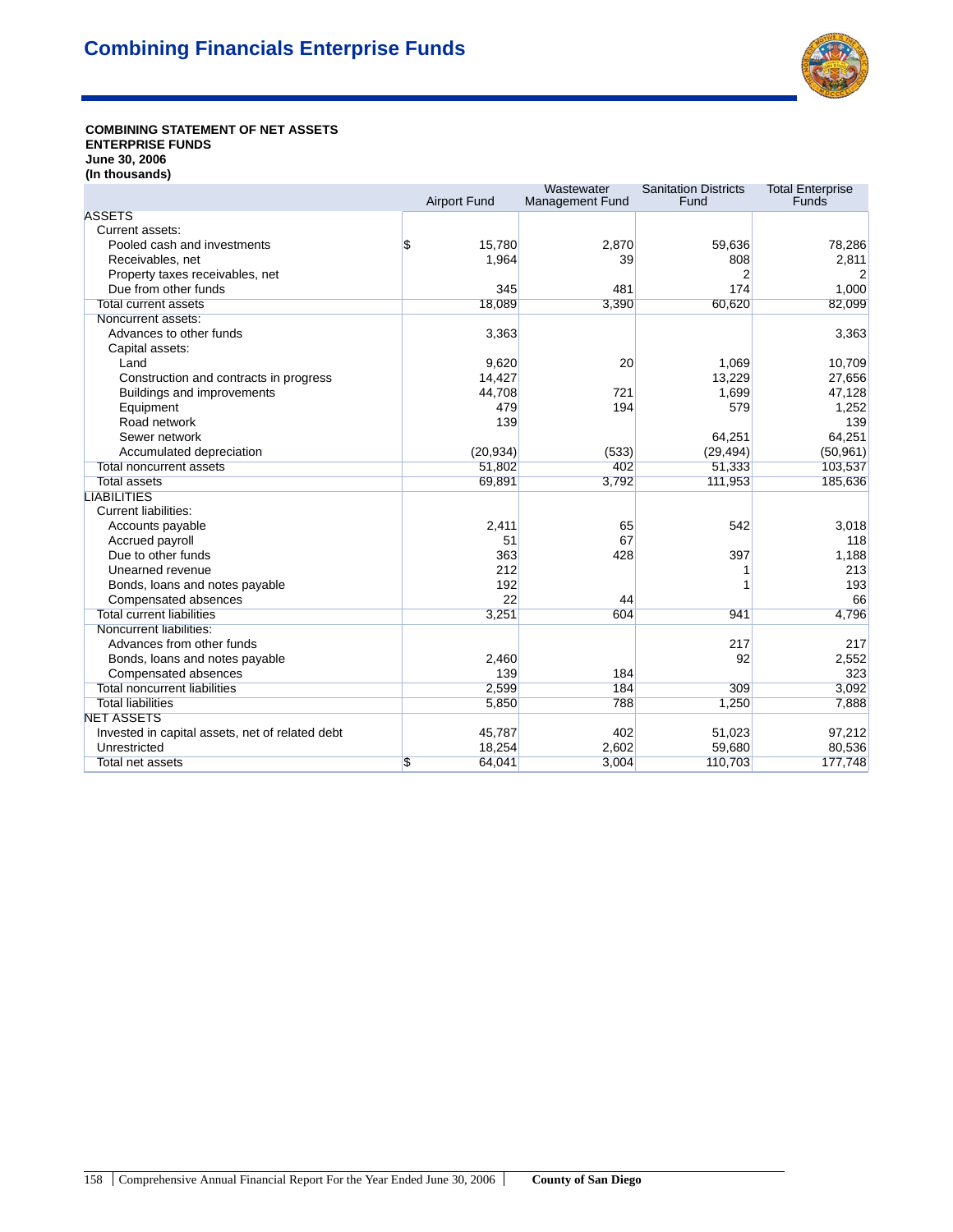# Combining Financials Enterprise Funds

**COMBINING STATEMENT OF NET ASSETS**
**ENTERPRISE FUNDS**
**June 30, 2006**
**(In thousands)**

| | Airport Fund | Wastewater Management Fund | Sanitation Districts Fund | Total Enterprise Funds |
|---|---|---|---|---|
| ASSETS | | | | |
| Current assets: | | | | |
| Pooled cash and investments | $ 15,780 | 2,870 | 59,636 | 78,286 |
| Receivables, net | 1,964 | 39 | 808 | 2,811 |
| Property taxes receivables, net | | | 2 | 2 |
| Due from other funds | 345 | 481 | 174 | 1,000 |
| Total current assets | 18,089 | 3,390 | 60,620 | 82,099 |
| Noncurrent assets: | | | | |
| Advances to other funds | 3,363 | | | 3,363 |
| Capital assets: | | | | |
| Land | 9,620 | 20 | 1,069 | 10,709 |
| Construction and contracts in progress | 14,427 | | 13,229 | 27,656 |
| Buildings and improvements | 44,708 | 721 | 1,699 | 47,128 |
| Equipment | 479 | 194 | 579 | 1,252 |
| Road network | 139 | | | 139 |
| Sewer network | | | 64,251 | 64,251 |
| Accumulated depreciation | (20,934) | (533) | (29,494) | (50,961) |
| Total noncurrent assets | 51,802 | 402 | 51,333 | 103,537 |
| Total assets | 69,891 | 3,792 | 111,953 | 185,636 |
| LIABILITIES | | | | |
| Current liabilities: | | | | |
| Accounts payable | 2,411 | 65 | 542 | 3,018 |
| Accrued payroll | 51 | 67 | | 118 |
| Due to other funds | 363 | 428 | 397 | 1,188 |
| Unearned revenue | 212 | | 1 | 213 |
| Bonds, loans and notes payable | 192 | | 1 | 193 |
| Compensated absences | 22 | 44 | | 66 |
| Total current liabilities | 3,251 | 604 | 941 | 4,796 |
| Noncurrent liabilities: | | | | |
| Advances from other funds | | | 217 | 217 |
| Bonds, loans and notes payable | 2,460 | | 92 | 2,552 |
| Compensated absences | 139 | 184 | | 323 |
| Total noncurrent liabilities | 2,599 | 184 | 309 | 3,092 |
| Total liabilities | 5,850 | 788 | 1,250 | 7,888 |
| NET ASSETS | | | | |
| Invested in capital assets, net of related debt | 45,787 | 402 | 51,023 | 97,212 |
| Unrestricted | 18,254 | 2,602 | 59,680 | 80,536 |
| Total net assets | $ 64,041 | 3,004 | 110,703 | 177,748 |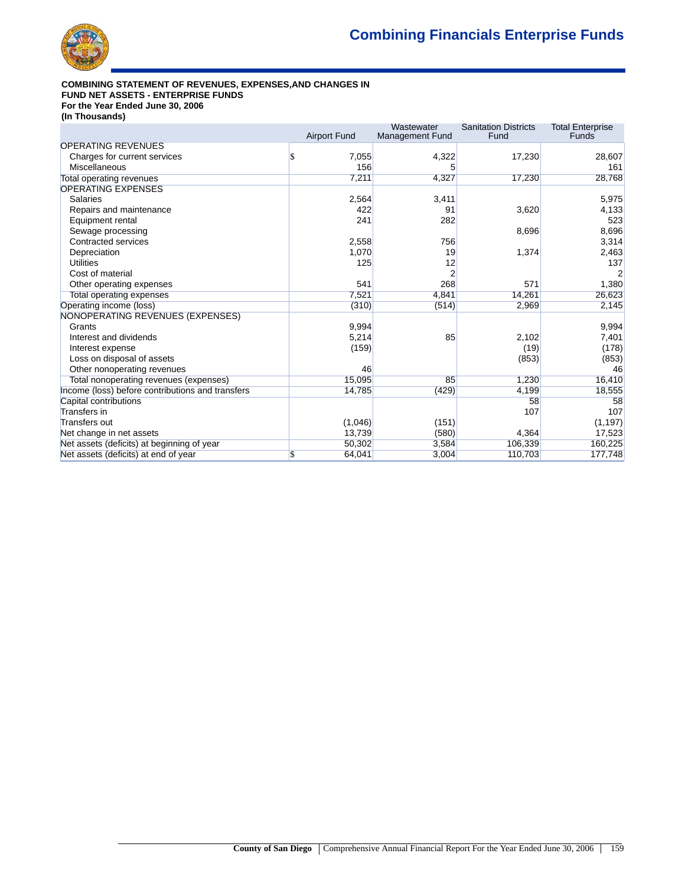# Combining Financials Enterprise Funds

**COMBINING STATEMENT OF REVENUES, EXPENSES,AND CHANGES IN FUND NET ASSETS - ENTERPRISE FUNDS**
**For the Year Ended June 30, 2006**
**(In Thousands)**

| | Airport Fund | Wastewater Management Fund | Sanitation Districts Fund | Total Enterprise Funds |
|---|---|---|---|---|
| OPERATING REVENUES | | | | |
| Charges for current services | $ 7,055 | 4,322 | 17,230 | 28,607 |
| Miscellaneous | 156 | 5 | | 161 |
| Total operating revenues | 7,211 | 4,327 | 17,230 | 28,768 |
| OPERATING EXPENSES | | | | |
| Salaries | 2,564 | 3,411 | | 5,975 |
| Repairs and maintenance | 422 | 91 | 3,620 | 4,133 |
| Equipment rental | 241 | 282 | | 523 |
| Sewage processing | | | 8,696 | 8,696 |
| Contracted services | 2,558 | 756 | | 3,314 |
| Depreciation | 1,070 | 19 | 1,374 | 2,463 |
| Utilities | 125 | 12 | | 137 |
| Cost of material | | 2 | | 2 |
| Other operating expenses | 541 | 268 | 571 | 1,380 |
| Total operating expenses | 7,521 | 4,841 | 14,261 | 26,623 |
| Operating income (loss) | (310) | (514) | 2,969 | 2,145 |
| NONOPERATING REVENUES (EXPENSES) | | | | |
| Grants | 9,994 | | | 9,994 |
| Interest and dividends | 5,214 | 85 | 2,102 | 7,401 |
| Interest expense | (159) | | (19) | (178) |
| Loss on disposal of assets | | | (853) | (853) |
| Other nonoperating revenues | 46 | | | 46 |
| Total nonoperating revenues (expenses) | 15,095 | 85 | 1,230 | 16,410 |
| Income (loss) before contributions and transfers | 14,785 | (429) | 4,199 | 18,555 |
| Capital contributions | | | 58 | 58 |
| Transfers in | | | 107 | 107 |
| Transfers out | (1,046) | (151) | | (1,197) |
| Net change in net assets | 13,739 | (580) | 4,364 | 17,523 |
| Net assets (deficits) at beginning of year | 50,302 | 3,584 | 106,339 | 160,225 |
| Net assets (deficits) at end of year | $ 64,041 | 3,004 | 110,703 | 177,748 |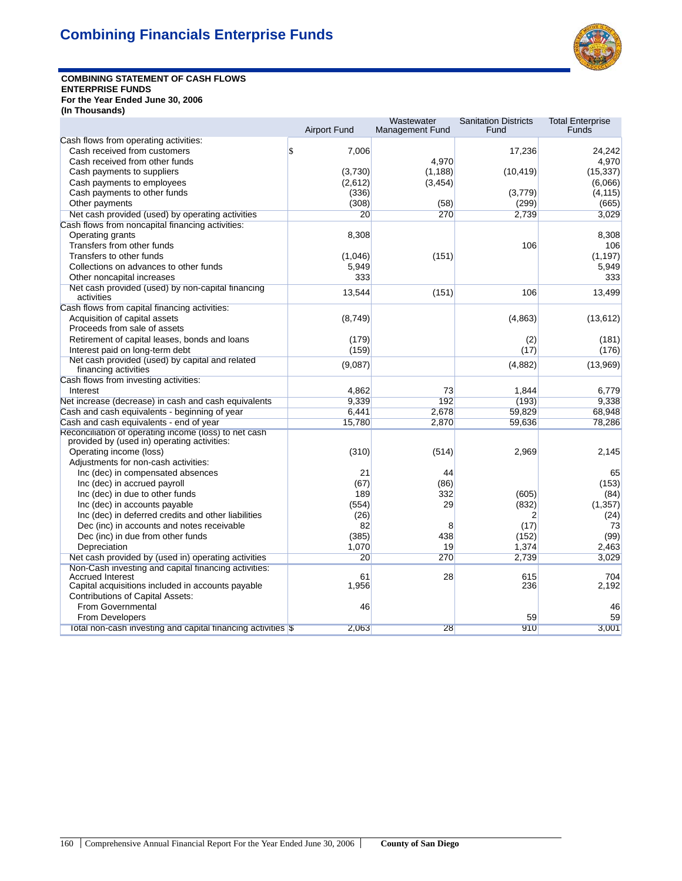# Combining Financials Enterprise Funds

**COMBINING STATEMENT OF CASH FLOWS**
**ENTERPRISE FUNDS**
**For the Year Ended June 30, 2006**
**(In Thousands)**

| | Airport Fund | Wastewater Management Fund | Sanitation Districts Fund | Total Enterprise Funds |
|---|---|---|---|---|
| Cash flows from operating activities: | | | | |
| Cash received from customers | $ 7,006 | | 17,236 | 24,242 |
| Cash received from other funds | | 4,970 | | 4,970 |
| Cash payments to suppliers | (3,730) | (1,188) | (10,419) | (15,337) |
| Cash payments to employees | (2,612) | (3,454) | | (6,066) |
| Cash payments to other funds | (336) | | (3,779) | (4,115) |
| Other payments | (308) | (58) | (299) | (665) |
| Net cash provided (used) by operating activities | 20 | 270 | 2,739 | 3,029 |
| Cash flows from noncapital financing activities: | | | | |
| Operating grants | 8,308 | | | 8,308 |
| Transfers from other funds | | | 106 | 106 |
| Transfers to other funds | (1,046) | (151) | | (1,197) |
| Collections on advances to other funds | 5,949 | | | 5,949 |
| Other noncapital increases | 333 | | | 333 |
| Net cash provided (used) by non-capital financing activities | 13,544 | (151) | 106 | 13,499 |
| Cash flows from capital financing activities: | | | | |
| Acquisition of capital assets | (8,749) | | (4,863) | (13,612) |
| Proceeds from sale of assets | | | | |
| Retirement of capital leases, bonds and loans | (179) | | (2) | (181) |
| Interest paid on long-term debt | (159) | | (17) | (176) |
| Net cash provided (used) by capital and related financing activities | (9,087) | | (4,882) | (13,969) |
| Cash flows from investing activities: | | | | |
| Interest | 4,862 | 73 | 1,844 | 6,779 |
| Net increase (decrease) in cash and cash equivalents | 9,339 | 192 | (193) | 9,338 |
| Cash and cash equivalents - beginning of year | 6,441 | 2,678 | 59,829 | 68,948 |
| Cash and cash equivalents - end of year | 15,780 | 2,870 | 59,636 | 78,286 |
| Reconciliation of operating income (loss) to net cash provided by (used in) operating activities: | | | | |
| Operating income (loss) | (310) | (514) | 2,969 | 2,145 |
| Adjustments for non-cash activities: | | | | |
| Inc (dec) in compensated absences | 21 | 44 | | 65 |
| Inc (dec) in accrued payroll | (67) | (86) | | (153) |
| Inc (dec) in due to other funds | 189 | 332 | (605) | (84) |
| Inc (dec) in accounts payable | (554) | 29 | (832) | (1,357) |
| Inc (dec) in deferred credits and other liabilities | (26) | | 2 | (24) |
| Dec (inc) in accounts and notes receivable | 82 | 8 | (17) | 73 |
| Dec (inc) in due from other funds | (385) | 438 | (152) | (99) |
| Depreciation | 1,070 | 19 | 1,374 | 2,463 |
| Net cash provided by (used in) operating activities | 20 | 270 | 2,739 | 3,029 |
| Non-Cash investing and capital financing activities: | | | | |
| Accrued Interest | 61 | 28 | 615 | 704 |
| Capital acquisitions included in accounts payable | 1,956 | | 236 | 2,192 |
| Contributions of Capital Assets: | | | | |
| From Governmental | 46 | | | 46 |
| From Developers | | | 59 | 59 |
| Total non-cash investing and capital financing activities | $ 2,063 | 28 | 910 | 3,001 |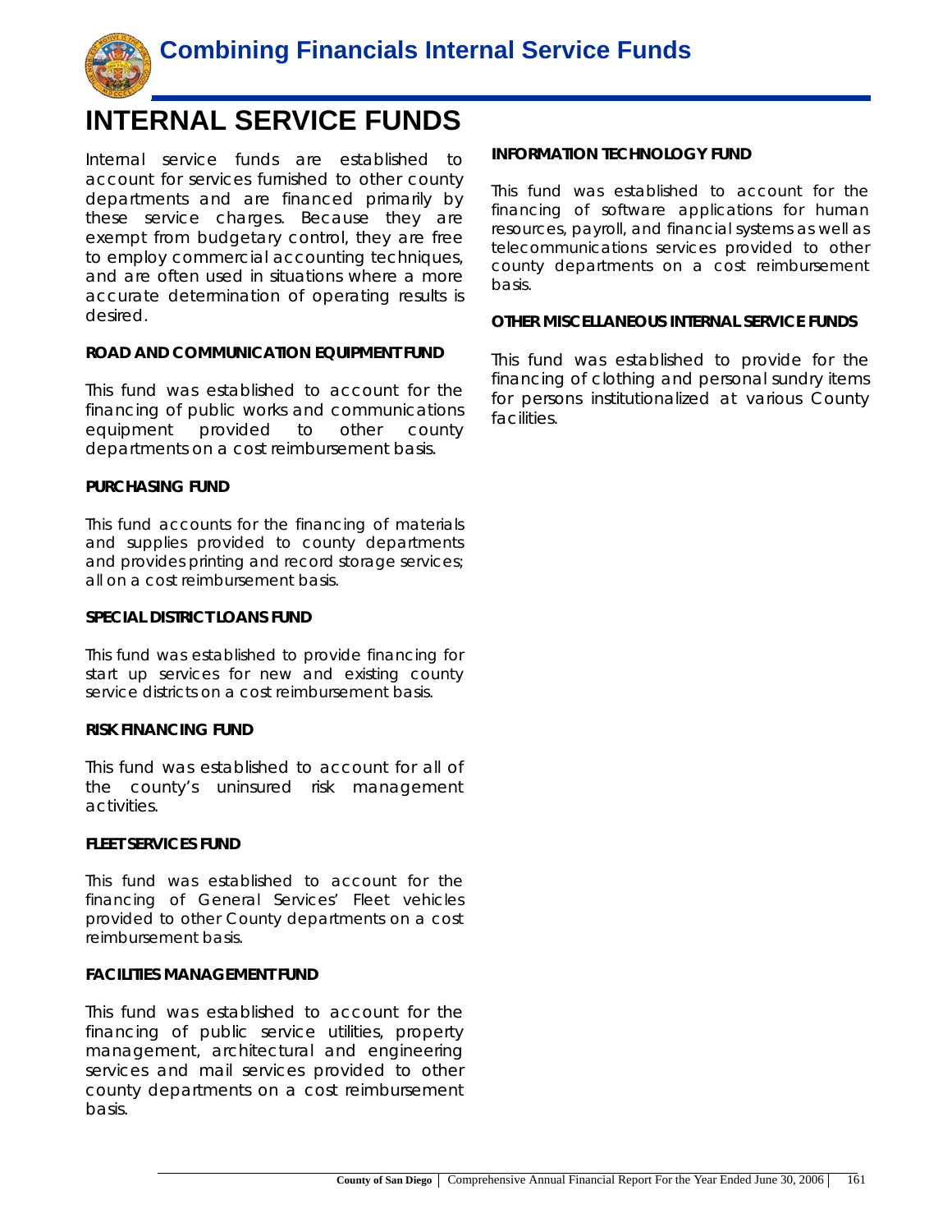# INTERNAL SERVICE FUNDS

Internal service funds are established to account for services furnished to other county departments and are financed primarily by these service charges. Because they are exempt from budgetary control, they are free to employ commercial accounting techniques, and are often used in situations where a more accurate determination of operating results is desired.

**ROAD AND COMMUNICATION EQUIPMENT FUND**

This fund was established to account for the financing of public works and communications equipment provided to other county departments on a cost reimbursement basis.

**PURCHASING FUND**

This fund accounts for the financing of materials and supplies provided to county departments and provides printing and record storage services; all on a cost reimbursement basis.

**SPECIAL DISTRICT LOANS FUND**

This fund was established to provide financing for start up services for new and existing county service districts on a cost reimbursement basis.

**RISK FINANCING FUND**

This fund was established to account for all of the county's uninsured risk management activities.

**FLEET SERVICES FUND**

This fund was established to account for the financing of General Services' Fleet vehicles provided to other County departments on a cost reimbursement basis.

**FACILITIES MANAGEMENT FUND**

This fund was established to account for the financing of public service utilities, property management, architectural and engineering services and mail services provided to other county departments on a cost reimbursement basis.

**INFORMATION TECHNOLOGY FUND**

This fund was established to account for the financing of software applications for human resources, payroll, and financial systems as well as telecommunications services provided to other county departments on a cost reimbursement basis.

**OTHER MISCELLANEOUS INTERNAL SERVICE FUNDS**

This fund was established to provide for the financing of clothing and personal sundry items for persons institutionalized at various County facilities.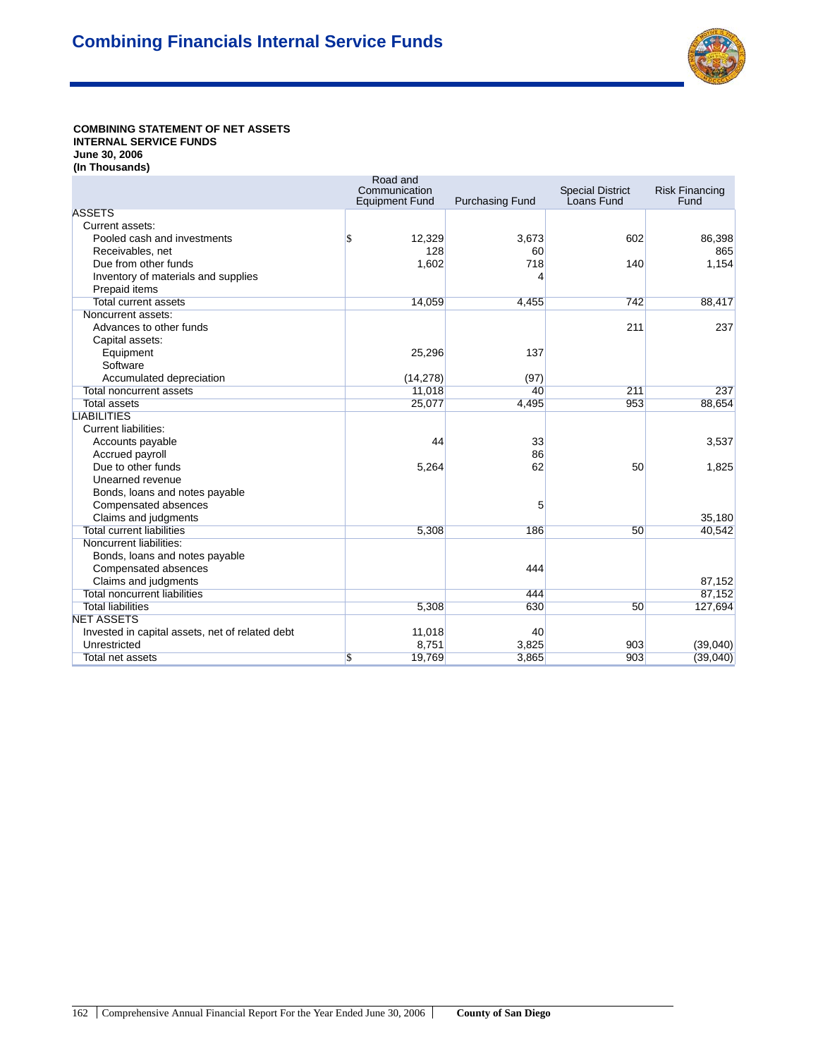# Combining Financials Internal Service Funds

**COMBINING STATEMENT OF NET ASSETS**
**INTERNAL SERVICE FUNDS**
**June 30, 2006**
**(In Thousands)**

| | Road and Communication Equipment Fund | Purchasing Fund | Special District Loans Fund | Risk Financing Fund |
|---|---|---|---|---|
| ASSETS | | | | |
| Current assets: | | | | |
| Pooled cash and investments | $ 12,329 | 3,673 | 602 | 86,398 |
| Receivables, net | 128 | 60 | | 865 |
| Due from other funds | 1,602 | 718 | 140 | 1,154 |
| Inventory of materials and supplies | | 4 | | |
| Prepaid items | | | | |
| Total current assets | 14,059 | 4,455 | 742 | 88,417 |
| Noncurrent assets: | | | | |
| Advances to other funds | | | 211 | 237 |
| Capital assets: | | | | |
| Equipment | 25,296 | 137 | | |
| Software | | | | |
| Accumulated depreciation | (14,278) | (97) | | |
| Total noncurrent assets | 11,018 | 40 | 211 | 237 |
| Total assets | 25,077 | 4,495 | 953 | 88,654 |
| LIABILITIES | | | | |
| Current liabilities: | | | | |
| Accounts payable | 44 | 33 | | 3,537 |
| Accrued payroll | | 86 | | |
| Due to other funds | 5,264 | 62 | 50 | 1,825 |
| Unearned revenue | | | | |
| Bonds, loans and notes payable | | | | |
| Compensated absences | | 5 | | |
| Claims and judgments | | | | 35,180 |
| Total current liabilities | 5,308 | 186 | 50 | 40,542 |
| Noncurrent liabilities: | | | | |
| Bonds, loans and notes payable | | | | |
| Compensated absences | | 444 | | |
| Claims and judgments | | | | 87,152 |
| Total noncurrent liabilities | | 444 | | 87,152 |
| Total liabilities | 5,308 | 630 | 50 | 127,694 |
| NET ASSETS | | | | |
| Invested in capital assets, net of related debt | 11,018 | 40 | | |
| Unrestricted | 8,751 | 3,825 | 903 | (39,040) |
| Total net assets | $ 19,769 | 3,865 | 903 | (39,040) |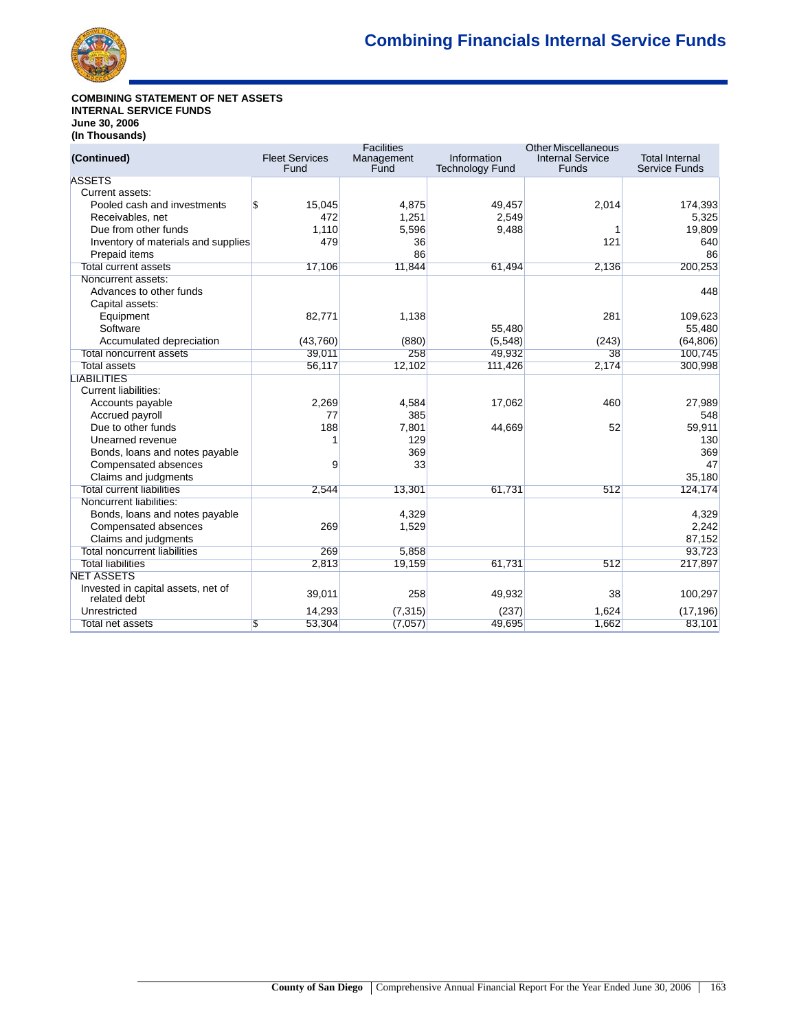**COMBINING STATEMENT OF NET ASSETS**
**INTERNAL SERVICE FUNDS**
**June 30, 2006**
**(In Thousands)**

| (Continued) | Fleet Services Fund | Facilities Management Fund | Information Technology Fund | Other Miscellaneous Internal Service Funds | Total Internal Service Funds |
|---|---|---|---|---|---|
| ASSETS | | | | | |
| Current assets: | | | | | |
| Pooled cash and investments | $ 15,045 | 4,875 | 49,457 | 2,014 | 174,393 |
| Receivables, net | 472 | 1,251 | 2,549 | | 5,325 |
| Due from other funds | 1,110 | 5,596 | 9,488 | 1 | 19,809 |
| Inventory of materials and supplies | 479 | 36 | | 121 | 640 |
| Prepaid items | | 86 | | | 86 |
| Total current assets | 17,106 | 11,844 | 61,494 | 2,136 | 200,253 |
| Noncurrent assets: | | | | | |
| Advances to other funds | | | | | 448 |
| Capital assets: | | | | | |
| Equipment | 82,771 | 1,138 | | 281 | 109,623 |
| Software | | | 55,480 | | 55,480 |
| Accumulated depreciation | (43,760) | (880) | (5,548) | (243) | (64,806) |
| Total noncurrent assets | 39,011 | 258 | 49,932 | 38 | 100,745 |
| Total assets | 56,117 | 12,102 | 111,426 | 2,174 | 300,998 |
| LIABILITIES | | | | | |
| Current liabilities: | | | | | |
| Accounts payable | 2,269 | 4,584 | 17,062 | 460 | 27,989 |
| Accrued payroll | 77 | 385 | | | 548 |
| Due to other funds | 188 | 7,801 | 44,669 | 52 | 59,911 |
| Unearned revenue | 1 | 129 | | | 130 |
| Bonds, loans and notes payable | | 369 | | | 369 |
| Compensated absences | 9 | 33 | | | 47 |
| Claims and judgments | | | | | 35,180 |
| Total current liabilities | 2,544 | 13,301 | 61,731 | 512 | 124,174 |
| Noncurrent liabilities: | | | | | |
| Bonds, loans and notes payable | | 4,329 | | | 4,329 |
| Compensated absences | 269 | 1,529 | | | 2,242 |
| Claims and judgments | | | | | 87,152 |
| Total noncurrent liabilities | 269 | 5,858 | | | 93,723 |
| Total liabilities | 2,813 | 19,159 | 61,731 | 512 | 217,897 |
| NET ASSETS | | | | | |
| Invested in capital assets, net of related debt | 39,011 | 258 | 49,932 | 38 | 100,297 |
| Unrestricted | 14,293 | (7,315) | (237) | 1,624 | (17,196) |
| Total net assets | $ 53,304 | (7,057) | 49,695 | 1,662 | 83,101 |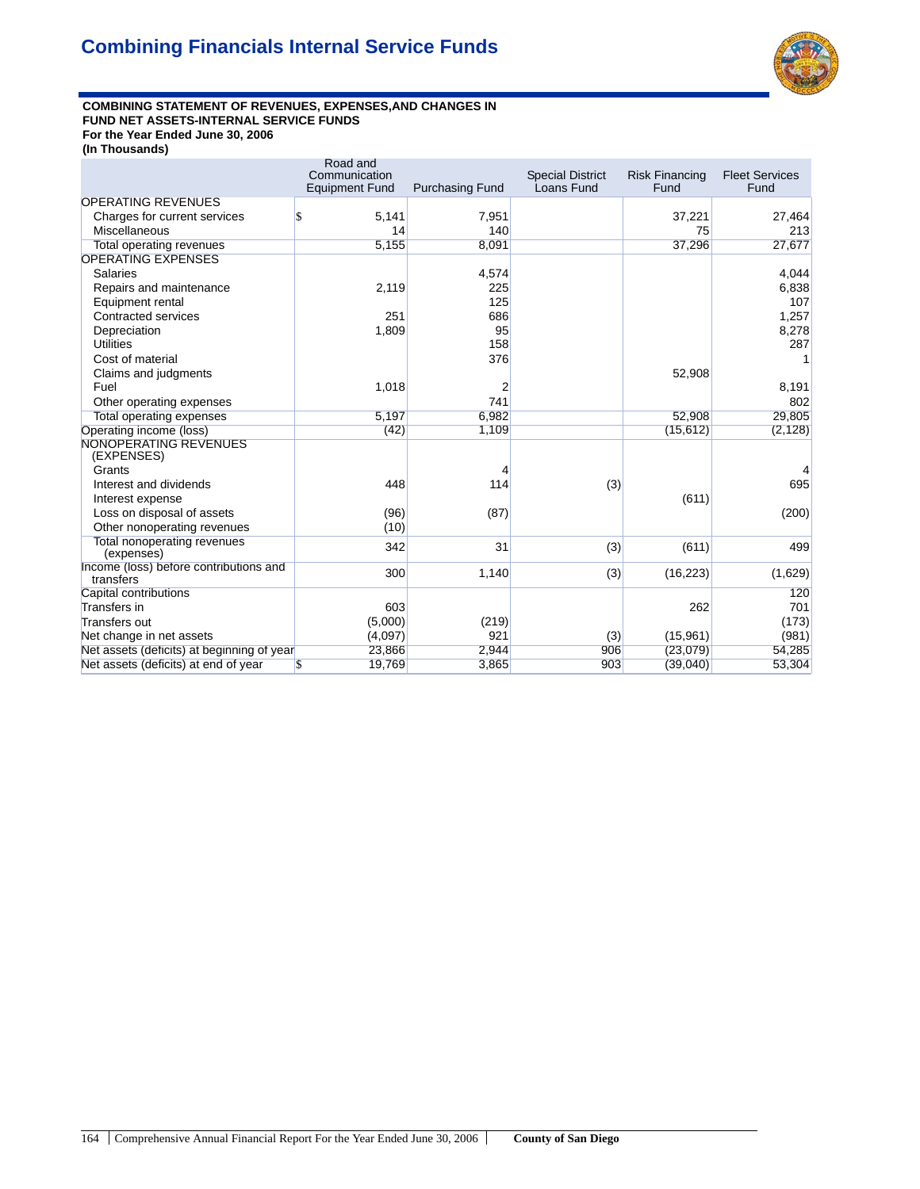# Combining Financials Internal Service Funds

**COMBINING STATEMENT OF REVENUES, EXPENSES,AND CHANGES IN FUND NET ASSETS-INTERNAL SERVICE FUNDS**
**For the Year Ended June 30, 2006**
**(In Thousands)**

| | Road and Communication Equipment Fund | Purchasing Fund | Special District Loans Fund | Risk Financing Fund | Fleet Services Fund |
|---|---|---|---|---|---|
| OPERATING REVENUES | | | | | |
| Charges for current services | $ 5,141 | 7,951 | | 37,221 | 27,464 |
| Miscellaneous | 14 | 140 | | 75 | 213 |
| Total operating revenues | 5,155 | 8,091 | | 37,296 | 27,677 |
| OPERATING EXPENSES | | | | | |
| Salaries | | 4,574 | | | 4,044 |
| Repairs and maintenance | 2,119 | 225 | | | 6,838 |
| Equipment rental | | 125 | | | 107 |
| Contracted services | 251 | 686 | | | 1,257 |
| Depreciation | 1,809 | 95 | | | 8,278 |
| Utilities | | 158 | | | 287 |
| Cost of material | | 376 | | | 1 |
| Claims and judgments | | | | 52,908 | |
| Fuel | 1,018 | 2 | | | 8,191 |
| Other operating expenses | | 741 | | | 802 |
| Total operating expenses | 5,197 | 6,982 | | 52,908 | 29,805 |
| Operating income (loss) | (42) | 1,109 | | (15,612) | (2,128) |
| NONOPERATING REVENUES (EXPENSES) | | | | | |
| Grants | | 4 | | | 4 |
| Interest and dividends | 448 | 114 | (3) | | 695 |
| Interest expense | | | | (611) | |
| Loss on disposal of assets | (96) | (87) | | | (200) |
| Other nonoperating revenues | (10) | | | | |
| Total nonoperating revenues (expenses) | 342 | 31 | (3) | (611) | 499 |
| Income (loss) before contributions and transfers | 300 | 1,140 | (3) | (16,223) | (1,629) |
| Capital contributions | | | | | 120 |
| Transfers in | 603 | | | 262 | 701 |
| Transfers out | (5,000) | (219) | | | (173) |
| Net change in net assets | (4,097) | 921 | (3) | (15,961) | (981) |
| Net assets (deficits) at beginning of year | 23,866 | 2,944 | 906 | (23,079) | 54,285 |
| Net assets (deficits) at end of year | $ 19,769 | 3,865 | 903 | (39,040) | 53,304 |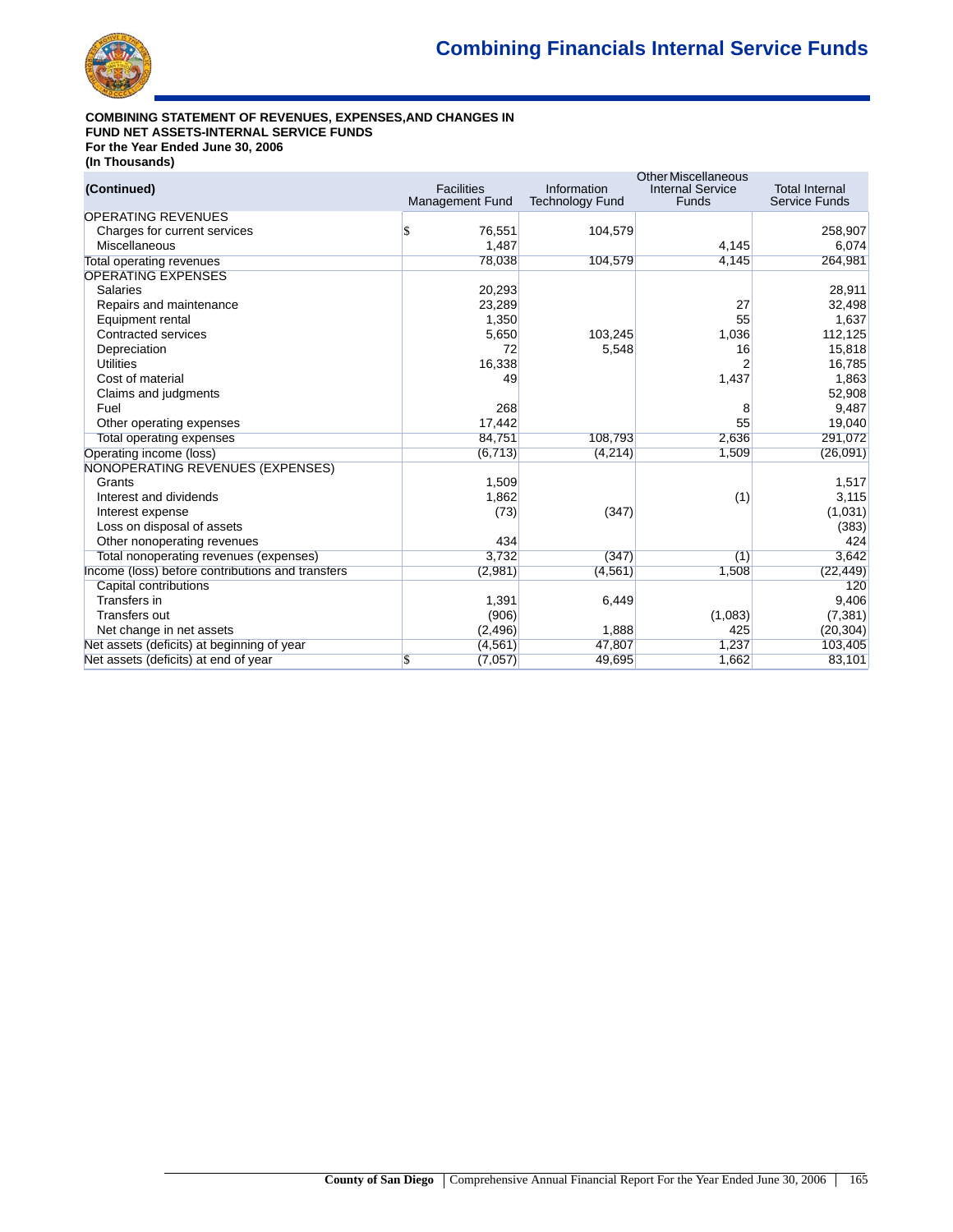# Combining Financials Internal Service Funds

**COMBINING STATEMENT OF REVENUES, EXPENSES,AND CHANGES IN FUND NET ASSETS-INTERNAL SERVICE FUNDS**
**For the Year Ended June 30, 2006**
**(In Thousands)**

| (Continued) | Facilities Management Fund | Information Technology Fund | Other Miscellaneous Internal Service Funds | Total Internal Service Funds |
|---|---|---|---|---|
| OPERATING REVENUES | | | | |
| Charges for current services | $ 76,551 | 104,579 | | 258,907 |
| Miscellaneous | 1,487 | | 4,145 | 6,074 |
| Total operating revenues | 78,038 | 104,579 | 4,145 | 264,981 |
| OPERATING EXPENSES | | | | |
| Salaries | 20,293 | | | 28,911 |
| Repairs and maintenance | 23,289 | | 27 | 32,498 |
| Equipment rental | 1,350 | | 55 | 1,637 |
| Contracted services | 5,650 | 103,245 | 1,036 | 112,125 |
| Depreciation | 72 | 5,548 | 16 | 15,818 |
| Utilities | 16,338 | | 2 | 16,785 |
| Cost of material | 49 | | 1,437 | 1,863 |
| Claims and judgments | | | | 52,908 |
| Fuel | 268 | | 8 | 9,487 |
| Other operating expenses | 17,442 | | 55 | 19,040 |
| Total operating expenses | 84,751 | 108,793 | 2,636 | 291,072 |
| Operating income (loss) | (6,713) | (4,214) | 1,509 | (26,091) |
| NONOPERATING REVENUES (EXPENSES) | | | | |
| Grants | 1,509 | | | 1,517 |
| Interest and dividends | 1,862 | | (1) | 3,115 |
| Interest expense | (73) | (347) | | (1,031) |
| Loss on disposal of assets | | | | (383) |
| Other nonoperating revenues | 434 | | | 424 |
| Total nonoperating revenues (expenses) | 3,732 | (347) | (1) | 3,642 |
| Income (loss) before contributions and transfers | (2,981) | (4,561) | 1,508 | (22,449) |
| Capital contributions | | | | 120 |
| Transfers in | 1,391 | 6,449 | | 9,406 |
| Transfers out | (906) | | (1,083) | (7,381) |
| Net change in net assets | (2,496) | 1,888 | 425 | (20,304) |
| Net assets (deficits) at beginning of year | (4,561) | 47,807 | 1,237 | 103,405 |
| Net assets (deficits) at end of year | $ (7,057) | 49,695 | 1,662 | 83,101 |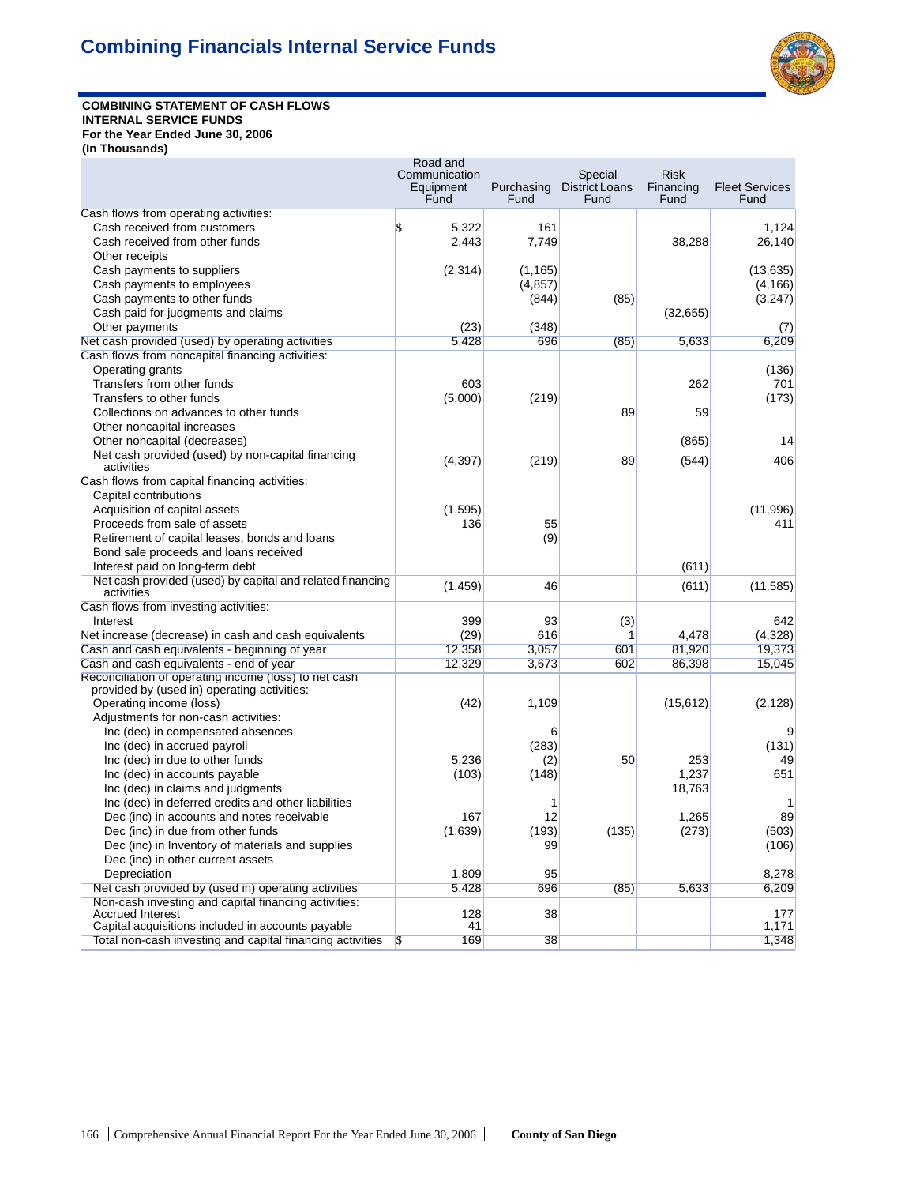# Combining Financials Internal Service Funds

**COMBINING STATEMENT OF CASH FLOWS**
**INTERNAL SERVICE FUNDS**
**For the Year Ended June 30, 2006**
**(In Thousands)**

| | Road and Communication Equipment Fund | Purchasing Fund | Special District Loans Fund | Risk Financing Fund | Fleet Services Fund |
|---|---|---|---|---|---|
| Cash flows from operating activities: | | | | | |
| Cash received from customers | $ 5,322 | 161 | | | 1,124 |
| Cash received from other funds | 2,443 | 7,749 | | 38,288 | 26,140 |
| Other receipts | | | | | |
| Cash payments to suppliers | (2,314) | (1,165) | | | (13,635) |
| Cash payments to employees | | (4,857) | | | (4,166) |
| Cash payments to other funds | | (844) | (85) | | (3,247) |
| Cash paid for judgments and claims | | | | (32,655) | |
| Other payments | (23) | (348) | | | (7) |
| Net cash provided (used) by operating activities | 5,428 | 696 | (85) | 5,633 | 6,209 |
| Cash flows from noncapital financing activities: | | | | | |
| Operating grants | | | | | (136) |
| Transfers from other funds | 603 | | | 262 | 701 |
| Transfers to other funds | (5,000) | (219) | | | (173) |
| Collections on advances to other funds | | | 89 | 59 | |
| Other noncapital increases | | | | | |
| Other noncapital (decreases) | | | | (865) | 14 |
| Net cash provided (used) by non-capital financing activities | (4,397) | (219) | 89 | (544) | 406 |
| Cash flows from capital financing activities: | | | | | |
| Capital contributions | | | | | |
| Acquisition of capital assets | (1,595) | | | | (11,996) |
| Proceeds from sale of assets | 136 | 55 | | | 411 |
| Retirement of capital leases, bonds and loans | | (9) | | | |
| Bond sale proceeds and loans received | | | | | |
| Interest paid on long-term debt | | | | (611) | |
| Net cash provided (used) by capital and related financing activities | (1,459) | 46 | | (611) | (11,585) |
| Cash flows from investing activities: | | | | | |
| Interest | 399 | 93 | (3) | | 642 |
| Net increase (decrease) in cash and cash equivalents | (29) | 616 | 1 | 4,478 | (4,328) |
| Cash and cash equivalents - beginning of year | 12,358 | 3,057 | 601 | 81,920 | 19,373 |
| Cash and cash equivalents - end of year | 12,329 | 3,673 | 602 | 86,398 | 15,045 |
| Reconciliation of operating income (loss) to net cash provided by (used in) operating activities: | | | | | |
| Operating income (loss) | (42) | 1,109 | | (15,612) | (2,128) |
| Adjustments for non-cash activities: | | | | | |
| Inc (dec) in compensated absences | | 6 | | | 9 |
| Inc (dec) in accrued payroll | | (283) | | | (131) |
| Inc (dec) in due to other funds | 5,236 | (2) | 50 | 253 | 49 |
| Inc (dec) in accounts payable | (103) | (148) | | 1,237 | 651 |
| Inc (dec) in claims and judgments | | | | 18,763 | |
| Inc (dec) in deferred credits and other liabilities | | 1 | | | 1 |
| Dec (inc) in accounts and notes receivable | 167 | 12 | | 1,265 | 89 |
| Dec (inc) in due from other funds | (1,639) | (193) | (135) | (273) | (503) |
| Dec (inc) in Inventory of materials and supplies | | 99 | | | (106) |
| Dec (inc) in other current assets | | | | | |
| Depreciation | 1,809 | 95 | | | 8,278 |
| Net cash provided by (used in) operating activities | 5,428 | 696 | (85) | 5,633 | 6,209 |
| Non-cash investing and capital financing activities: | | | | | |
| Accrued Interest | 128 | 38 | | | 177 |
| Capital acquisitions included in accounts payable | 41 | | | | 1,171 |
| Total non-cash investing and capital financing activities | $ 169 | 38 | | | 1,348 |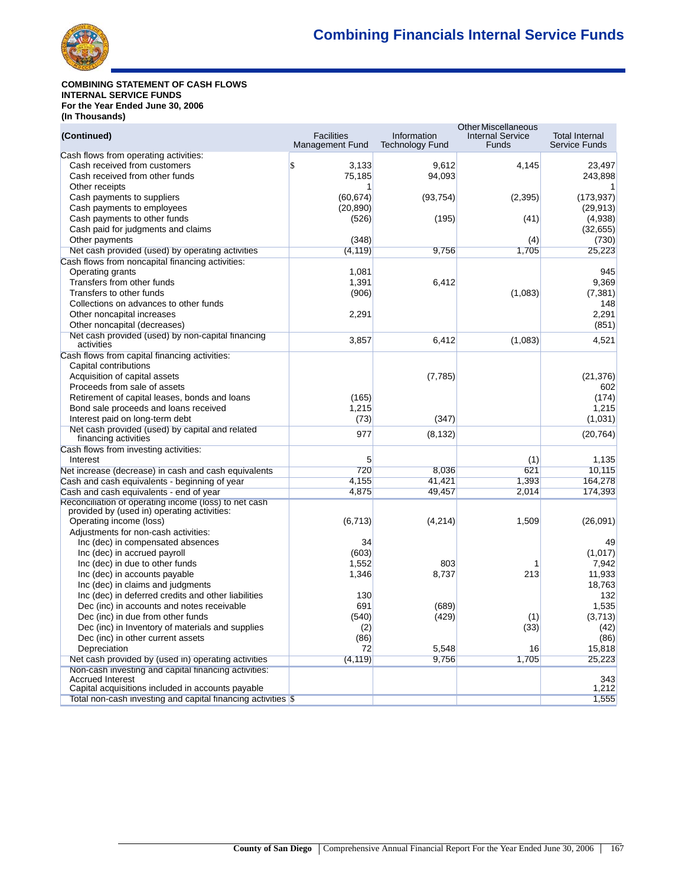# Combining Financials Internal Service Funds

**COMBINING STATEMENT OF CASH FLOWS**
**INTERNAL SERVICE FUNDS**
**For the Year Ended June 30, 2006**
**(In Thousands)**

| (Continued) | Facilities Management Fund | Information Technology Fund | Other Miscellaneous Internal Service Funds | Total Internal Service Funds |
|---|---|---|---|---|
| Cash flows from operating activities: | | | | |
| Cash received from customers | $ 3,133 | 9,612 | 4,145 | 23,497 |
| Cash received from other funds | 75,185 | 94,093 | | 243,898 |
| Other receipts | 1 | | | 1 |
| Cash payments to suppliers | (60,674) | (93,754) | (2,395) | (173,937) |
| Cash payments to employees | (20,890) | | | (29,913) |
| Cash payments to other funds | (526) | (195) | (41) | (4,938) |
| Cash paid for judgments and claims | | | | (32,655) |
| Other payments | (348) | | (4) | (730) |
| Net cash provided (used) by operating activities | (4,119) | 9,756 | 1,705 | 25,223 |
| Cash flows from noncapital financing activities: | | | | |
| Operating grants | 1,081 | | | 945 |
| Transfers from other funds | 1,391 | 6,412 | | 9,369 |
| Transfers to other funds | (906) | | (1,083) | (7,381) |
| Collections on advances to other funds | | | | 148 |
| Other noncapital increases | 2,291 | | | 2,291 |
| Other noncapital (decreases) | | | | (851) |
| Net cash provided (used) by non-capital financing activities | 3,857 | 6,412 | (1,083) | 4,521 |
| Cash flows from capital financing activities: | | | | |
| Capital contributions | | | | |
| Acquisition of capital assets | | (7,785) | | (21,376) |
| Proceeds from sale of assets | | | | 602 |
| Retirement of capital leases, bonds and loans | (165) | | | (174) |
| Bond sale proceeds and loans received | 1,215 | | | 1,215 |
| Interest paid on long-term debt | (73) | (347) | | (1,031) |
| Net cash provided (used) by capital and related financing activities | 977 | (8,132) | | (20,764) |
| Cash flows from investing activities: | | | | |
| Interest | 5 | | (1) | 1,135 |
| Net increase (decrease) in cash and cash equivalents | 720 | 8,036 | 621 | 10,115 |
| Cash and cash equivalents - beginning of year | 4,155 | 41,421 | 1,393 | 164,278 |
| Cash and cash equivalents - end of year | 4,875 | 49,457 | 2,014 | 174,393 |
| Reconciliation of operating income (loss) to net cash provided by (used in) operating activities: | | | | |
| Operating income (loss) | (6,713) | (4,214) | 1,509 | (26,091) |
| Adjustments for non-cash activities: | | | | |
| Inc (dec) in compensated absences | 34 | | | 49 |
| Inc (dec) in accrued payroll | (603) | | | (1,017) |
| Inc (dec) in due to other funds | 1,552 | 803 | 1 | 7,942 |
| Inc (dec) in accounts payable | 1,346 | 8,737 | 213 | 11,933 |
| Inc (dec) in claims and judgments | | | | 18,763 |
| Inc (dec) in deferred credits and other liabilities | 130 | | | 132 |
| Dec (inc) in accounts and notes receivable | 691 | (689) | | 1,535 |
| Dec (inc) in due from other funds | (540) | (429) | (1) | (3,713) |
| Dec (inc) in Inventory of materials and supplies | (2) | | (33) | (42) |
| Dec (inc) in other current assets | (86) | | | (86) |
| Depreciation | 72 | 5,548 | 16 | 15,818 |
| Net cash provided by (used in) operating activities | (4,119) | 9,756 | 1,705 | 25,223 |
| Non-cash investing and capital financing activities: | | | | |
| Accrued Interest | | | | 343 |
| Capital acquisitions included in accounts payable | | | | 1,212 |
| Total non-cash investing and capital financing activities | $ | | | 1,555 |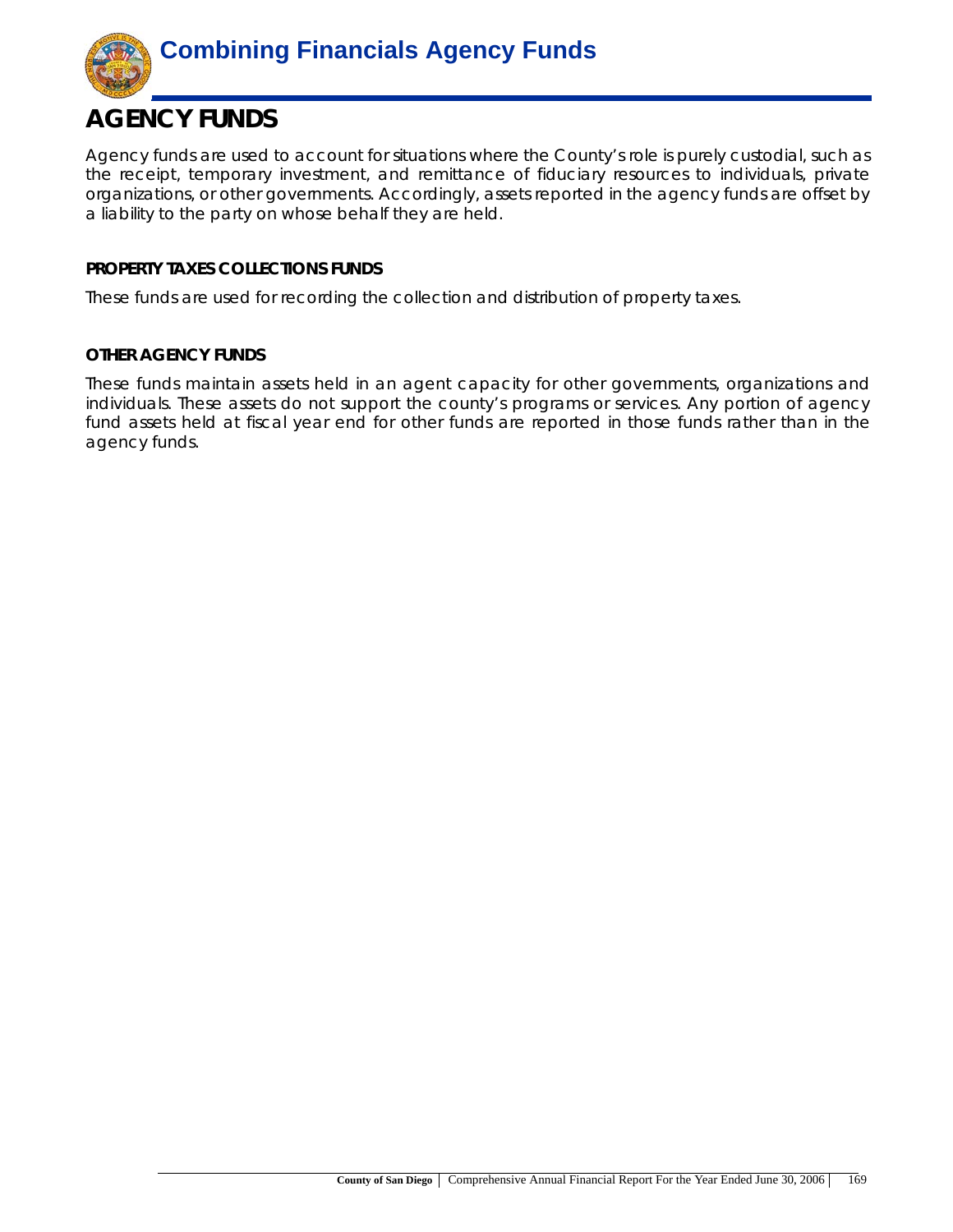# AGENCY FUNDS

Agency funds are used to account for situations where the County's role is purely custodial, such as the receipt, temporary investment, and remittance of fiduciary resources to individuals, private organizations, or other governments. Accordingly, assets reported in the agency funds are offset by a liability to the party on whose behalf they are held.

### PROPERTY TAXES COLLECTIONS FUNDS

These funds are used for recording the collection and distribution of property taxes.

### OTHER AGENCY FUNDS

These funds maintain assets held in an agent capacity for other governments, organizations and individuals. These assets do not support the county's programs or services. Any portion of agency fund assets held at fiscal year end for other funds are reported in those funds rather than in the agency funds.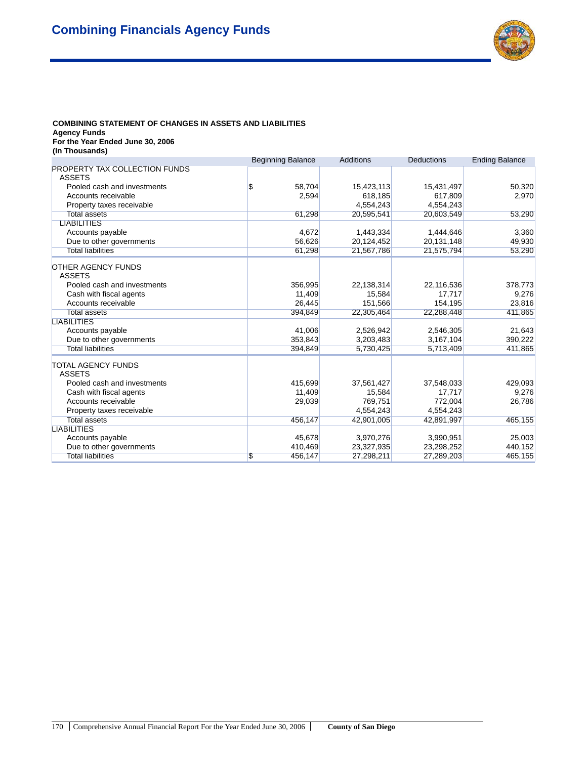# Combining Financials Agency Funds

**COMBINING STATEMENT OF CHANGES IN ASSETS AND LIABILITIES**
**Agency Funds**
**For the Year Ended June 30, 2006**
**(In Thousands)**

| | Beginning Balance | Additions | Deductions | Ending Balance |
|---|---|---|---|---|
| PROPERTY TAX COLLECTION FUNDS | | | | |
| ASSETS | | | | |
| Pooled cash and investments | $ 58,704 | 15,423,113 | 15,431,497 | 50,320 |
| Accounts receivable | 2,594 | 618,185 | 617,809 | 2,970 |
| Property taxes receivable | | 4,554,243 | 4,554,243 | |
| Total assets | 61,298 | 20,595,541 | 20,603,549 | 53,290 |
| LIABILITIES | | | | |
| Accounts payable | 4,672 | 1,443,334 | 1,444,646 | 3,360 |
| Due to other governments | 56,626 | 20,124,452 | 20,131,148 | 49,930 |
| Total liabilities | 61,298 | 21,567,786 | 21,575,794 | 53,290 |
| OTHER AGENCY FUNDS | | | | |
| ASSETS | | | | |
| Pooled cash and investments | 356,995 | 22,138,314 | 22,116,536 | 378,773 |
| Cash with fiscal agents | 11,409 | 15,584 | 17,717 | 9,276 |
| Accounts receivable | 26,445 | 151,566 | 154,195 | 23,816 |
| Total assets | 394,849 | 22,305,464 | 22,288,448 | 411,865 |
| LIABILITIES | | | | |
| Accounts payable | 41,006 | 2,526,942 | 2,546,305 | 21,643 |
| Due to other governments | 353,843 | 3,203,483 | 3,167,104 | 390,222 |
| Total liabilities | 394,849 | 5,730,425 | 5,713,409 | 411,865 |
| TOTAL AGENCY FUNDS | | | | |
| ASSETS | | | | |
| Pooled cash and investments | 415,699 | 37,561,427 | 37,548,033 | 429,093 |
| Cash with fiscal agents | 11,409 | 15,584 | 17,717 | 9,276 |
| Accounts receivable | 29,039 | 769,751 | 772,004 | 26,786 |
| Property taxes receivable | | 4,554,243 | 4,554,243 | |
| Total assets | 456,147 | 42,901,005 | 42,891,997 | 465,155 |
| LIABILITIES | | | | |
| Accounts payable | 45,678 | 3,970,276 | 3,990,951 | 25,003 |
| Due to other governments | 410,469 | 23,327,935 | 23,298,252 | 440,152 |
| Total liabilities | $ 456,147 | 27,298,211 | 27,289,203 | 465,155 |